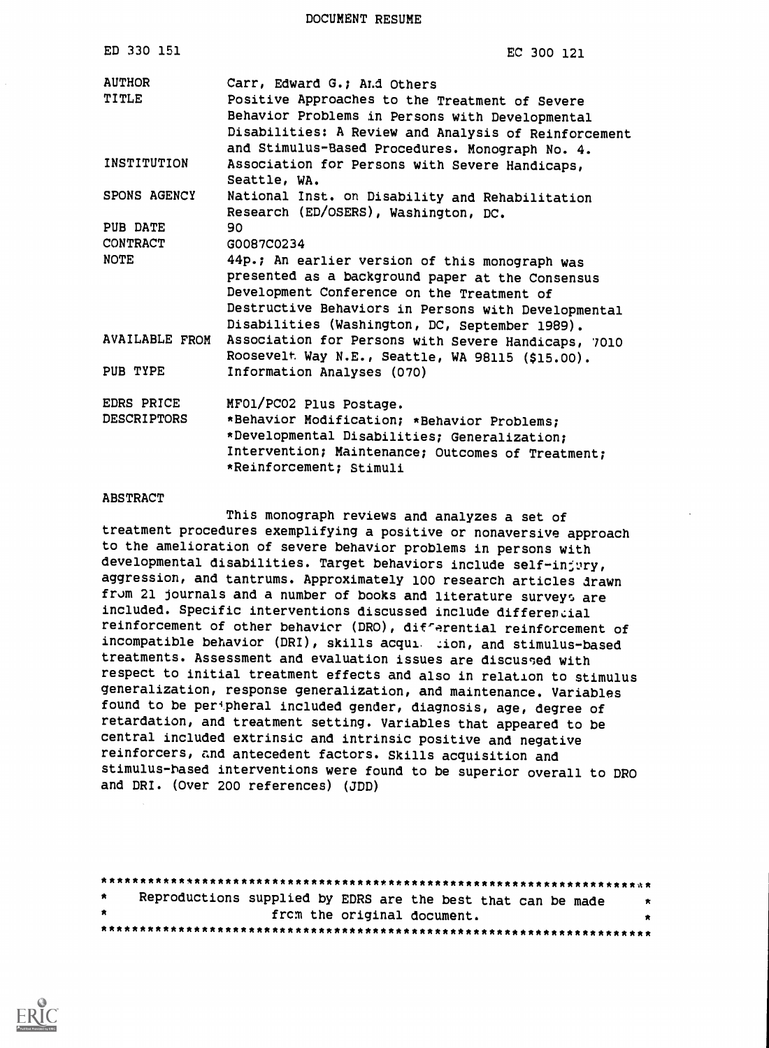# DOCUMENT RESUME

| | |
|---|---|
| ED 330 151 | EC 300 121 |
| AUTHOR | Carr, Edward G.; And Others |
| TITLE | Positive Approaches to the Treatment of Severe Behavior Problems in Persons with Developmental Disabilities: A Review and Analysis of Reinforcement and Stimulus-Based Procedures. Monograph No. 4. |
| INSTITUTION | Association for Persons with Severe Handicaps, Seattle, WA. |
| SPONS AGENCY | National Inst. on Disability and Rehabilitation Research (ED/OSERS), Washington, DC. |
| PUB DATE | 90 |
| CONTRACT | G0087C0234 |
| NOTE | 44p.; An earlier version of this monograph was presented as a background paper at the Consensus Development Conference on the Treatment of Destructive Behaviors in Persons with Developmental Disabilities (Washington, DC, September 1989). |
| AVAILABLE FROM | Association for Persons with Severe Handicaps, 7010 Roosevelt Way N.E., Seattle, WA 98115 ($15.00). |
| PUB TYPE | Information Analyses (070) |
| EDRS PRICE | MF01/PC02 Plus Postage. |
| DESCRIPTORS | *Behavior Modification; *Behavior Problems; *Developmental Disabilities; Generalization; Intervention; Maintenance; Outcomes of Treatment; *Reinforcement; Stimuli |

## ABSTRACT

This monograph reviews and analyzes a set of treatment procedures exemplifying a positive or nonaversive approach to the amelioration of severe behavior problems in persons with developmental disabilities. Target behaviors include self-injury, aggression, and tantrums. Approximately 100 research articles drawn from 21 journals and a number of books and literature surveys are included. Specific interventions discussed include differential reinforcement of other behavior (DRO), differential reinforcement of incompatible behavior (DRI), skills acquisition, and stimulus-based treatments. Assessment and evaluation issues are discussed with respect to initial treatment effects and also in relation to stimulus generalization, response generalization, and maintenance. Variables found to be peripheral included gender, diagnosis, age, degree of retardation, and treatment setting. Variables that appeared to be central included extrinsic and intrinsic positive and negative reinforcers, and antecedent factors. Skills acquisition and stimulus-based interventions were found to be superior overall to DRO and DRI. (Over 200 references) (JDD)

***********************************************************************
* Reproductions supplied by EDRS are the best that can be made *
* from the original document. *
***********************************************************************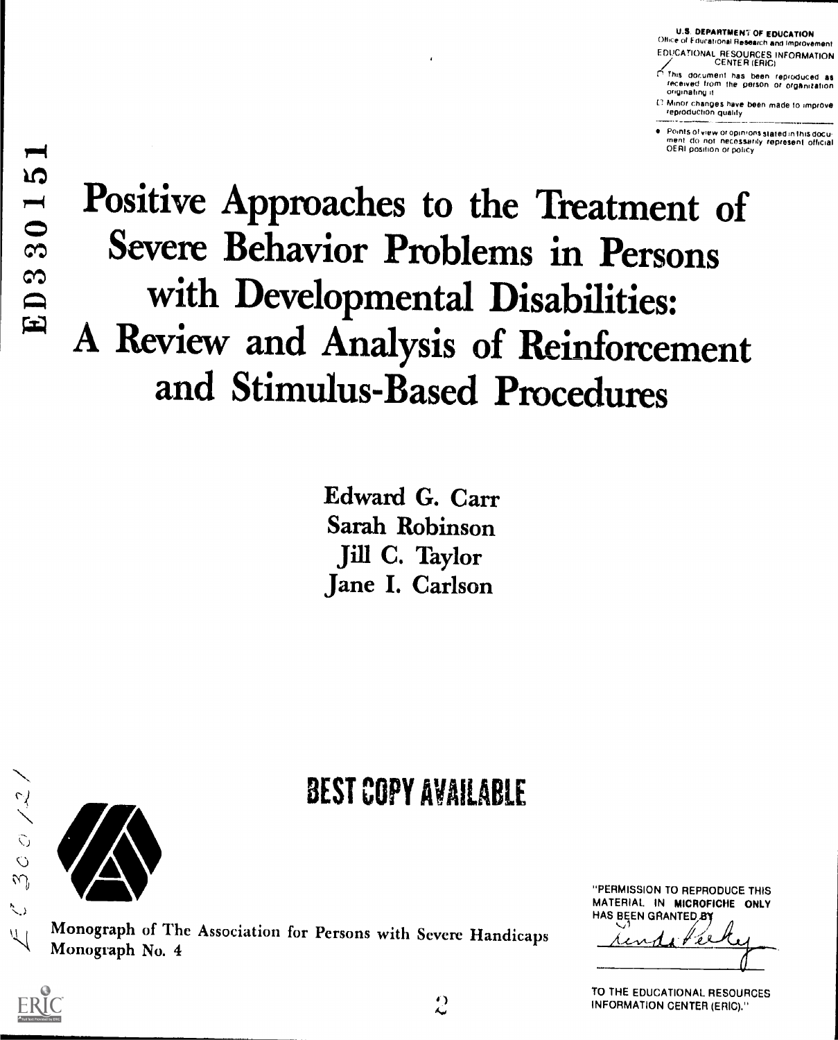U.S. DEPARTMENT OF EDUCATION
Office of Educational Research and Improvement
EDUCATIONAL RESOURCES INFORMATION CENTER (ERIC)

This document has been reproduced as received from the person or organization originating it

Minor changes have been made to improve reproduction quality

Points of view or opinions stated in this document do not necessarily represent official OERI position or policy

ED330151

# Positive Approaches to the Treatment of Severe Behavior Problems in Persons with Developmental Disabilities: A Review and Analysis of Reinforcement and Stimulus-Based Procedures

Edward G. Carr
Sarah Robinson
Jill C. Taylor
Jane I. Carlson

BEST COPY AVAILABLE

Monograph of The Association for Persons with Severe Handicaps
Monograph No. 4

"PERMISSION TO REPRODUCE THIS MATERIAL IN MICROFICHE ONLY HAS BEEN GRANTED BY

TO THE EDUCATIONAL RESOURCES INFORMATION CENTER (ERIC)."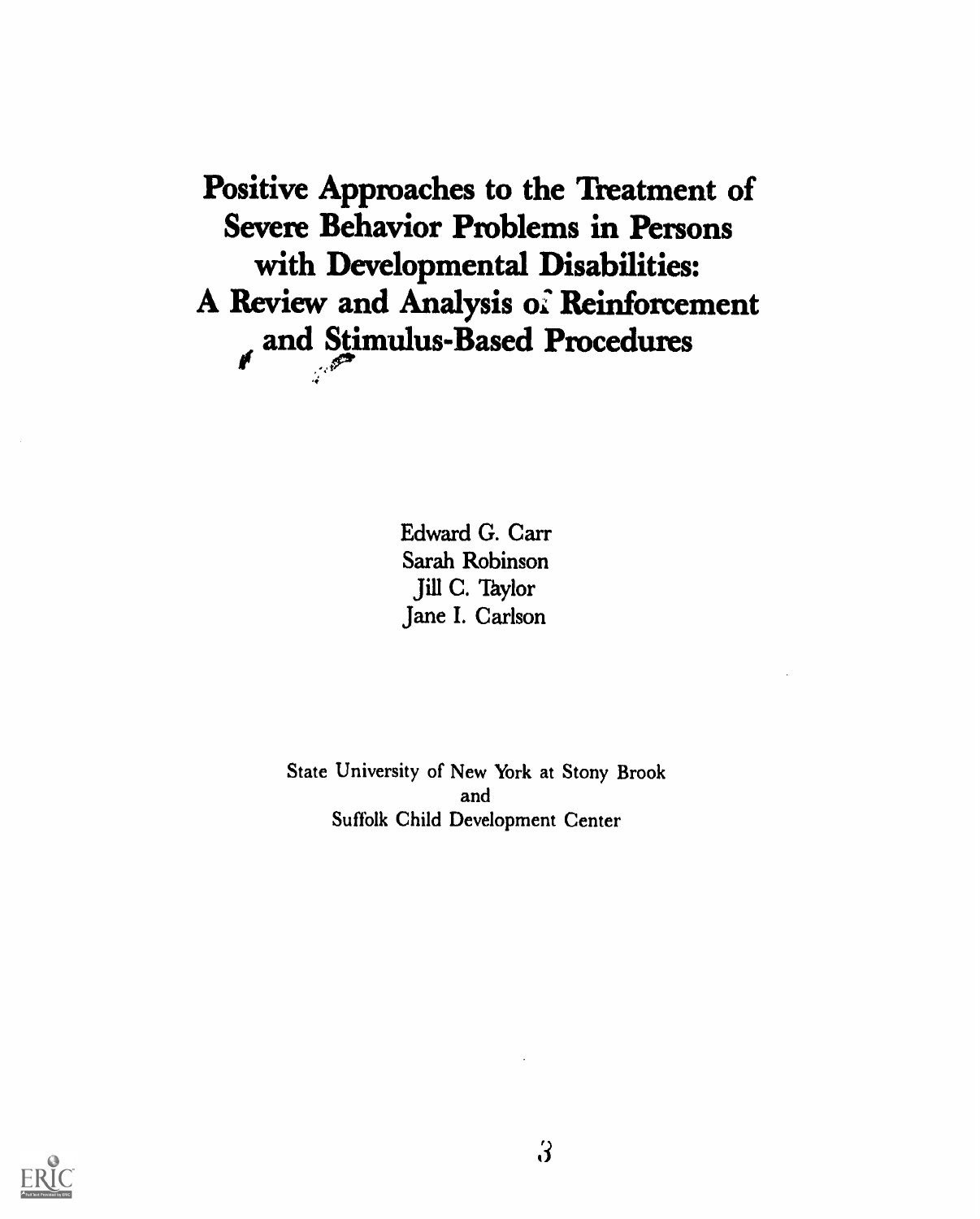# Positive Approaches to the Treatment of Severe Behavior Problems in Persons with Developmental Disabilities: A Review and Analysis of Reinforcement and Stimulus-Based Procedures

Edward G. Carr
Sarah Robinson
Jill C. Taylor
Jane I. Carlson

State University of New York at Stony Brook
and
Suffolk Child Development Center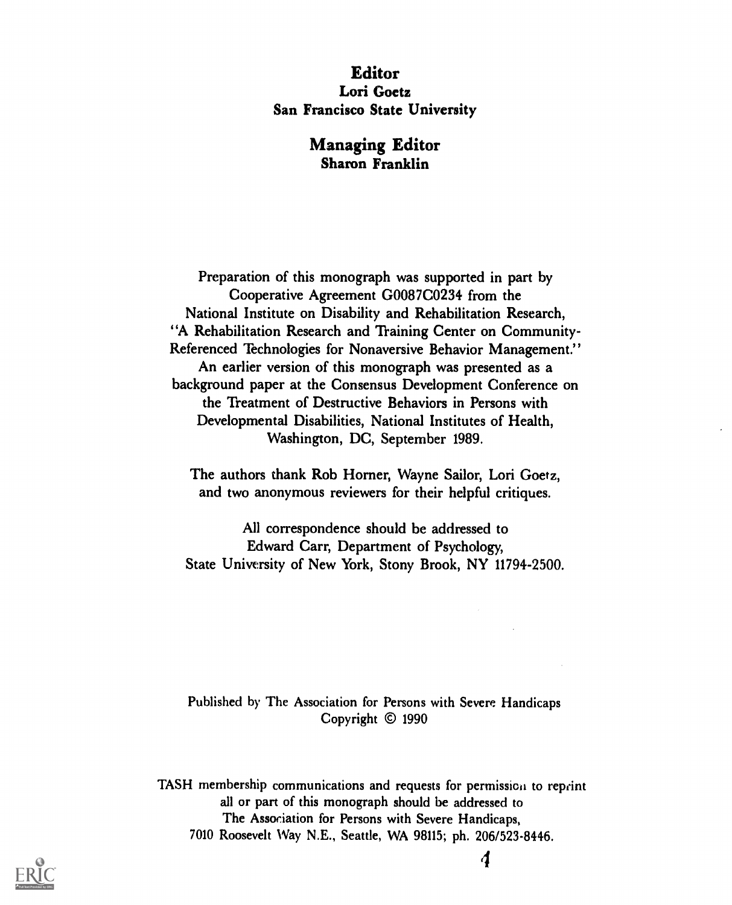**Editor**
**Lori Goetz**
**San Francisco State University**

**Managing Editor**
**Sharon Franklin**

Preparation of this monograph was supported in part by Cooperative Agreement G0087C0234 from the National Institute on Disability and Rehabilitation Research, "A Rehabilitation Research and Training Center on Community-Referenced Technologies for Nonaversive Behavior Management." An earlier version of this monograph was presented as a background paper at the Consensus Development Conference on the Treatment of Destructive Behaviors in Persons with Developmental Disabilities, National Institutes of Health, Washington, DC, September 1989.

The authors thank Rob Horner, Wayne Sailor, Lori Goetz, and two anonymous reviewers for their helpful critiques.

All correspondence should be addressed to Edward Carr, Department of Psychology, State University of New York, Stony Brook, NY 11794-2500.

Published by The Association for Persons with Severe Handicaps
Copyright © 1990

TASH membership communications and requests for permission to reprint all or part of this monograph should be addressed to The Association for Persons with Severe Handicaps, 7010 Roosevelt Way N.E., Seattle, WA 98115; ph. 206/523-8446.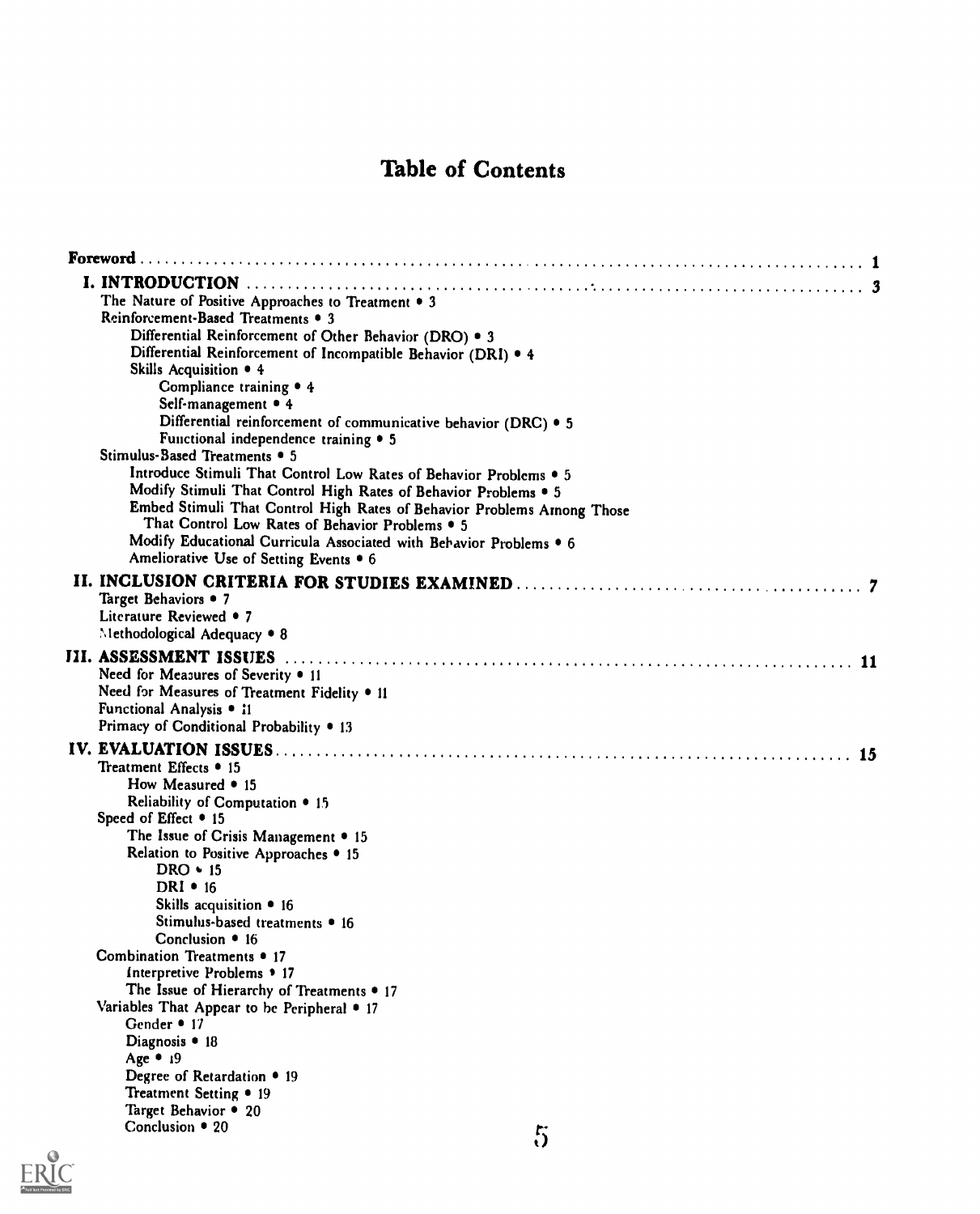# Table of Contents

**Foreword** . . . . . . . . 1

**I. INTRODUCTION** . . . . . . . . 3

- The Nature of Positive Approaches to Treatment • 3
- Reinforcement-Based Treatments • 3
  - Differential Reinforcement of Other Behavior (DRO) • 3
  - Differential Reinforcement of Incompatible Behavior (DRI) • 4
  - Skills Acquisition • 4
    - Compliance training • 4
    - Self-management • 4
    - Differential reinforcement of communicative behavior (DRC) • 5
    - Functional independence training • 5
- Stimulus-Based Treatments • 5
  - Introduce Stimuli That Control Low Rates of Behavior Problems • 5
  - Modify Stimuli That Control High Rates of Behavior Problems • 5
  - Embed Stimuli That Control High Rates of Behavior Problems Among Those That Control Low Rates of Behavior Problems • 5
  - Modify Educational Curricula Associated with Behavior Problems • 6
  - Ameliorative Use of Setting Events • 6

**II. INCLUSION CRITERIA FOR STUDIES EXAMINED** . . . . . . . . 7

- Target Behaviors • 7
- Literature Reviewed • 7
- Methodological Adequacy • 8

**III. ASSESSMENT ISSUES** . . . . . . . . 11

- Need for Measures of Severity • 11
- Need for Measures of Treatment Fidelity • 11
- Functional Analysis • 11
- Primacy of Conditional Probability • 13

**IV. EVALUATION ISSUES** . . . . . . . . 15

- Treatment Effects • 15
  - How Measured • 15
  - Reliability of Computation • 15
- Speed of Effect • 15
  - The Issue of Crisis Management • 15
  - Relation to Positive Approaches • 15
    - DRO • 15
    - DRI • 16
    - Skills acquisition • 16
    - Stimulus-based treatments • 16
    - Conclusion • 16
- Combination Treatments • 17
  - Interpretive Problems • 17
  - The Issue of Hierarchy of Treatments • 17
- Variables That Appear to be Peripheral • 17
  - Gender • 17
  - Diagnosis • 18
  - Age • 19
  - Degree of Retardation • 19
  - Treatment Setting • 19
  - Target Behavior • 20
  - Conclusion • 20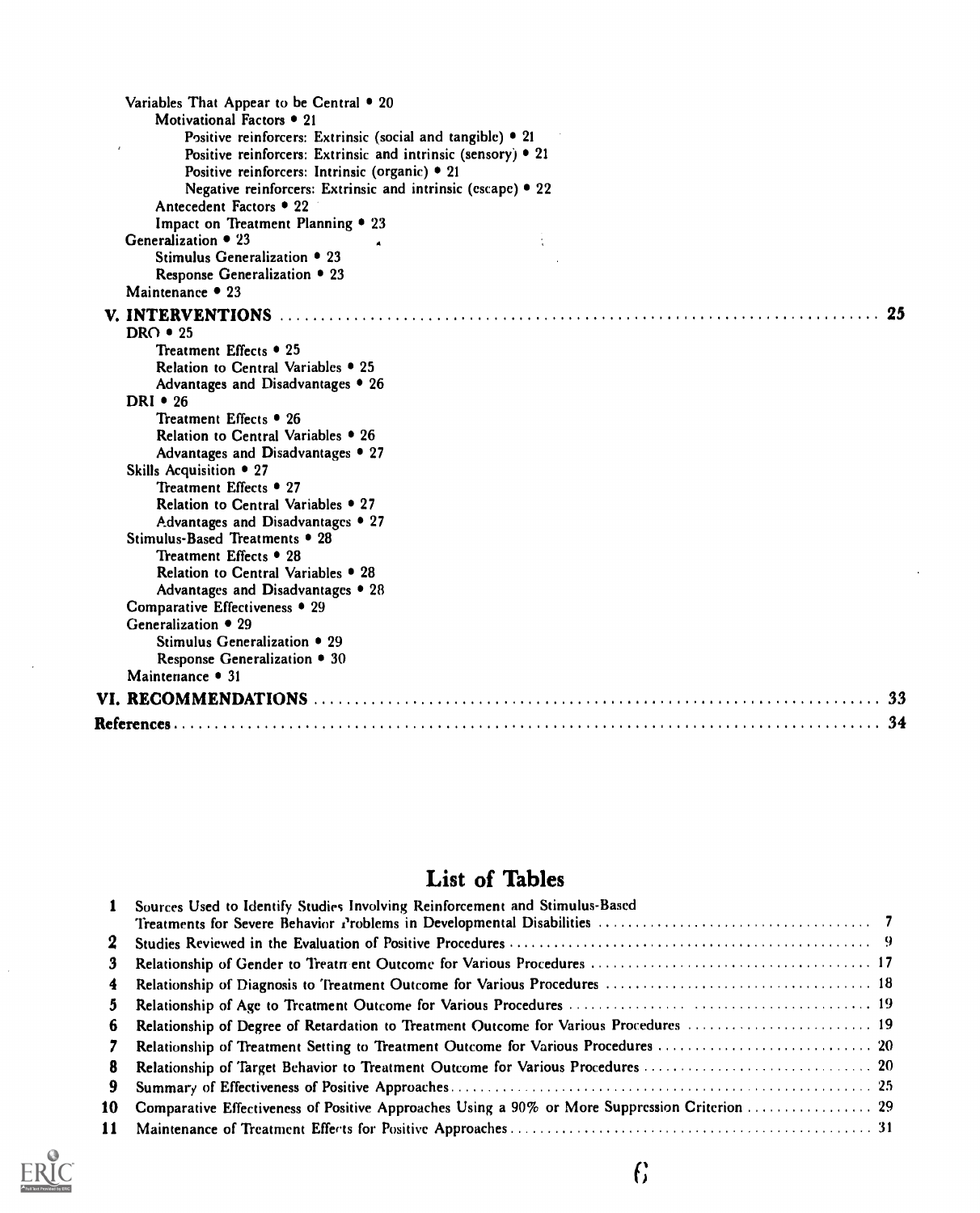Variables That Appear to be Central • 20
  - Motivational Factors • 21
    - Positive reinforcers: Extrinsic (social and tangible) • 21
    - Positive reinforcers: Extrinsic and intrinsic (sensory) • 21
    - Positive reinforcers: Intrinsic (organic) • 21
    - Negative reinforcers: Extrinsic and intrinsic (escape) • 22
  - Antecedent Factors • 22
  - Impact on Treatment Planning • 23

Generalization • 23
  - Stimulus Generalization • 23
  - Response Generalization • 23

Maintenance • 23

**V. INTERVENTIONS** ........................................ 25

DRO • 25
  - Treatment Effects • 25
  - Relation to Central Variables • 25
  - Advantages and Disadvantages • 26

DRI • 26
  - Treatment Effects • 26
  - Relation to Central Variables • 26
  - Advantages and Disadvantages • 27

Skills Acquisition • 27
  - Treatment Effects • 27
  - Relation to Central Variables • 27
  - Advantages and Disadvantages • 27

Stimulus-Based Treatments • 28
  - Treatment Effects • 28
  - Relation to Central Variables • 28
  - Advantages and Disadvantages • 28

Comparative Effectiveness • 29

Generalization • 29
  - Stimulus Generalization • 29
  - Response Generalization • 30

Maintenance • 31

**VI. RECOMMENDATIONS** ........................................ 33

**References** ........................................ 34

## List of Tables

| | | |
|---|---|---|
| 1 | Sources Used to Identify Studies Involving Reinforcement and Stimulus-Based Treatments for Severe Behavior Problems in Developmental Disabilities | 7 |
| 2 | Studies Reviewed in the Evaluation of Positive Procedures | 9 |
| 3 | Relationship of Gender to Treatment Outcome for Various Procedures | 17 |
| 4 | Relationship of Diagnosis to Treatment Outcome for Various Procedures | 18 |
| 5 | Relationship of Age to Treatment Outcome for Various Procedures | 19 |
| 6 | Relationship of Degree of Retardation to Treatment Outcome for Various Procedures | 19 |
| 7 | Relationship of Treatment Setting to Treatment Outcome for Various Procedures | 20 |
| 8 | Relationship of Target Behavior to Treatment Outcome for Various Procedures | 20 |
| 9 | Summary of Effectiveness of Positive Approaches | 25 |
| 10 | Comparative Effectiveness of Positive Approaches Using a 90% or More Suppression Criterion | 29 |
| 11 | Maintenance of Treatment Effects for Positive Approaches | 31 |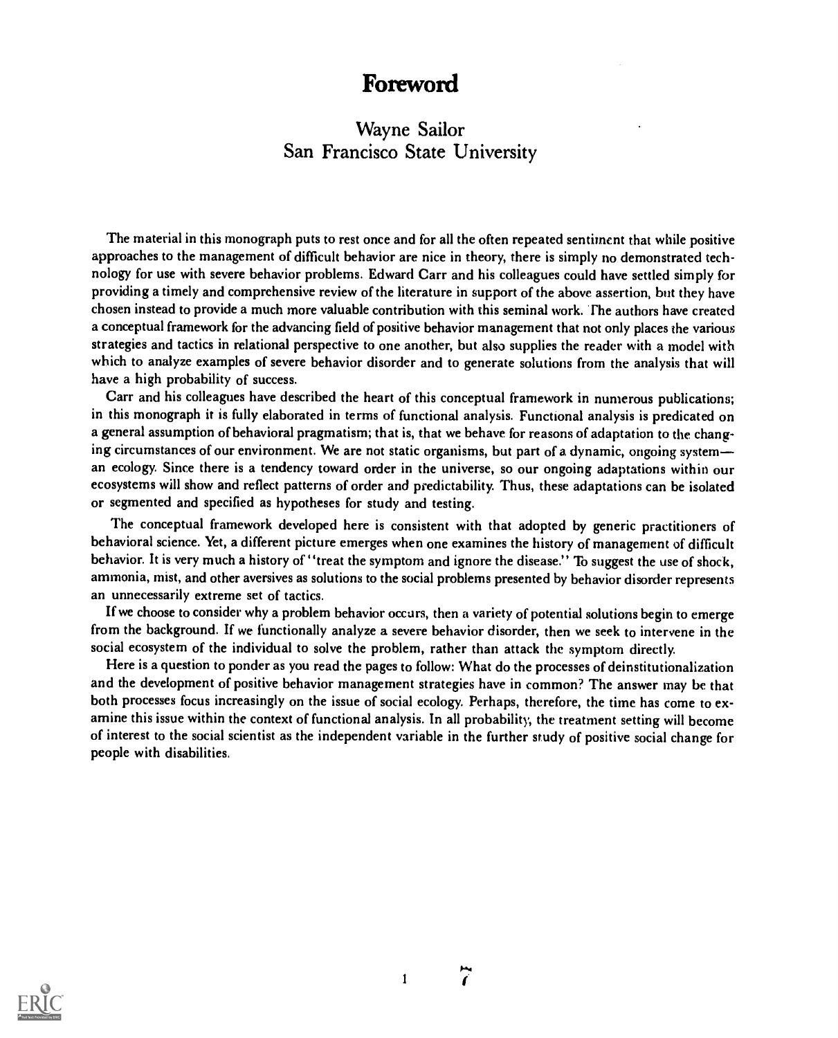# Foreword

### Wayne Sailor
### San Francisco State University

The material in this monograph puts to rest once and for all the often repeated sentiment that while positive approaches to the management of difficult behavior are nice in theory, there is simply no demonstrated technology for use with severe behavior problems. Edward Carr and his colleagues could have settled simply for providing a timely and comprehensive review of the literature in support of the above assertion, but they have chosen instead to provide a much more valuable contribution with this seminal work. The authors have created a conceptual framework for the advancing field of positive behavior management that not only places the various strategies and tactics in relational perspective to one another, but also supplies the reader with a model with which to analyze examples of severe behavior disorder and to generate solutions from the analysis that will have a high probability of success.

Carr and his colleagues have described the heart of this conceptual framework in numerous publications; in this monograph it is fully elaborated in terms of functional analysis. Functional analysis is predicated on a general assumption of behavioral pragmatism; that is, that we behave for reasons of adaptation to the changing circumstances of our environment. We are not static organisms, but part of a dynamic, ongoing system—an ecology. Since there is a tendency toward order in the universe, so our ongoing adaptations within our ecosystems will show and reflect patterns of order and predictability. Thus, these adaptations can be isolated or segmented and specified as hypotheses for study and testing.

The conceptual framework developed here is consistent with that adopted by generic practitioners of behavioral science. Yet, a different picture emerges when one examines the history of management of difficult behavior. It is very much a history of "treat the symptom and ignore the disease." To suggest the use of shock, ammonia, mist, and other aversives as solutions to the social problems presented by behavior disorder represents an unnecessarily extreme set of tactics.

If we choose to consider why a problem behavior occurs, then a variety of potential solutions begin to emerge from the background. If we functionally analyze a severe behavior disorder, then we seek to intervene in the social ecosystem of the individual to solve the problem, rather than attack the symptom directly.

Here is a question to ponder as you read the pages to follow: What do the processes of deinstitutionalization and the development of positive behavior management strategies have in common? The answer may be that both processes focus increasingly on the issue of social ecology. Perhaps, therefore, the time has come to examine this issue within the context of functional analysis. In all probability, the treatment setting will become of interest to the social scientist as the independent variable in the further study of positive social change for people with disabilities.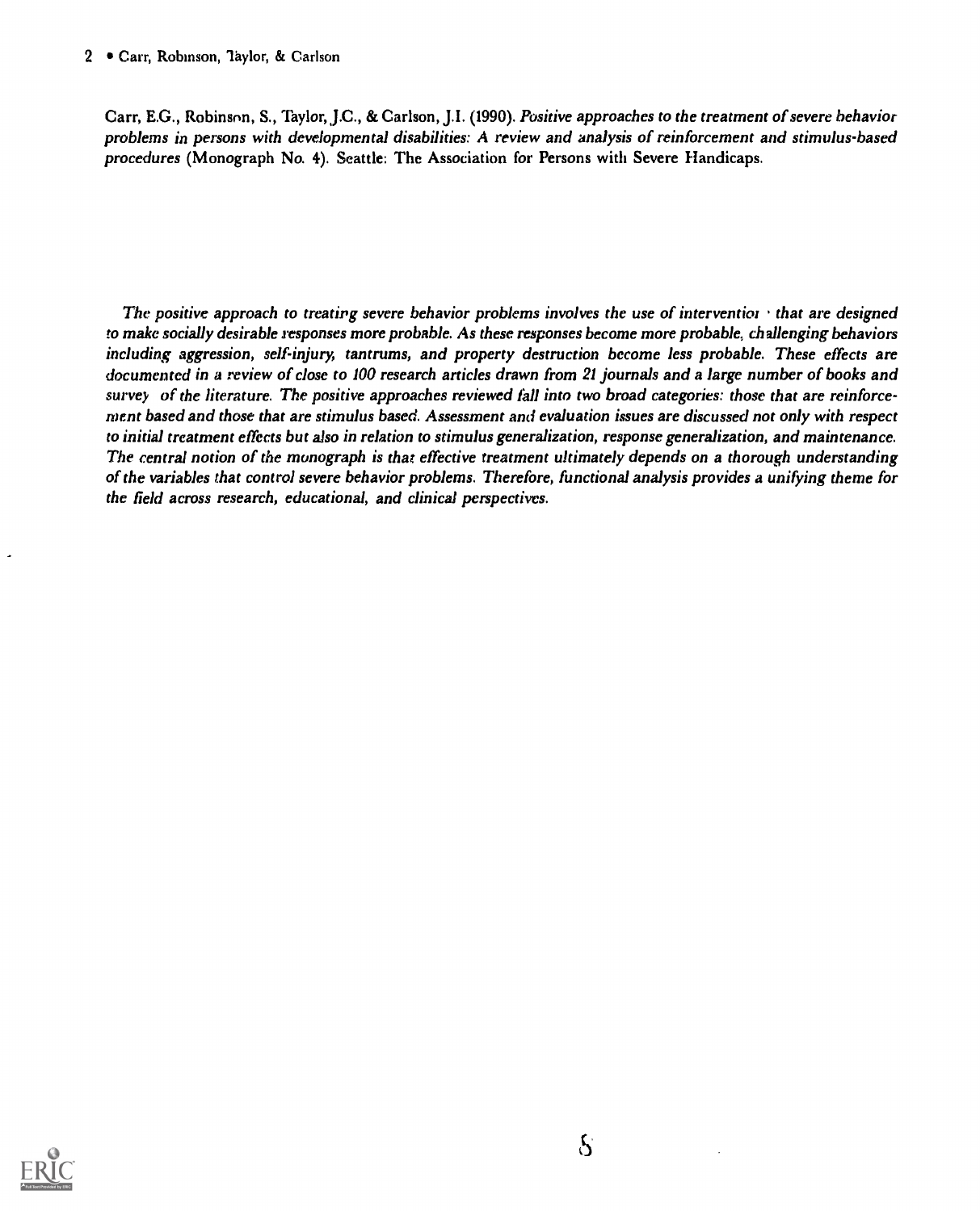Carr, E.G., Robinson, S., Taylor, J.C., & Carlson, J.I. (1990). *Positive approaches to the treatment of severe behavior problems in persons with developmental disabilities: A review and analysis of reinforcement and stimulus-based procedures* (Monograph No. 4). Seattle: The Association for Persons with Severe Handicaps.

*The positive approach to treating severe behavior problems involves the use of interventions that are designed to make socially desirable responses more probable. As these responses become more probable, challenging behaviors including aggression, self-injury, tantrums, and property destruction become less probable. These effects are documented in a review of close to 100 research articles drawn from 21 journals and a large number of books and surveys of the literature. The positive approaches reviewed fall into two broad categories: those that are reinforcement based and those that are stimulus based. Assessment and evaluation issues are discussed not only with respect to initial treatment effects but also in relation to stimulus generalization, response generalization, and maintenance. The central notion of the monograph is that effective treatment ultimately depends on a thorough understanding of the variables that control severe behavior problems. Therefore, functional analysis provides a unifying theme for the field across research, educational, and clinical perspectives.*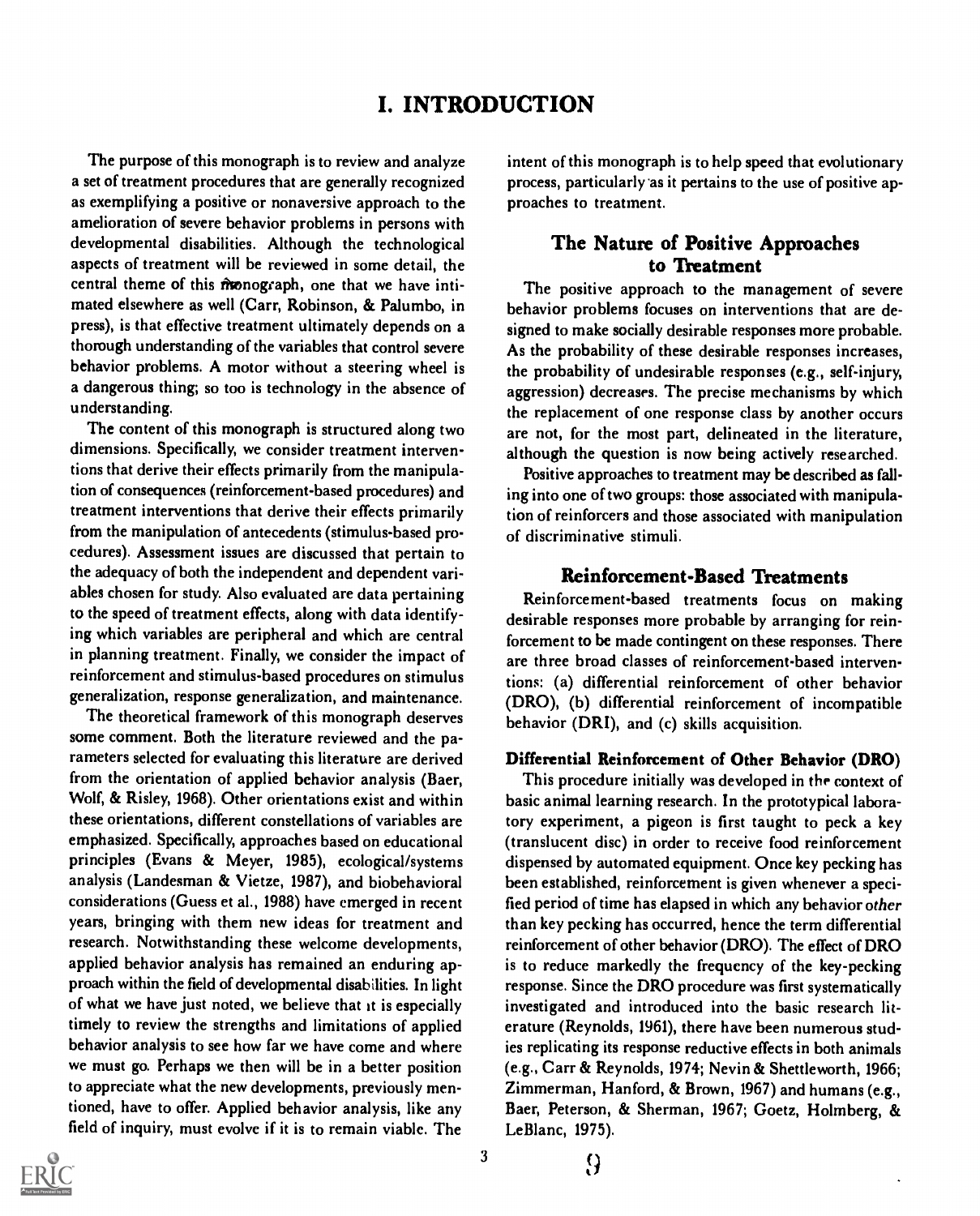# I. INTRODUCTION

The purpose of this monograph is to review and analyze a set of treatment procedures that are generally recognized as exemplifying a positive or nonaversive approach to the amelioration of severe behavior problems in persons with developmental disabilities. Although the technological aspects of treatment will be reviewed in some detail, the central theme of this monograph, one that we have intimated elsewhere as well (Carr, Robinson, & Palumbo, in press), is that effective treatment ultimately depends on a thorough understanding of the variables that control severe behavior problems. A motor without a steering wheel is a dangerous thing; so too is technology in the absence of understanding.

The content of this monograph is structured along two dimensions. Specifically, we consider treatment interventions that derive their effects primarily from the manipulation of consequences (reinforcement-based procedures) and treatment interventions that derive their effects primarily from the manipulation of antecedents (stimulus-based procedures). Assessment issues are discussed that pertain to the adequacy of both the independent and dependent variables chosen for study. Also evaluated are data pertaining to the speed of treatment effects, along with data identifying which variables are peripheral and which are central in planning treatment. Finally, we consider the impact of reinforcement and stimulus-based procedures on stimulus generalization, response generalization, and maintenance.

The theoretical framework of this monograph deserves some comment. Both the literature reviewed and the parameters selected for evaluating this literature are derived from the orientation of applied behavior analysis (Baer, Wolf, & Risley, 1968). Other orientations exist and within these orientations, different constellations of variables are emphasized. Specifically, approaches based on educational principles (Evans & Meyer, 1985), ecological/systems analysis (Landesman & Vietze, 1987), and biobehavioral considerations (Guess et al., 1988) have emerged in recent years, bringing with them new ideas for treatment and research. Notwithstanding these welcome developments, applied behavior analysis has remained an enduring approach within the field of developmental disabilities. In light of what we have just noted, we believe that it is especially timely to review the strengths and limitations of applied behavior analysis to see how far we have come and where we must go. Perhaps we then will be in a better position to appreciate what the new developments, previously mentioned, have to offer. Applied behavior analysis, like any field of inquiry, must evolve if it is to remain viable. The intent of this monograph is to help speed that evolutionary process, particularly as it pertains to the use of positive approaches to treatment.

## The Nature of Positive Approaches to Treatment

The positive approach to the management of severe behavior problems focuses on interventions that are designed to make socially desirable responses more probable. As the probability of these desirable responses increases, the probability of undesirable responses (e.g., self-injury, aggression) decreases. The precise mechanisms by which the replacement of one response class by another occurs are not, for the most part, delineated in the literature, although the question is now being actively researched.

Positive approaches to treatment may be described as falling into one of two groups: those associated with manipulation of reinforcers and those associated with manipulation of discriminative stimuli.

## Reinforcement-Based Treatments

Reinforcement-based treatments focus on making desirable responses more probable by arranging for reinforcement to be made contingent on these responses. There are three broad classes of reinforcement-based interventions: (a) differential reinforcement of other behavior (DRO), (b) differential reinforcement of incompatible behavior (DRI), and (c) skills acquisition.

### Differential Reinforcement of Other Behavior (DRO)

This procedure initially was developed in the context of basic animal learning research. In the prototypical laboratory experiment, a pigeon is first taught to peck a key (translucent disc) in order to receive food reinforcement dispensed by automated equipment. Once key pecking has been established, reinforcement is given whenever a specified period of time has elapsed in which any behavior *other* than key pecking has occurred, hence the term differential reinforcement of other behavior (DRO). The effect of DRO is to reduce markedly the frequency of the key-pecking response. Since the DRO procedure was first systematically investigated and introduced into the basic research literature (Reynolds, 1961), there have been numerous studies replicating its response reductive effects in both animals (e.g., Carr & Reynolds, 1974; Nevin & Shettleworth, 1966; Zimmerman, Hanford, & Brown, 1967) and humans (e.g., Baer, Peterson, & Sherman, 1967; Goetz, Holmberg, & LeBlanc, 1975).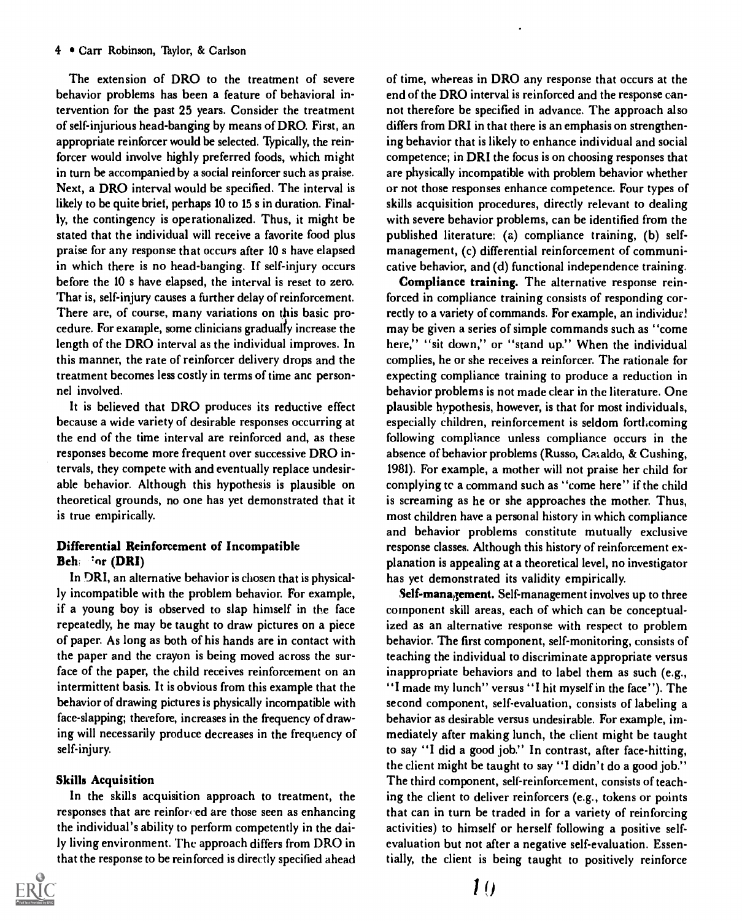The extension of DRO to the treatment of severe behavior problems has been a feature of behavioral intervention for the past 25 years. Consider the treatment of self-injurious head-banging by means of DRO. First, an appropriate reinforcer would be selected. Typically, the reinforcer would involve highly preferred foods, which might in turn be accompanied by a social reinforcer such as praise. Next, a DRO interval would be specified. The interval is likely to be quite brief, perhaps 10 to 15 s in duration. Finally, the contingency is operationalized. Thus, it might be stated that the individual will receive a favorite food plus praise for any response that occurs after 10 s have elapsed in which there is no head-banging. If self-injury occurs before the 10 s have elapsed, the interval is reset to zero. That is, self-injury causes a further delay of reinforcement. There are, of course, many variations on this basic procedure. For example, some clinicians gradually increase the length of the DRO interval as the individual improves. In this manner, the rate of reinforcer delivery drops and the treatment becomes less costly in terms of time and personnel involved.

It is believed that DRO produces its reductive effect because a wide variety of desirable responses occurring at the end of the time interval are reinforced and, as these responses become more frequent over successive DRO intervals, they compete with and eventually replace undesirable behavior. Although this hypothesis is plausible on theoretical grounds, no one has yet demonstrated that it is true empirically.

### Differential Reinforcement of Incompatible Behavior (DRI)

In DRI, an alternative behavior is chosen that is physically incompatible with the problem behavior. For example, if a young boy is observed to slap himself in the face repeatedly, he may be taught to draw pictures on a piece of paper. As long as both of his hands are in contact with the paper and the crayon is being moved across the surface of the paper, the child receives reinforcement on an intermittent basis. It is obvious from this example that the behavior of drawing pictures is physically incompatible with face-slapping; therefore, increases in the frequency of drawing will necessarily produce decreases in the frequency of self-injury.

### Skills Acquisition

In the skills acquisition approach to treatment, the responses that are reinforced are those seen as enhancing the individual's ability to perform competently in the daily living environment. The approach differs from DRO in that the response to be reinforced is directly specified ahead of time, whereas in DRO any response that occurs at the end of the DRO interval is reinforced and the response cannot therefore be specified in advance. The approach also differs from DRI in that there is an emphasis on strengthening behavior that is likely to enhance individual and social competence; in DRI the focus is on choosing responses that are physically incompatible with problem behavior whether or not those responses enhance competence. Four types of skills acquisition procedures, directly relevant to dealing with severe behavior problems, can be identified from the published literature: (a) compliance training, (b) self-management, (c) differential reinforcement of communicative behavior, and (d) functional independence training.

**Compliance training.** The alternative response reinforced in compliance training consists of responding correctly to a variety of commands. For example, an individual may be given a series of simple commands such as "come here," "sit down," or "stand up." When the individual complies, he or she receives a reinforcer. The rationale for expecting compliance training to produce a reduction in behavior problems is not made clear in the literature. One plausible hypothesis, however, is that for most individuals, especially children, reinforcement is seldom forthcoming following compliance unless compliance occurs in the absence of behavior problems (Russo, Cataldo, & Cushing, 1981). For example, a mother will not praise her child for complying to a command such as "come here" if the child is screaming as he or she approaches the mother. Thus, most children have a personal history in which compliance and behavior problems constitute mutually exclusive response classes. Although this history of reinforcement explanation is appealing at a theoretical level, no investigator has yet demonstrated its validity empirically.

**Self-management.** Self-management involves up to three component skill areas, each of which can be conceptualized as an alternative response with respect to problem behavior. The first component, self-monitoring, consists of teaching the individual to discriminate appropriate versus inappropriate behaviors and to label them as such (e.g., "I made my lunch" versus "I hit myself in the face"). The second component, self-evaluation, consists of labeling a behavior as desirable versus undesirable. For example, immediately after making lunch, the client might be taught to say "I did a good job." In contrast, after face-hitting, the client might be taught to say "I didn't do a good job." The third component, self-reinforcement, consists of teaching the client to deliver reinforcers (e.g., tokens or points that can in turn be traded in for a variety of reinforcing activities) to himself or herself following a positive self-evaluation but not after a negative self-evaluation. Essentially, the client is being taught to positively reinforce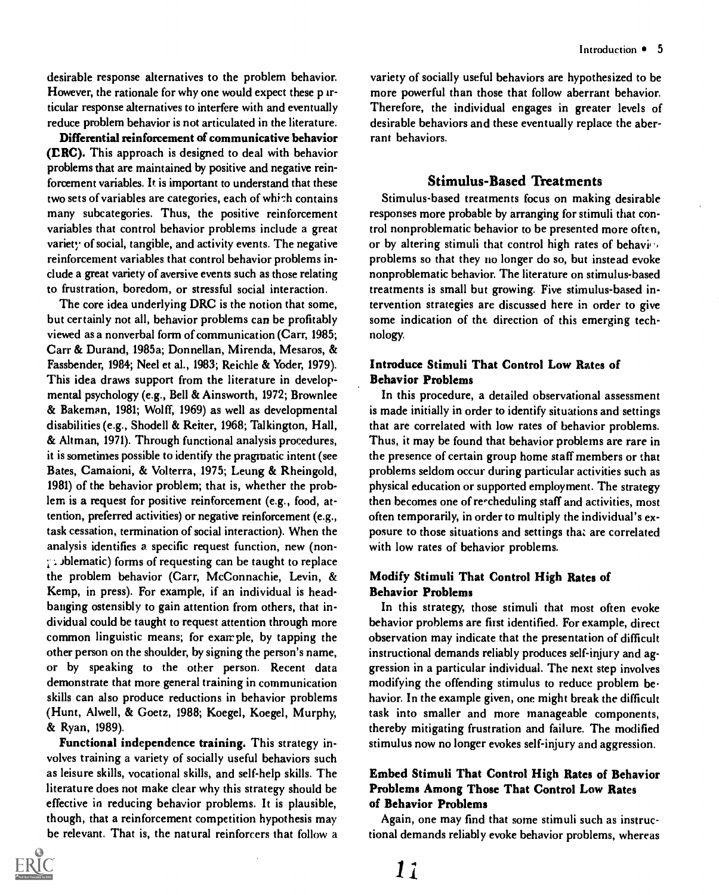desirable response alternatives to the problem behavior. However, the rationale for why one would expect these particular response alternatives to interfere with and eventually reduce problem behavior is not articulated in the literature.

**Differential reinforcement of communicative behavior (DRC).** This approach is designed to deal with behavior problems that are maintained by positive and negative reinforcement variables. It is important to understand that these two sets of variables are categories, each of which contains many subcategories. Thus, the positive reinforcement variables that control behavior problems include a great variety of social, tangible, and activity events. The negative reinforcement variables that control behavior problems include a great variety of aversive events such as those relating to frustration, boredom, or stressful social interaction.

The core idea underlying DRC is the notion that some, but certainly not all, behavior problems can be profitably viewed as a nonverbal form of communication (Carr, 1985; Carr & Durand, 1985a; Donnellan, Mirenda, Mesaros, & Fassbender, 1984; Neel et al., 1983; Reichle & Yoder, 1979). This idea draws support from the literature in developmental psychology (e.g., Bell & Ainsworth, 1972; Brownlee & Bakeman, 1981; Wolff, 1969) as well as developmental disabilities (e.g., Shodell & Reiter, 1968; Talkington, Hall, & Altman, 1971). Through functional analysis procedures, it is sometimes possible to identify the pragmatic intent (see Bates, Camaioni, & Volterra, 1975; Leung & Rheingold, 1981) of the behavior problem; that is, whether the problem is a request for positive reinforcement (e.g., food, attention, preferred activities) or negative reinforcement (e.g., task cessation, termination of social interaction). When the analysis identifies a specific request function, new (nonproblematic) forms of requesting can be taught to replace the problem behavior (Carr, McConnachie, Levin, & Kemp, in press). For example, if an individual is headbanging ostensibly to gain attention from others, that individual could be taught to request attention through more common linguistic means; for example, by tapping the other person on the shoulder, by signing the person's name, or by speaking to the other person. Recent data demonstrate that more general training in communication skills can also produce reductions in behavior problems (Hunt, Alwell, & Goetz, 1988; Koegel, Koegel, Murphy, & Ryan, 1989).

**Functional independence training.** This strategy involves training a variety of socially useful behaviors such as leisure skills, vocational skills, and self-help skills. The literature does not make clear why this strategy should be effective in reducing behavior problems. It is plausible, though, that a reinforcement competition hypothesis may be relevant. That is, the natural reinforcers that follow a variety of socially useful behaviors are hypothesized to be more powerful than those that follow aberrant behavior. Therefore, the individual engages in greater levels of desirable behaviors and these eventually replace the aberrant behaviors.

## Stimulus-Based Treatments

Stimulus-based treatments focus on making desirable responses more probable by arranging for stimuli that control nonproblematic behavior to be presented more often, or by altering stimuli that control high rates of behavior problems so that they no longer do so, but instead evoke nonproblematic behavior. The literature on stimulus-based treatments is small but growing. Five stimulus-based intervention strategies are discussed here in order to give some indication of the direction of this emerging technology.

### Introduce Stimuli That Control Low Rates of Behavior Problems

In this procedure, a detailed observational assessment is made initially in order to identify situations and settings that are correlated with low rates of behavior problems. Thus, it may be found that behavior problems are rare in the presence of certain group home staff members or that problems seldom occur during particular activities such as physical education or supported employment. The strategy then becomes one of rescheduling staff and activities, most often temporarily, in order to multiply the individual's exposure to those situations and settings that are correlated with low rates of behavior problems.

### Modify Stimuli That Control High Rates of Behavior Problems

In this strategy, those stimuli that most often evoke behavior problems are first identified. For example, direct observation may indicate that the presentation of difficult instructional demands reliably produces self-injury and aggression in a particular individual. The next step involves modifying the offending stimulus to reduce problem behavior. In the example given, one might break the difficult task into smaller and more manageable components, thereby mitigating frustration and failure. The modified stimulus now no longer evokes self-injury and aggression.

### Embed Stimuli That Control High Rates of Behavior Problems Among Those That Control Low Rates of Behavior Problems

Again, one may find that some stimuli such as instructional demands reliably evoke behavior problems, whereas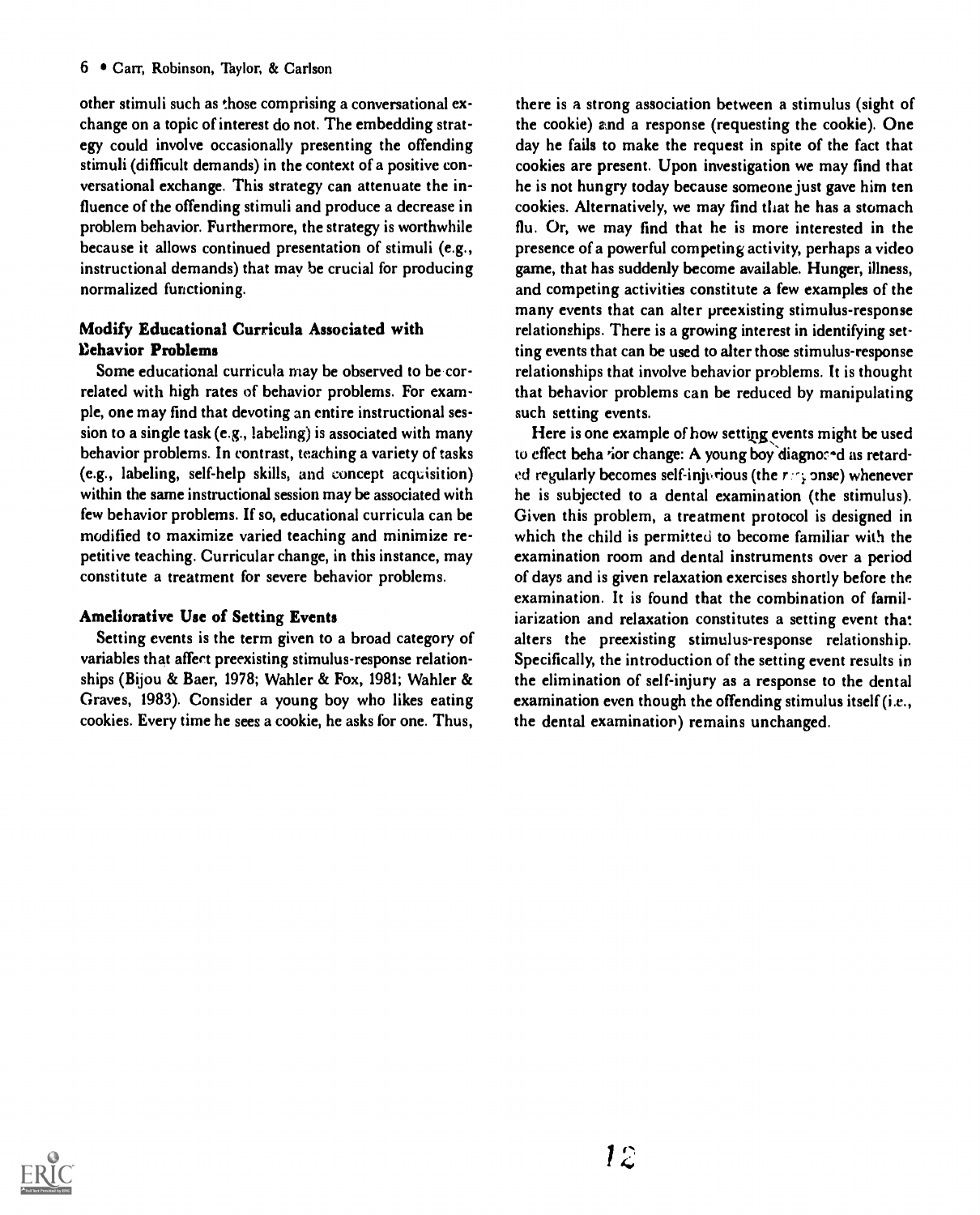other stimuli such as those comprising a conversational exchange on a topic of interest do not. The embedding strategy could involve occasionally presenting the offending stimuli (difficult demands) in the context of a positive conversational exchange. This strategy can attenuate the influence of the offending stimuli and produce a decrease in problem behavior. Furthermore, the strategy is worthwhile because it allows continued presentation of stimuli (e.g., instructional demands) that may be crucial for producing normalized functioning.

### Modify Educational Curricula Associated with Behavior Problems

Some educational curricula may be observed to be correlated with high rates of behavior problems. For example, one may find that devoting an entire instructional session to a single task (e.g., labeling) is associated with many behavior problems. In contrast, teaching a variety of tasks (e.g., labeling, self-help skills, and concept acquisition) within the same instructional session may be associated with few behavior problems. If so, educational curricula can be modified to maximize varied teaching and minimize repetitive teaching. Curricular change, in this instance, may constitute a treatment for severe behavior problems.

### Ameliorative Use of Setting Events

Setting events is the term given to a broad category of variables that affect preexisting stimulus-response relationships (Bijou & Baer, 1978; Wahler & Fox, 1981; Wahler & Graves, 1983). Consider a young boy who likes eating cookies. Every time he sees a cookie, he asks for one. Thus, there is a strong association between a stimulus (sight of the cookie) and a response (requesting the cookie). One day he fails to make the request in spite of the fact that cookies are present. Upon investigation we may find that he is not hungry today because someone just gave him ten cookies. Alternatively, we may find that he has a stomach flu. Or, we may find that he is more interested in the presence of a powerful competing activity, perhaps a video game, that has suddenly become available. Hunger, illness, and competing activities constitute a few examples of the many events that can alter preexisting stimulus-response relationships. There is a growing interest in identifying setting events that can be used to alter those stimulus-response relationships that involve behavior problems. It is thought that behavior problems can be reduced by manipulating such setting events.

Here is one example of how setting events might be used to effect behavior change: A young boy diagnosed as retarded regularly becomes self-injurious (the response) whenever he is subjected to a dental examination (the stimulus). Given this problem, a treatment protocol is designed in which the child is permitted to become familiar with the examination room and dental instruments over a period of days and is given relaxation exercises shortly before the examination. It is found that the combination of familiarization and relaxation constitutes a setting event that alters the preexisting stimulus-response relationship. Specifically, the introduction of the setting event results in the elimination of self-injury as a response to the dental examination even though the offending stimulus itself (i.e., the dental examination) remains unchanged.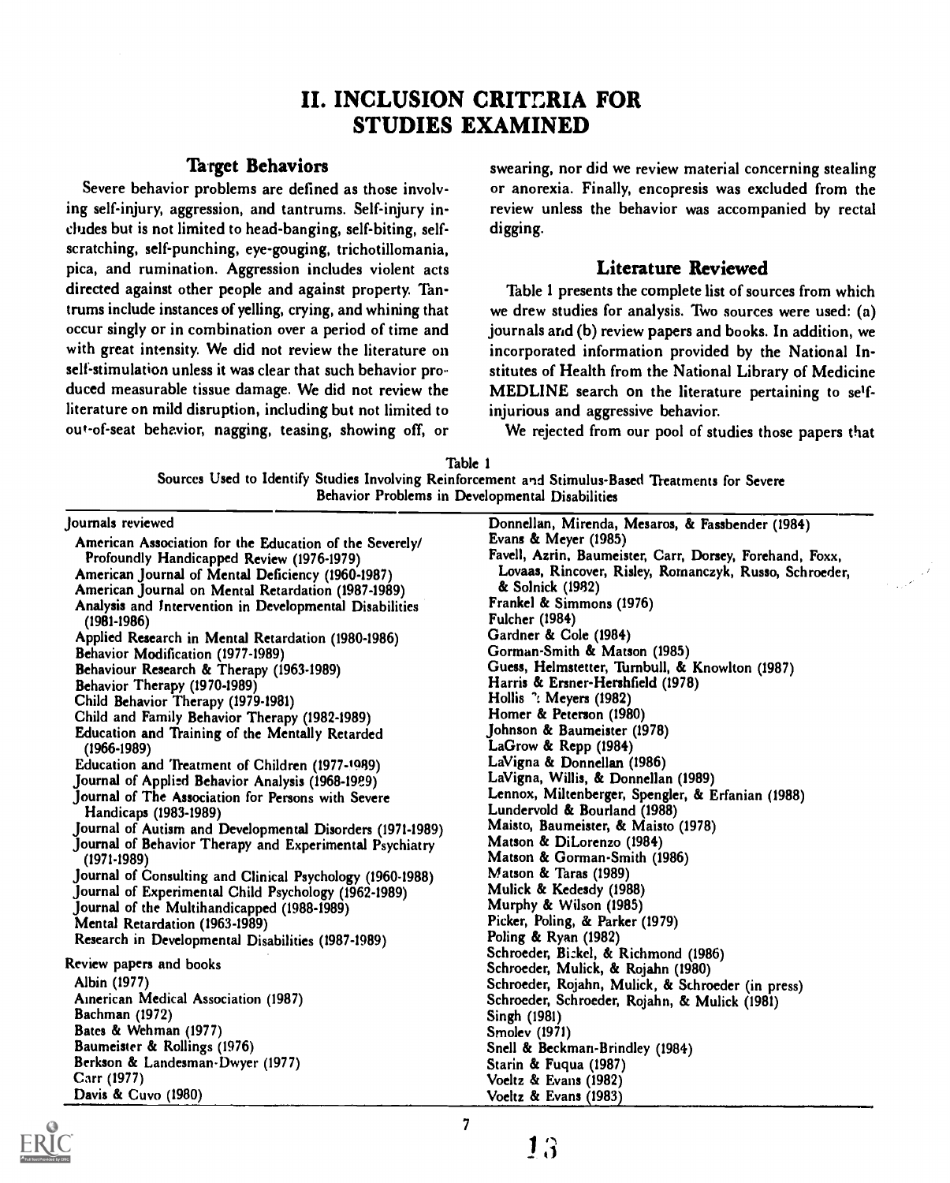# II. INCLUSION CRITERIA FOR STUDIES EXAMINED

## Target Behaviors

Severe behavior problems are defined as those involving self-injury, aggression, and tantrums. Self-injury includes but is not limited to head-banging, self-biting, self-scratching, self-punching, eye-gouging, trichotillomania, pica, and rumination. Aggression includes violent acts directed against other people and against property. Tantrums include instances of yelling, crying, and whining that occur singly or in combination over a period of time and with great intensity. We did not review the literature on self-stimulation unless it was clear that such behavior produced measurable tissue damage. We did not review the literature on mild disruption, including but not limited to out-of-seat behavior, nagging, teasing, showing off, or swearing, nor did we review material concerning stealing or anorexia. Finally, encopresis was excluded from the review unless the behavior was accompanied by rectal digging.

## Literature Reviewed

Table 1 presents the complete list of sources from which we drew studies for analysis. Two sources were used: (a) journals and (b) review papers and books. In addition, we incorporated information provided by the National Institutes of Health from the National Library of Medicine MEDLINE search on the literature pertaining to self-injurious and aggressive behavior.

We rejected from our pool of studies those papers that

Table 1
Sources Used to Identify Studies Involving Reinforcement and Stimulus-Based Treatments for Severe Behavior Problems in Developmental Disabilities

| | |
|---|---|
| **Journals reviewed** | Donnellan, Mirenda, Mesaros, & Fassbender (1984) |
| American Association for the Education of the Severely/Profoundly Handicapped Review (1976-1979) | Evans & Meyer (1985) |
| American Journal of Mental Deficiency (1960-1987) | Favell, Azrin, Baumeister, Carr, Dorsey, Forehand, Foxx, Lovaas, Rincover, Risley, Romanczyk, Russo, Schroeder, & Solnick (1982) |
| American Journal on Mental Retardation (1987-1989) | Frankel & Simmons (1976) |
| Analysis and Intervention in Developmental Disabilities (1981-1986) | Fulcher (1984) |
| Applied Research in Mental Retardation (1980-1986) | Gardner & Cole (1984) |
| Behavior Modification (1977-1989) | Gorman-Smith & Matson (1985) |
| Behaviour Research & Therapy (1963-1989) | Guess, Helmstetter, Turnbull, & Knowlton (1987) |
| Behavior Therapy (1970-1989) | Harris & Ersner-Hershfield (1978) |
| Child Behavior Therapy (1979-1981) | Hollis & Meyers (1982) |
| Child and Family Behavior Therapy (1982-1989) | Homer & Peterson (1980) |
| Education and Training of the Mentally Retarded (1966-1989) | Johnson & Baumeister (1978) |
| Education and Treatment of Children (1977-1989) | LaGrow & Repp (1984) |
| Journal of Applied Behavior Analysis (1968-1989) | LaVigna & Donnellan (1986) |
| Journal of The Association for Persons with Severe Handicaps (1983-1989) | LaVigna, Willis, & Donnellan (1989) |
| Journal of Autism and Developmental Disorders (1971-1989) | Lennox, Miltenberger, Spengler, & Erfanian (1988) |
| Journal of Behavior Therapy and Experimental Psychiatry (1971-1989) | Lundervold & Bourland (1988) |
| Journal of Consulting and Clinical Psychology (1960-1988) | Maisto, Baumeister, & Maisto (1978) |
| Journal of Experimental Child Psychology (1962-1989) | Matson & DiLorenzo (1984) |
| Journal of the Multihandicapped (1988-1989) | Matson & Gorman-Smith (1986) |
| Mental Retardation (1963-1989) | Matson & Taras (1989) |
| Research in Developmental Disabilities (1987-1989) | Mulick & Kedesdy (1988) |
| **Review papers and books** | Murphy & Wilson (1985) |
| Albin (1977) | Picker, Poling, & Parker (1979) |
| American Medical Association (1987) | Poling & Ryan (1982) |
| Bachman (1972) | Schroeder, Bickel, & Richmond (1986) |
| Bates & Wehman (1977) | Schroeder, Mulick, & Rojahn (1980) |
| Baumeister & Rollings (1976) | Schroeder, Rojahn, Mulick, & Schroeder (in press) |
| Berkson & Landesman-Dwyer (1977) | Schroeder, Schroeder, Rojahn, & Mulick (1981) |
| Carr (1977) | Singh (1981) |
| Davis & Cuvo (1980) | Smolev (1971) |
| | Snell & Beckman-Brindley (1984) |
| | Starin & Fuqua (1987) |
| | Voeltz & Evans (1982) |
| | Voeltz & Evans (1983) |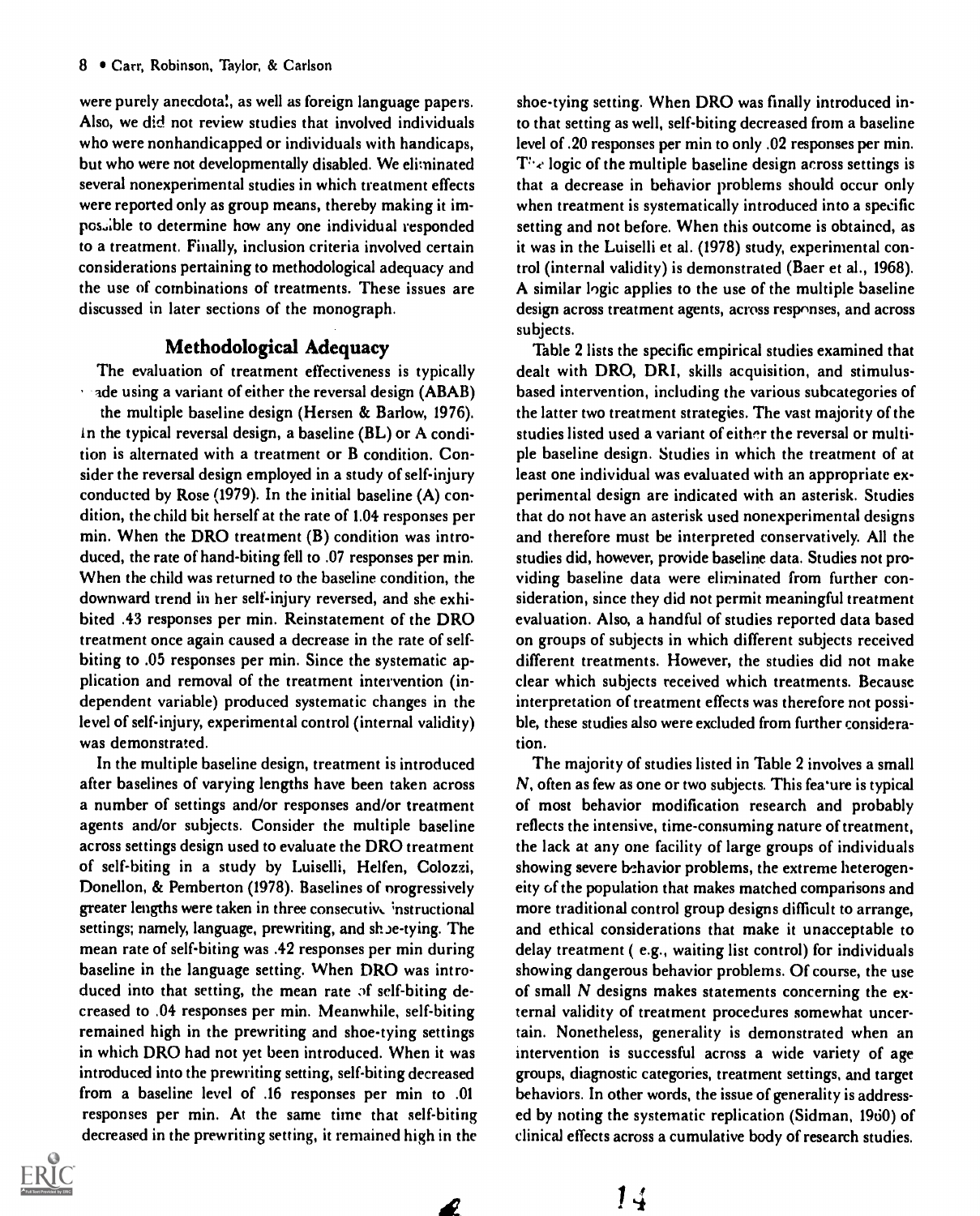were purely anecdotal, as well as foreign language papers. Also, we did not review studies that involved individuals who were nonhandicapped or individuals with handicaps, but who were not developmentally disabled. We eliminated several nonexperimental studies in which treatment effects were reported only as group means, thereby making it impossible to determine how any one individual responded to a treatment. Finally, inclusion criteria involved certain considerations pertaining to methodological adequacy and the use of combinations of treatments. These issues are discussed in later sections of the monograph.

## Methodological Adequacy

The evaluation of treatment effectiveness is typically made using a variant of either the reversal design (ABAB) or the multiple baseline design (Hersen & Barlow, 1976). In the typical reversal design, a baseline (BL) or A condition is alternated with a treatment or B condition. Consider the reversal design employed in a study of self-injury conducted by Rose (1979). In the initial baseline (A) condition, the child bit herself at the rate of 1.04 responses per min. When the DRO treatment (B) condition was introduced, the rate of hand-biting fell to .07 responses per min. When the child was returned to the baseline condition, the downward trend in her self-injury reversed, and she exhibited .43 responses per min. Reinstatement of the DRO treatment once again caused a decrease in the rate of self-biting to .05 responses per min. Since the systematic application and removal of the treatment intervention (independent variable) produced systematic changes in the level of self-injury, experimental control (internal validity) was demonstrated.

In the multiple baseline design, treatment is introduced after baselines of varying lengths have been taken across a number of settings and/or responses and/or treatment agents and/or subjects. Consider the multiple baseline across settings design used to evaluate the DRO treatment of self-biting in a study by Luiselli, Helfen, Colozzi, Donellon, & Pemberton (1978). Baselines of progressively greater lengths were taken in three consecutive instructional settings; namely, language, prewriting, and shoe-tying. The mean rate of self-biting was .42 responses per min during baseline in the language setting. When DRO was introduced into that setting, the mean rate of self-biting decreased to .04 responses per min. Meanwhile, self-biting remained high in the prewriting and shoe-tying settings in which DRO had not yet been introduced. When it was introduced into the prewriting setting, self-biting decreased from a baseline level of .16 responses per min to .01 responses per min. At the same time that self-biting decreased in the prewriting setting, it remained high in the shoe-tying setting. When DRO was finally introduced into that setting as well, self-biting decreased from a baseline level of .20 responses per min to only .02 responses per min. The logic of the multiple baseline design across settings is that a decrease in behavior problems should occur only when treatment is systematically introduced into a specific setting and not before. When this outcome is obtained, as it was in the Luiselli et al. (1978) study, experimental control (internal validity) is demonstrated (Baer et al., 1968). A similar logic applies to the use of the multiple baseline design across treatment agents, across responses, and across subjects.

Table 2 lists the specific empirical studies examined that dealt with DRO, DRI, skills acquisition, and stimulus-based intervention, including the various subcategories of the latter two treatment strategies. The vast majority of the studies listed used a variant of either the reversal or multiple baseline design. Studies in which the treatment of at least one individual was evaluated with an appropriate experimental design are indicated with an asterisk. Studies that do not have an asterisk used nonexperimental designs and therefore must be interpreted conservatively. All the studies did, however, provide baseline data. Studies not providing baseline data were eliminated from further consideration, since they did not permit meaningful treatment evaluation. Also, a handful of studies reported data based on groups of subjects in which different subjects received different treatments. However, the studies did not make clear which subjects received which treatments. Because interpretation of treatment effects was therefore not possible, these studies also were excluded from further consideration.

The majority of studies listed in Table 2 involves a small *N*, often as few as one or two subjects. This feature is typical of most behavior modification research and probably reflects the intensive, time-consuming nature of treatment, the lack at any one facility of large groups of individuals showing severe behavior problems, the extreme heterogeneity of the population that makes matched comparisons and more traditional control group designs difficult to arrange, and ethical considerations that make it unacceptable to delay treatment (e.g., waiting list control) for individuals showing dangerous behavior problems. Of course, the use of small *N* designs makes statements concerning the external validity of treatment procedures somewhat uncertain. Nonetheless, generality is demonstrated when an intervention is successful across a wide variety of age groups, diagnostic categories, treatment settings, and target behaviors. In other words, the issue of generality is addressed by noting the systematic replication (Sidman, 1960) of clinical effects across a cumulative body of research studies.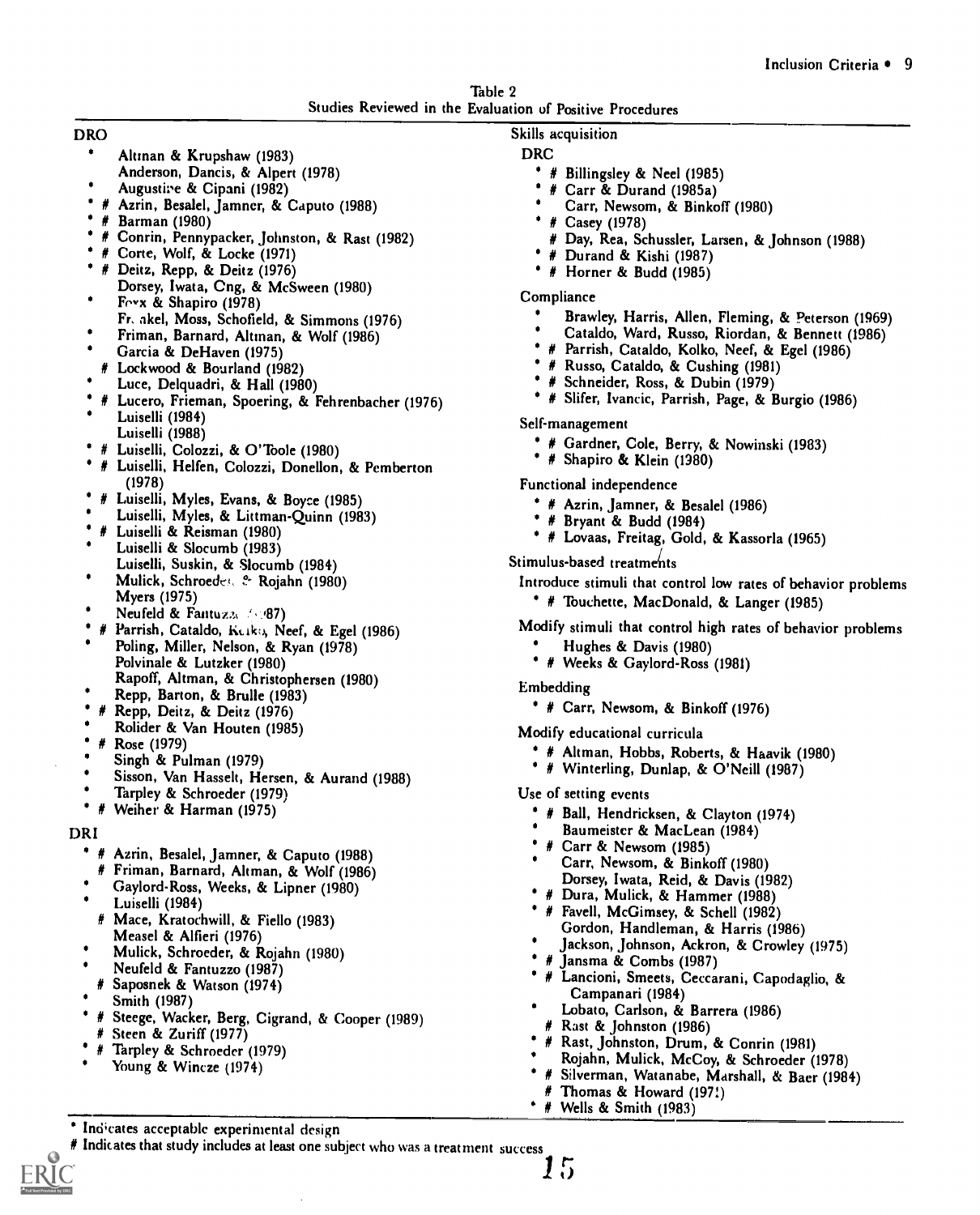Table 2
Studies Reviewed in the Evaluation of Positive Procedures

**DRO**

- \* Altman & Krupshaw (1983)
- Anderson, Dancis, & Alpert (1978)
- \* Augustine & Cipani (1982)
- \* # Azrin, Besalel, Jamner, & Caputo (1988)
- \* # Barman (1980)
- \* # Conrin, Pennypacker, Johnston, & Rast (1982)
- \* # Corte, Wolf, & Locke (1971)
- \* # Deitz, Repp, & Deitz (1976)
- Dorsey, Iwata, Ong, & McSween (1980)
- \* Foxx & Shapiro (1978)
- Frankel, Moss, Schofield, & Simmons (1976)
- \* Friman, Barnard, Altman, & Wolf (1986)
- \* Garcia & DeHaven (1975)
- # Lockwood & Bourland (1982)
- \* Luce, Delquadri, & Hall (1980)
- \* # Lucero, Frieman, Spoering, & Fehrenbacher (1976)
- \* Luiselli (1984)
- Luiselli (1988)
- \* # Luiselli, Colozzi, & O'Toole (1980)
- \* # Luiselli, Helfen, Colozzi, Donellon, & Pemberton (1978)
- \* # Luiselli, Myles, Evans, & Boyce (1985)
- \* Luiselli, Myles, & Littman-Quinn (1983)
- \* # Luiselli & Reisman (1980)
- \* Luiselli & Slocumb (1983)
- Luiselli, Suskin, & Slocumb (1984)
- \* Mulick, Schroeder, & Rojahn (1980)
- Myers (1975)
- \* Neufeld & Fantuzzo (1987)
- \* # Parrish, Cataldo, Kolko, Neef, & Egel (1986)
- \* Poling, Miller, Nelson, & Ryan (1978)
- Polvinale & Lutzker (1980)
- Rapoff, Altman, & Christophersen (1980)
- \* Repp, Barton, & Brulle (1983)
- \* # Repp, Deitz, & Deitz (1976)
- \* Rolider & Van Houten (1985)
- \* # Rose (1979)
- \* Singh & Pulman (1979)
- \* Sisson, Van Hasselt, Hersen, & Aurand (1988)
- \* Tarpley & Schroeder (1979)
- \* # Weiher & Harman (1975)

**DRI**

- \* # Azrin, Besalel, Jamner, & Caputo (1988)
- # Friman, Barnard, Altman, & Wolf (1986)
- \* Gaylord-Ross, Weeks, & Lipner (1980)
- \* Luiselli (1984)
- # Mace, Kratochwill, & Fiello (1983)
- Measel & Alfieri (1976)
- \* Mulick, Schroeder, & Rojahn (1980)
- \* Neufeld & Fantuzzo (1987)
- # Saposnek & Watson (1974)
- \* Smith (1987)
- \* # Steege, Wacker, Berg, Cigrand, & Cooper (1989)
- # Steen & Zuriff (1977)
- \* # Tarpley & Schroeder (1979)
- \* Young & Wincze (1974)

**Skills acquisition**

DRC

- \* # Billingsley & Neel (1985)
- \* # Carr & Durand (1985a)
- \* Carr, Newsom, & Binkoff (1980)
- \* # Casey (1978)
- # Day, Rea, Schussler, Larsen, & Johnson (1988)
- \* # Durand & Kishi (1987)
- \* # Horner & Budd (1985)

Compliance

- \* Brawley, Harris, Allen, Fleming, & Peterson (1969)
- \* Cataldo, Ward, Russo, Riordan, & Bennett (1986)
- \* # Parrish, Cataldo, Kolko, Neef, & Egel (1986)
- \* # Russo, Cataldo, & Cushing (1981)
- \* # Schneider, Ross, & Dubin (1979)
- \* # Slifer, Ivancic, Parrish, Page, & Burgio (1986)

Self-management

- \* # Gardner, Cole, Berry, & Nowinski (1983)
- \* # Shapiro & Klein (1980)

Functional independence

- \* # Azrin, Jamner, & Besalel (1986)
- \* # Bryant & Budd (1984)
- \* # Lovaas, Freitag, Gold, & Kassorla (1965)

**Stimulus-based treatments**

Introduce stimuli that control low rates of behavior problems

- \* # Touchette, MacDonald, & Langer (1985)

Modify stimuli that control high rates of behavior problems

- \* Hughes & Davis (1980)
- \* # Weeks & Gaylord-Ross (1981)

Embedding

- \* # Carr, Newsom, & Binkoff (1976)

Modify educational curricula

- \* # Altman, Hobbs, Roberts, & Haavik (1980)
- \* # Winterling, Dunlap, & O'Neill (1987)

Use of setting events

- \* # Ball, Hendricksen, & Clayton (1974)
- \* Baumeister & MacLean (1984)
- \* # Carr & Newsom (1985)
- \* Carr, Newsom, & Binkoff (1980)
- Dorsey, Iwata, Reid, & Davis (1982)
- \* # Dura, Mulick, & Hammer (1988)
- \* # Favell, McGimsey, & Schell (1982)
- Gordon, Handleman, & Harris (1986)
- \* Jackson, Johnson, Ackron, & Crowley (1975)
- \* # Jansma & Combs (1987)
- \* # Lancioni, Smeets, Ceccarani, Capodaglio, & Campanari (1984)
- \* Lobato, Carlson, & Barrera (1986)
- # Rast & Johnston (1986)
- \* # Rast, Johnston, Drum, & Conrin (1981)
- \* Rojahn, Mulick, McCoy, & Schroeder (1978)
- \* # Silverman, Watanabe, Marshall, & Baer (1984)
- # Thomas & Howard (1971)
- \* # Wells & Smith (1983)

\* Indicates acceptable experimental design
# Indicates that study includes at least one subject who was a treatment success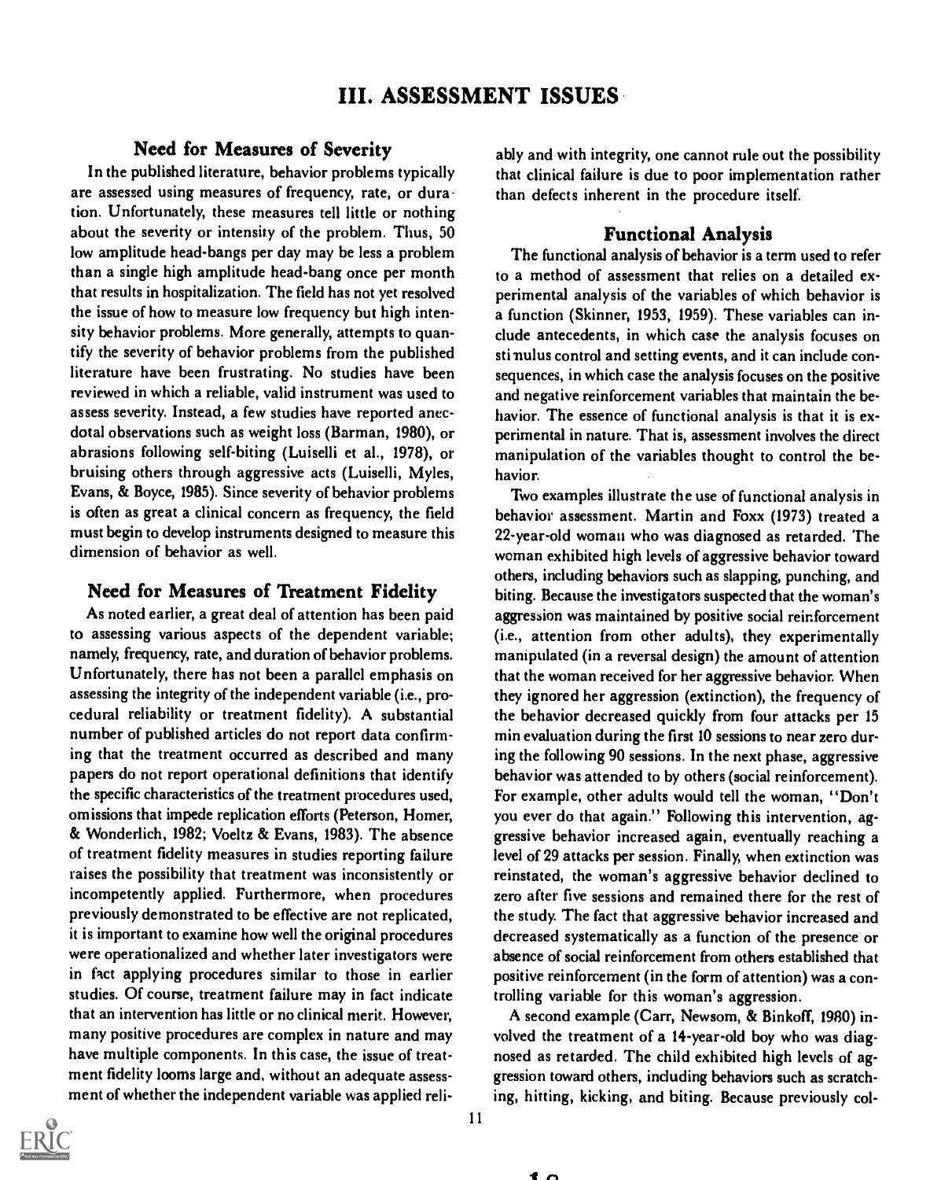# III. ASSESSMENT ISSUES

## Need for Measures of Severity

In the published literature, behavior problems typically are assessed using measures of frequency, rate, or duration. Unfortunately, these measures tell little or nothing about the severity or intensity of the problem. Thus, 50 low amplitude head-bangs per day may be less a problem than a single high amplitude head-bang once per month that results in hospitalization. The field has not yet resolved the issue of how to measure low frequency but high intensity behavior problems. More generally, attempts to quantify the severity of behavior problems from the published literature have been frustrating. No studies have been reviewed in which a reliable, valid instrument was used to assess severity. Instead, a few studies have reported anecdotal observations such as weight loss (Barman, 1980), or abrasions following self-biting (Luiselli et al., 1978), or bruising others through aggressive acts (Luiselli, Myles, Evans, & Boyce, 1985). Since severity of behavior problems is often as great a clinical concern as frequency, the field must begin to develop instruments designed to measure this dimension of behavior as well.

## Need for Measures of Treatment Fidelity

As noted earlier, a great deal of attention has been paid to assessing various aspects of the dependent variable; namely, frequency, rate, and duration of behavior problems. Unfortunately, there has not been a parallel emphasis on assessing the integrity of the independent variable (i.e., procedural reliability or treatment fidelity). A substantial number of published articles do not report data confirming that the treatment occurred as described and many papers do not report operational definitions that identify the specific characteristics of the treatment procedures used, omissions that impede replication efforts (Peterson, Homer, & Wonderlich, 1982; Voeltz & Evans, 1983). The absence of treatment fidelity measures in studies reporting failure raises the possibility that treatment was inconsistently or incompetently applied. Furthermore, when procedures previously demonstrated to be effective are not replicated, it is important to examine how well the original procedures were operationalized and whether later investigators were in fact applying procedures similar to those in earlier studies. Of course, treatment failure may in fact indicate that an intervention has little or no clinical merit. However, many positive procedures are complex in nature and may have multiple components. In this case, the issue of treatment fidelity looms large and, without an adequate assessment of whether the independent variable was applied reliably and with integrity, one cannot rule out the possibility that clinical failure is due to poor implementation rather than defects inherent in the procedure itself.

## Functional Analysis

The functional analysis of behavior is a term used to refer to a method of assessment that relies on a detailed experimental analysis of the variables of which behavior is a function (Skinner, 1953, 1959). These variables can include antecedents, in which case the analysis focuses on stimulus control and setting events, and it can include consequences, in which case the analysis focuses on the positive and negative reinforcement variables that maintain the behavior. The essence of functional analysis is that it is experimental in nature. That is, assessment involves the direct manipulation of the variables thought to control the behavior.

Two examples illustrate the use of functional analysis in behavior assessment. Martin and Foxx (1973) treated a 22-year-old woman who was diagnosed as retarded. The woman exhibited high levels of aggressive behavior toward others, including behaviors such as slapping, punching, and biting. Because the investigators suspected that the woman's aggression was maintained by positive social reinforcement (i.e., attention from other adults), they experimentally manipulated (in a reversal design) the amount of attention that the woman received for her aggressive behavior. When they ignored her aggression (extinction), the frequency of the behavior decreased quickly from four attacks per 15 min evaluation during the first 10 sessions to near zero during the following 90 sessions. In the next phase, aggressive behavior was attended to by others (social reinforcement). For example, other adults would tell the woman, "Don't you ever do that again." Following this intervention, aggressive behavior increased again, eventually reaching a level of 29 attacks per session. Finally, when extinction was reinstated, the woman's aggressive behavior declined to zero after five sessions and remained there for the rest of the study. The fact that aggressive behavior increased and decreased systematically as a function of the presence or absence of social reinforcement from others established that positive reinforcement (in the form of attention) was a controlling variable for this woman's aggression.

A second example (Carr, Newsom, & Binkoff, 1980) involved the treatment of a 14-year-old boy who was diagnosed as retarded. The child exhibited high levels of aggression toward others, including behaviors such as scratching, hitting, kicking, and biting. Because previously col-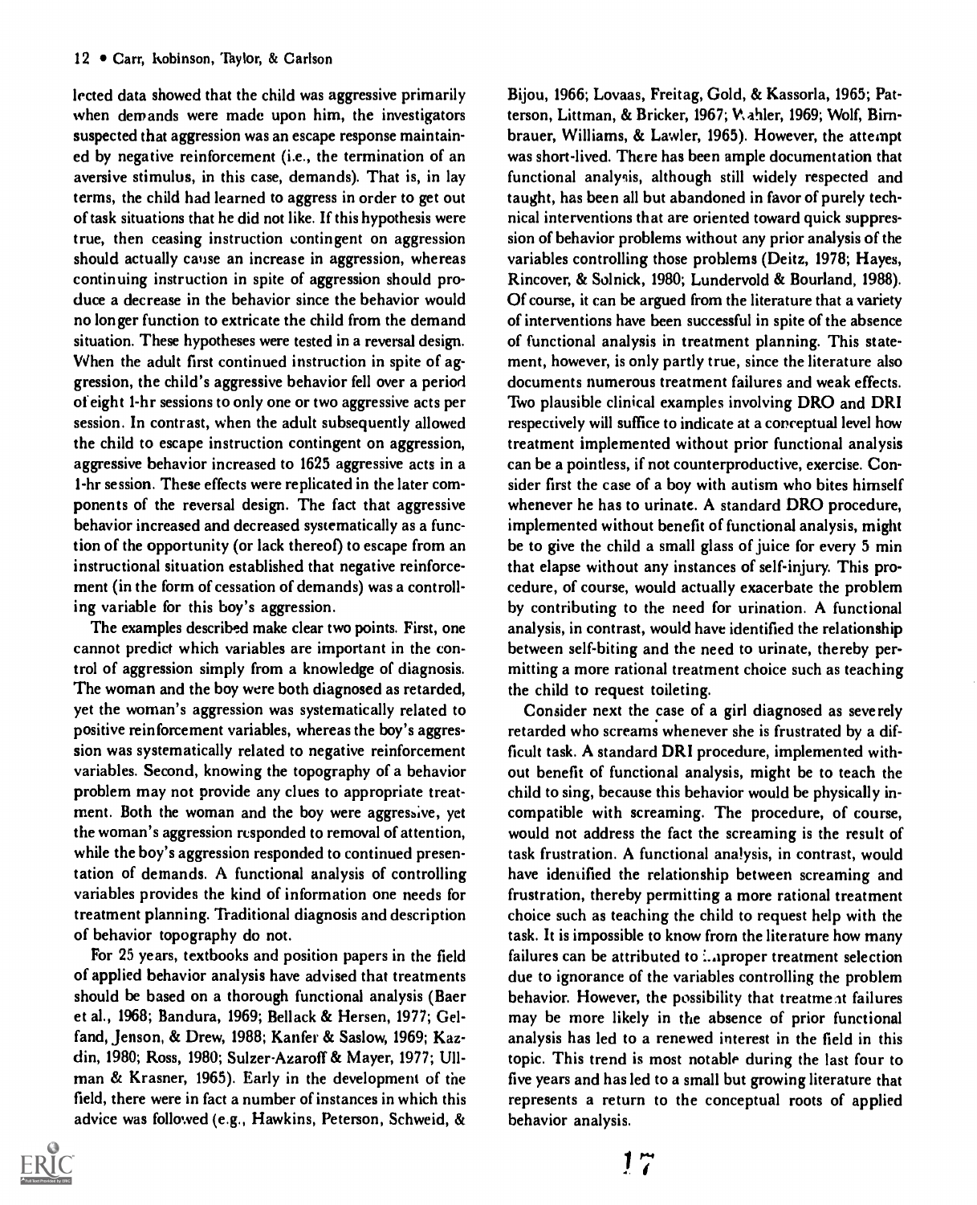lected data showed that the child was aggressive primarily when demands were made upon him, the investigators suspected that aggression was an escape response maintained by negative reinforcement (i.e., the termination of an aversive stimulus, in this case, demands). That is, in lay terms, the child had learned to aggress in order to get out of task situations that he did not like. If this hypothesis were true, then ceasing instruction contingent on aggression should actually cause an increase in aggression, whereas continuing instruction in spite of aggression should produce a decrease in the behavior since the behavior would no longer function to extricate the child from the demand situation. These hypotheses were tested in a reversal design. When the adult first continued instruction in spite of aggression, the child's aggressive behavior fell over a period of eight 1-hr sessions to only one or two aggressive acts per session. In contrast, when the adult subsequently allowed the child to escape instruction contingent on aggression, aggressive behavior increased to 1625 aggressive acts in a 1-hr session. These effects were replicated in the later components of the reversal design. The fact that aggressive behavior increased and decreased systematically as a function of the opportunity (or lack thereof) to escape from an instructional situation established that negative reinforcement (in the form of cessation of demands) was a controlling variable for this boy's aggression.

The examples described make clear two points. First, one cannot predict which variables are important in the control of aggression simply from a knowledge of diagnosis. The woman and the boy were both diagnosed as retarded, yet the woman's aggression was systematically related to positive reinforcement variables, whereas the boy's aggression was systematically related to negative reinforcement variables. Second, knowing the topography of a behavior problem may not provide any clues to appropriate treatment. Both the woman and the boy were aggressive, yet the woman's aggression responded to removal of attention, while the boy's aggression responded to continued presentation of demands. A functional analysis of controlling variables provides the kind of information one needs for treatment planning. Traditional diagnosis and description of behavior topography do not.

For 25 years, textbooks and position papers in the field of applied behavior analysis have advised that treatments should be based on a thorough functional analysis (Baer et al., 1968; Bandura, 1969; Bellack & Hersen, 1977; Gelfand, Jenson, & Drew, 1988; Kanfer & Saslow, 1969; Kazdin, 1980; Ross, 1980; Sulzer-Azaroff & Mayer, 1977; Ullman & Krasner, 1965). Early in the development of the field, there were in fact a number of instances in which this advice was followed (e.g., Hawkins, Peterson, Schweid, & Bijou, 1966; Lovaas, Freitag, Gold, & Kassorla, 1965; Patterson, Littman, & Bricker, 1967; Wahler, 1969; Wolf, Birnbrauer, Williams, & Lawler, 1965). However, the attempt was short-lived. There has been ample documentation that functional analysis, although still widely respected and taught, has been all but abandoned in favor of purely technical interventions that are oriented toward quick suppression of behavior problems without any prior analysis of the variables controlling those problems (Deitz, 1978; Hayes, Rincover, & Solnick, 1980; Lundervold & Bourland, 1988). Of course, it can be argued from the literature that a variety of interventions have been successful in spite of the absence of functional analysis in treatment planning. This statement, however, is only partly true, since the literature also documents numerous treatment failures and weak effects. Two plausible clinical examples involving DRO and DRI respectively will suffice to indicate at a conceptual level how treatment implemented without prior functional analysis can be a pointless, if not counterproductive, exercise. Consider first the case of a boy with autism who bites himself whenever he has to urinate. A standard DRO procedure, implemented without benefit of functional analysis, might be to give the child a small glass of juice for every 5 min that elapse without any instances of self-injury. This procedure, of course, would actually exacerbate the problem by contributing to the need for urination. A functional analysis, in contrast, would have identified the relationship between self-biting and the need to urinate, thereby permitting a more rational treatment choice such as teaching the child to request toileting.

Consider next the case of a girl diagnosed as severely retarded who screams whenever she is frustrated by a difficult task. A standard DRI procedure, implemented without benefit of functional analysis, might be to teach the child to sing, because this behavior would be physically incompatible with screaming. The procedure, of course, would not address the fact the screaming is the result of task frustration. A functional analysis, in contrast, would have identified the relationship between screaming and frustration, thereby permitting a more rational treatment choice such as teaching the child to request help with the task. It is impossible to know from the literature how many failures can be attributed to improper treatment selection due to ignorance of the variables controlling the problem behavior. However, the possibility that treatment failures may be more likely in the absence of prior functional analysis has led to a renewed interest in the field in this topic. This trend is most notable during the last four to five years and has led to a small but growing literature that represents a return to the conceptual roots of applied behavior analysis.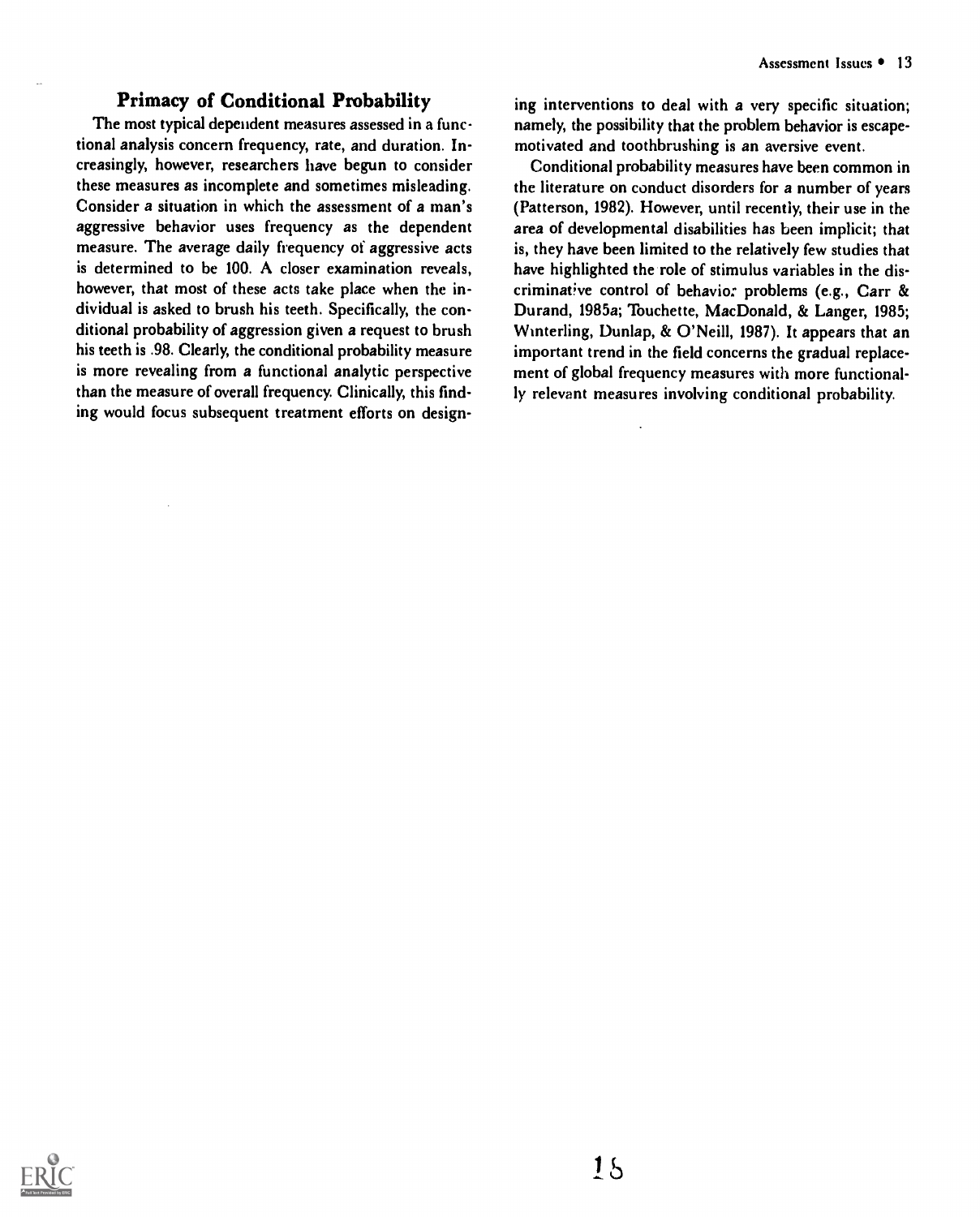## Primacy of Conditional Probability

The most typical dependent measures assessed in a functional analysis concern frequency, rate, and duration. Increasingly, however, researchers have begun to consider these measures as incomplete and sometimes misleading. Consider a situation in which the assessment of a man's aggressive behavior uses frequency as the dependent measure. The average daily frequency of aggressive acts is determined to be 100. A closer examination reveals, however, that most of these acts take place when the individual is asked to brush his teeth. Specifically, the conditional probability of aggression given a request to brush his teeth is .98. Clearly, the conditional probability measure is more revealing from a functional analytic perspective than the measure of overall frequency. Clinically, this finding would focus subsequent treatment efforts on designing interventions to deal with a very specific situation; namely, the possibility that the problem behavior is escape-motivated and toothbrushing is an aversive event.

Conditional probability measures have been common in the literature on conduct disorders for a number of years (Patterson, 1982). However, until recently, their use in the area of developmental disabilities has been implicit; that is, they have been limited to the relatively few studies that have highlighted the role of stimulus variables in the discriminative control of behavior problems (e.g., Carr & Durand, 1985a; Touchette, MacDonald, & Langer, 1985; Winterling, Dunlap, & O'Neill, 1987). It appears that an important trend in the field concerns the gradual replacement of global frequency measures with more functionally relevant measures involving conditional probability.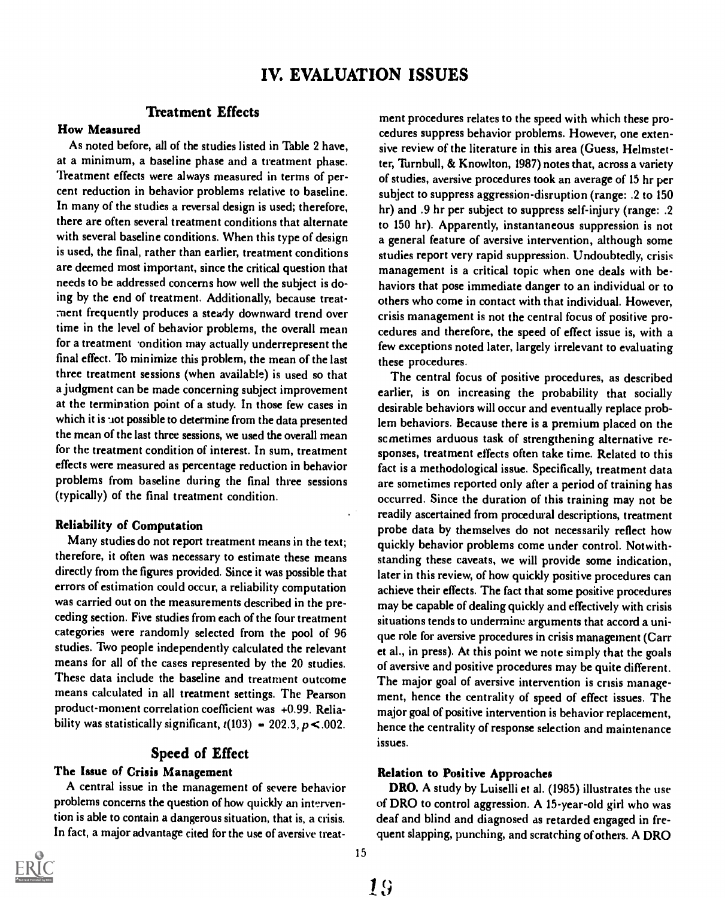# IV. EVALUATION ISSUES

## Treatment Effects

### How Measured

As noted before, all of the studies listed in Table 2 have, at a minimum, a baseline phase and a treatment phase. Treatment effects were always measured in terms of percent reduction in behavior problems relative to baseline. In many of the studies a reversal design is used; therefore, there are often several treatment conditions that alternate with several baseline conditions. When this type of design is used, the final, rather than earlier, treatment conditions are deemed most important, since the critical question that needs to be addressed concerns how well the subject is doing by the end of treatment. Additionally, because treatment frequently produces a steady downward trend over time in the level of behavior problems, the overall mean for a treatment condition may actually underrepresent the final effect. To minimize this problem, the mean of the last three treatment sessions (when available) is used so that a judgment can be made concerning subject improvement at the termination point of a study. In those few cases in which it is not possible to determine from the data presented the mean of the last three sessions, we used the overall mean for the treatment condition of interest. In sum, treatment effects were measured as percentage reduction in behavior problems from baseline during the final three sessions (typically) of the final treatment condition.

### Reliability of Computation

Many studies do not report treatment means in the text; therefore, it often was necessary to estimate these means directly from the figures provided. Since it was possible that errors of estimation could occur, a reliability computation was carried out on the measurements described in the preceding section. Five studies from each of the four treatment categories were randomly selected from the pool of 96 studies. Two people independently calculated the relevant means for all of the cases represented by the 20 studies. These data include the baseline and treatment outcome means calculated in all treatment settings. The Pearson product-moment correlation coefficient was +0.99. Reliability was statistically significant, $t(103) = 202.3, p < .002$.

## Speed of Effect

### The Issue of Crisis Management

A central issue in the management of severe behavior problems concerns the question of how quickly an intervention is able to contain a dangerous situation, that is, a crisis. In fact, a major advantage cited for the use of aversive treatment procedures relates to the speed with which these procedures suppress behavior problems. However, one extensive review of the literature in this area (Guess, Helmstetter, Turnbull, & Knowlton, 1987) notes that, across a variety of studies, aversive procedures took an average of 15 hr per subject to suppress aggression-disruption (range: .2 to 150 hr) and .9 hr per subject to suppress self-injury (range: .2 to 150 hr). Apparently, instantaneous suppression is not a general feature of aversive intervention, although some studies report very rapid suppression. Undoubtedly, crisis management is a critical topic when one deals with behaviors that pose immediate danger to an individual or to others who come in contact with that individual. However, crisis management is not the central focus of positive procedures and therefore, the speed of effect issue is, with a few exceptions noted later, largely irrelevant to evaluating these procedures.

The central focus of positive procedures, as described earlier, is on increasing the probability that socially desirable behaviors will occur and eventually replace problem behaviors. Because there is a premium placed on the sometimes arduous task of strengthening alternative responses, treatment effects often take time. Related to this fact is a methodological issue. Specifically, treatment data are sometimes reported only after a period of training has occurred. Since the duration of this training may not be readily ascertained from procedural descriptions, treatment probe data by themselves do not necessarily reflect how quickly behavior problems come under control. Notwithstanding these caveats, we will provide some indication, later in this review, of how quickly positive procedures can achieve their effects. The fact that some positive procedures may be capable of dealing quickly and effectively with crisis situations tends to undermine arguments that accord a unique role for aversive procedures in crisis management (Carr et al., in press). At this point we note simply that the goals of aversive and positive procedures may be quite different. The major goal of aversive intervention is crisis management, hence the centrality of speed of effect issues. The major goal of positive intervention is behavior replacement, hence the centrality of response selection and maintenance issues.

### Relation to Positive Approaches

**DRO.** A study by Luiselli et al. (1985) illustrates the use of DRO to control aggression. A 15-year-old girl who was deaf and blind and diagnosed as retarded engaged in frequent slapping, punching, and scratching of others. A DRO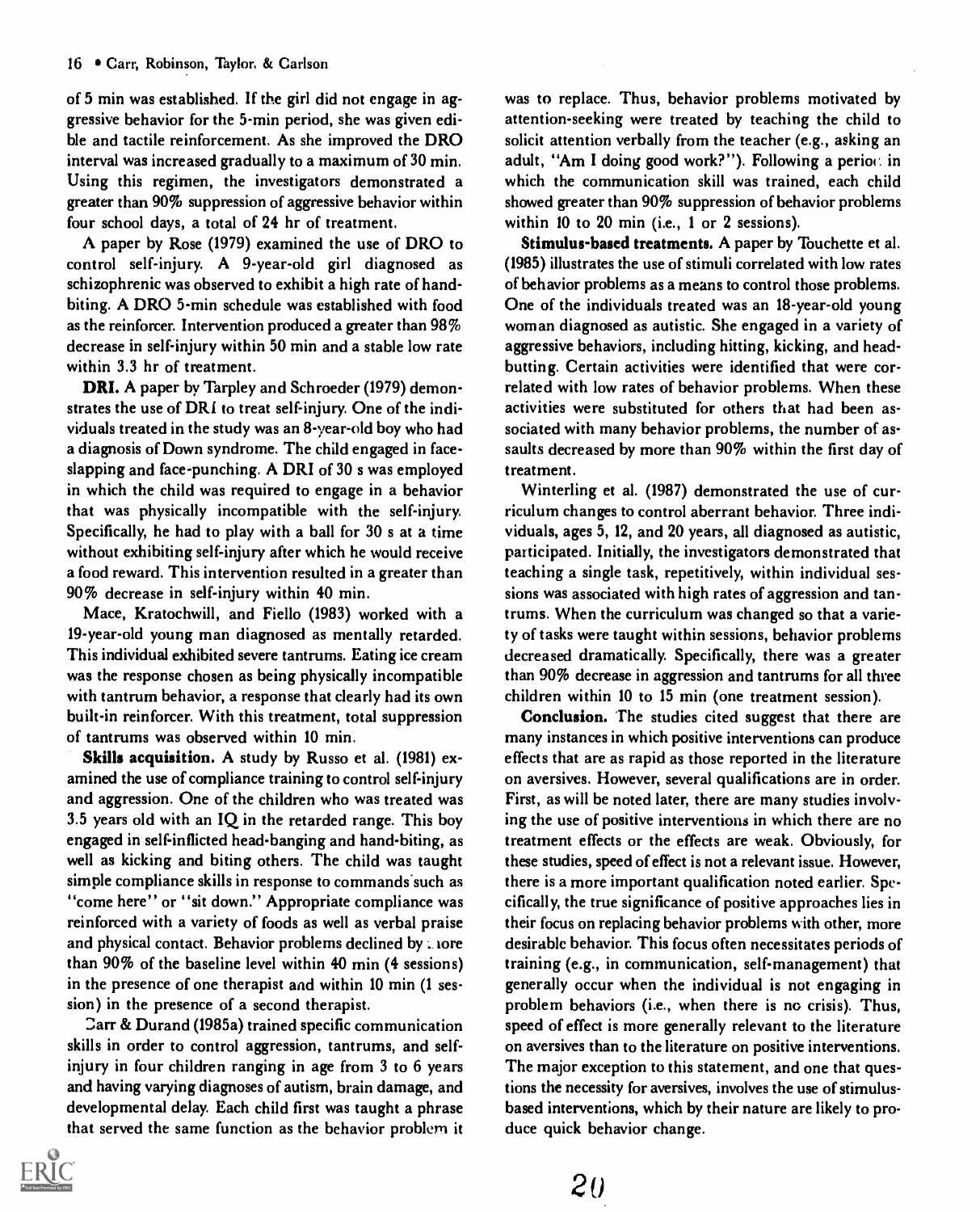of 5 min was established. If the girl did not engage in aggressive behavior for the 5-min period, she was given edible and tactile reinforcement. As she improved the DRO interval was increased gradually to a maximum of 30 min. Using this regimen, the investigators demonstrated a greater than 90% suppression of aggressive behavior within four school days, a total of 24 hr of treatment.

A paper by Rose (1979) examined the use of DRO to control self-injury. A 9-year-old girl diagnosed as schizophrenic was observed to exhibit a high rate of hand-biting. A DRO 5-min schedule was established with food as the reinforcer. Intervention produced a greater than 98% decrease in self-injury within 50 min and a stable low rate within 3.3 hr of treatment.

**DRI.** A paper by Tarpley and Schroeder (1979) demonstrates the use of DRI to treat self-injury. One of the individuals treated in the study was an 8-year-old boy who had a diagnosis of Down syndrome. The child engaged in face-slapping and face-punching. A DRI of 30 s was employed in which the child was required to engage in a behavior that was physically incompatible with the self-injury. Specifically, he had to play with a ball for 30 s at a time without exhibiting self-injury after which he would receive a food reward. This intervention resulted in a greater than 90% decrease in self-injury within 40 min.

Mace, Kratochwill, and Fiello (1983) worked with a 19-year-old young man diagnosed as mentally retarded. This individual exhibited severe tantrums. Eating ice cream was the response chosen as being physically incompatible with tantrum behavior, a response that clearly had its own built-in reinforcer. With this treatment, total suppression of tantrums was observed within 10 min.

**Skills acquisition.** A study by Russo et al. (1981) examined the use of compliance training to control self-injury and aggression. One of the children who was treated was 3.5 years old with an IQ in the retarded range. This boy engaged in self-inflicted head-banging and hand-biting, as well as kicking and biting others. The child was taught simple compliance skills in response to commands such as "come here" or "sit down." Appropriate compliance was reinforced with a variety of foods as well as verbal praise and physical contact. Behavior problems declined by more than 90% of the baseline level within 40 min (4 sessions) in the presence of one therapist and within 10 min (1 session) in the presence of a second therapist.

Carr & Durand (1985a) trained specific communication skills in order to control aggression, tantrums, and self-injury in four children ranging in age from 3 to 6 years and having varying diagnoses of autism, brain damage, and developmental delay. Each child first was taught a phrase that served the same function as the behavior problem it was to replace. Thus, behavior problems motivated by attention-seeking were treated by teaching the child to solicit attention verbally from the teacher (e.g., asking an adult, "Am I doing good work?"). Following a period in which the communication skill was trained, each child showed greater than 90% suppression of behavior problems within 10 to 20 min (i.e., 1 or 2 sessions).

**Stimulus-based treatments.** A paper by Touchette et al. (1985) illustrates the use of stimuli correlated with low rates of behavior problems as a means to control those problems. One of the individuals treated was an 18-year-old young woman diagnosed as autistic. She engaged in a variety of aggressive behaviors, including hitting, kicking, and head-butting. Certain activities were identified that were correlated with low rates of behavior problems. When these activities were substituted for others that had been associated with many behavior problems, the number of assaults decreased by more than 90% within the first day of treatment.

Winterling et al. (1987) demonstrated the use of curriculum changes to control aberrant behavior. Three individuals, ages 5, 12, and 20 years, all diagnosed as autistic, participated. Initially, the investigators demonstrated that teaching a single task, repetitively, within individual sessions was associated with high rates of aggression and tantrums. When the curriculum was changed so that a variety of tasks were taught within sessions, behavior problems decreased dramatically. Specifically, there was a greater than 90% decrease in aggression and tantrums for all three children within 10 to 15 min (one treatment session).

**Conclusion.** The studies cited suggest that there are many instances in which positive interventions can produce effects that are as rapid as those reported in the literature on aversives. However, several qualifications are in order. First, as will be noted later, there are many studies involving the use of positive interventions in which there are no treatment effects or the effects are weak. Obviously, for these studies, speed of effect is not a relevant issue. However, there is a more important qualification noted earlier. Specifically, the true significance of positive approaches lies in their focus on replacing behavior problems with other, more desirable behavior. This focus often necessitates periods of training (e.g., in communication, self-management) that generally occur when the individual is not engaging in problem behaviors (i.e., when there is no crisis). Thus, speed of effect is more generally relevant to the literature on aversives than to the literature on positive interventions. The major exception to this statement, and one that questions the necessity for aversives, involves the use of stimulus-based interventions, which by their nature are likely to produce quick behavior change.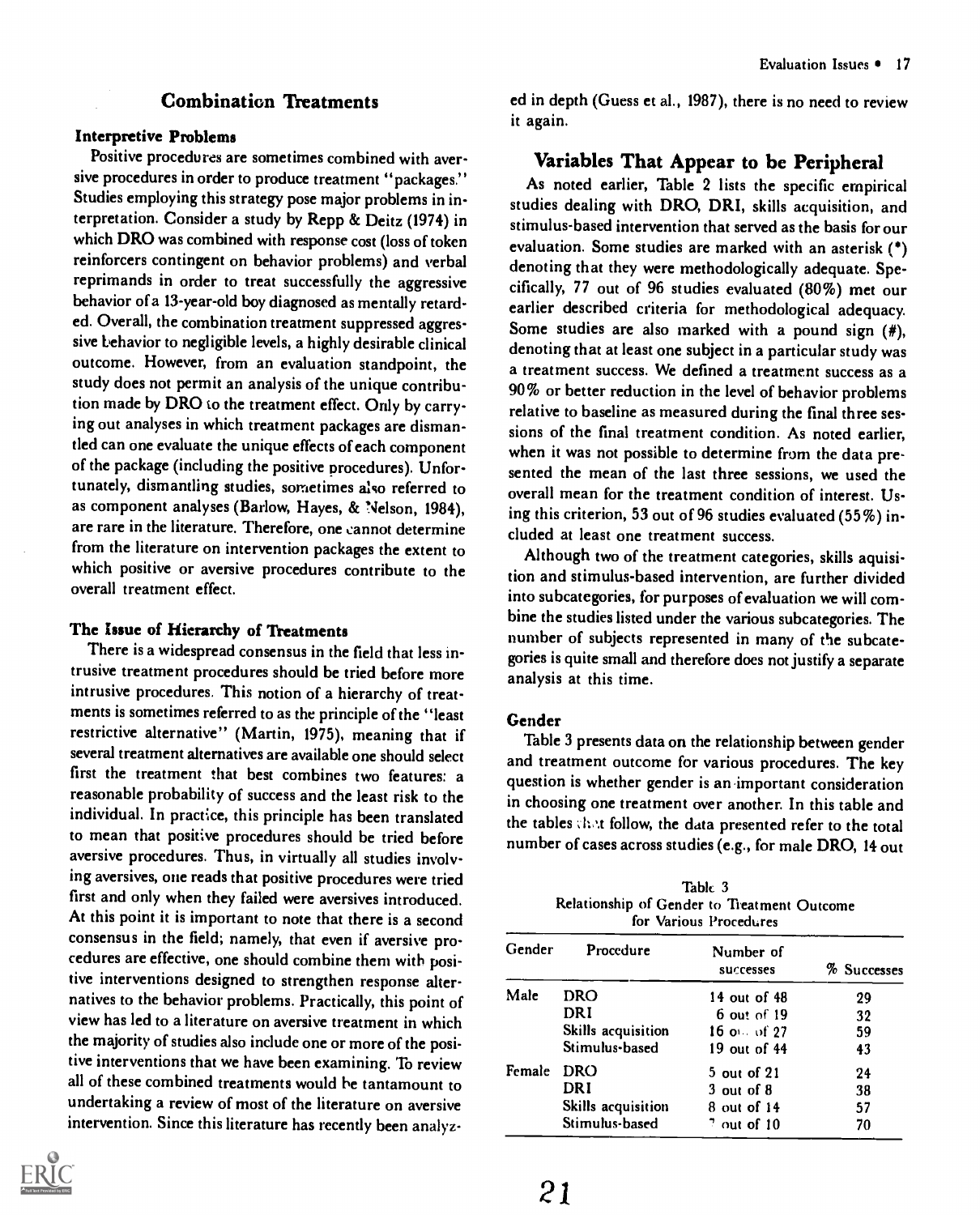## Combination Treatments

### Interpretive Problems

Positive procedures are sometimes combined with aversive procedures in order to produce treatment "packages." Studies employing this strategy pose major problems in interpretation. Consider a study by Repp & Deitz (1974) in which DRO was combined with response cost (loss of token reinforcers contingent on behavior problems) and verbal reprimands in order to treat successfully the aggressive behavior of a 13-year-old boy diagnosed as mentally retarded. Overall, the combination treatment suppressed aggressive behavior to negligible levels, a highly desirable clinical outcome. However, from an evaluation standpoint, the study does not permit an analysis of the unique contribution made by DRO to the treatment effect. Only by carrying out analyses in which treatment packages are dismantled can one evaluate the unique effects of each component of the package (including the positive procedures). Unfortunately, dismantling studies, sometimes also referred to as component analyses (Barlow, Hayes, & Nelson, 1984), are rare in the literature. Therefore, one cannot determine from the literature on intervention packages the extent to which positive or aversive procedures contribute to the overall treatment effect.

### The Issue of Hierarchy of Treatments

There is a widespread consensus in the field that less intrusive treatment procedures should be tried before more intrusive procedures. This notion of a hierarchy of treatments is sometimes referred to as the principle of the "least restrictive alternative" (Martin, 1975), meaning that if several treatment alternatives are available one should select first the treatment that best combines two features: a reasonable probability of success and the least risk to the individual. In practice, this principle has been translated to mean that positive procedures should be tried before aversive procedures. Thus, in virtually all studies involving aversives, one reads that positive procedures were tried first and only when they failed were aversives introduced. At this point it is important to note that there is a second consensus in the field; namely, that even if aversive procedures are effective, one should combine them with positive interventions designed to strengthen response alternatives to the behavior problems. Practically, this point of view has led to a literature on aversive treatment in which the majority of studies also include one or more of the positive interventions that we have been examining. To review all of these combined treatments would be tantamount to undertaking a review of most of the literature on aversive intervention. Since this literature has recently been analyzed in depth (Guess et al., 1987), there is no need to review it again.

## Variables That Appear to be Peripheral

As noted earlier, Table 2 lists the specific empirical studies dealing with DRO, DRI, skills acquisition, and stimulus-based intervention that served as the basis for our evaluation. Some studies are marked with an asterisk (*) denoting that they were methodologically adequate. Specifically, 77 out of 96 studies evaluated (80%) met our earlier described criteria for methodological adequacy. Some studies are also marked with a pound sign (#), denoting that at least one subject in a particular study was a treatment success. We defined a treatment success as a 90% or better reduction in the level of behavior problems relative to baseline as measured during the final three sessions of the final treatment condition. As noted earlier, when it was not possible to determine from the data presented the mean of the last three sessions, we used the overall mean for the treatment condition of interest. Using this criterion, 53 out of 96 studies evaluated (55%) included at least one treatment success.

Although two of the treatment categories, skills aquisition and stimulus-based intervention, are further divided into subcategories, for purposes of evaluation we will combine the studies listed under the various subcategories. The number of subjects represented in many of the subcategories is quite small and therefore does not justify a separate analysis at this time.

### Gender

Table 3 presents data on the relationship between gender and treatment outcome for various procedures. The key question is whether gender is an important consideration in choosing one treatment over another. In this table and the tables that follow, the data presented refer to the total number of cases across studies (e.g., for male DRO, 14 out

Table 3
Relationship of Gender to Treatment Outcome for Various Procedures

| Gender | Procedure | Number of successes | % Successes |
|---|---|---|---|
| Male | DRO | 14 out of 48 | 29 |
| | DRI | 6 out of 19 | 32 |
| | Skills acquisition | 16 out of 27 | 59 |
| | Stimulus-based | 19 out of 44 | 43 |
| Female | DRO | 5 out of 21 | 24 |
| | DRI | 3 out of 8 | 38 |
| | Skills acquisition | 8 out of 14 | 57 |
| | Stimulus-based | 7 out of 10 | 70 |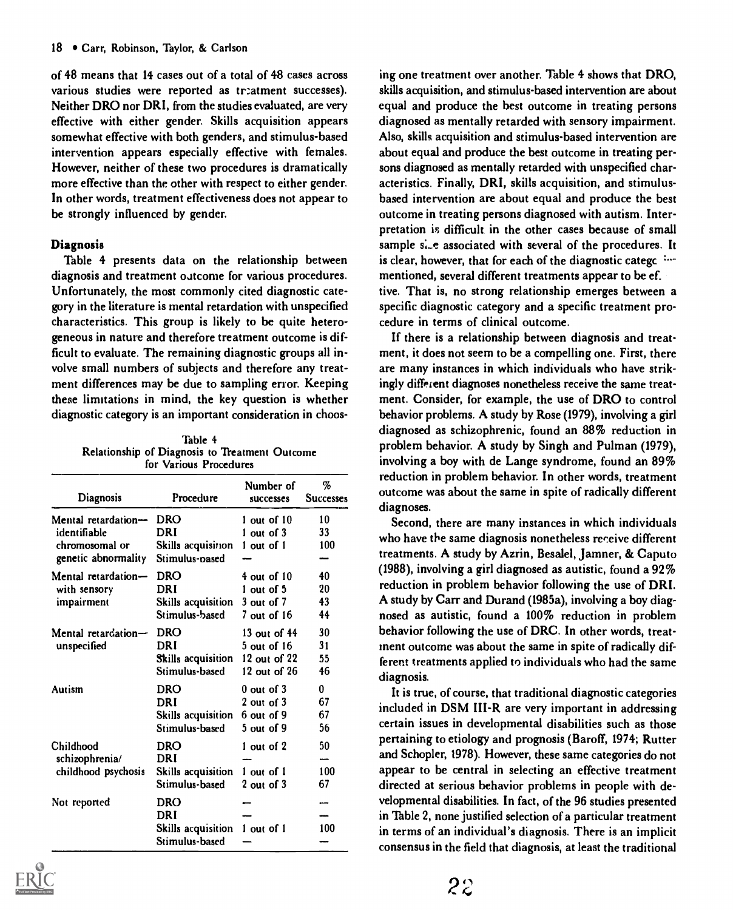of 48 means that 14 cases out of a total of 48 cases across various studies were reported as treatment successes). Neither DRO nor DRI, from the studies evaluated, are very effective with either gender. Skills acquisition appears somewhat effective with both genders, and stimulus-based intervention appears especially effective with females. However, neither of these two procedures is dramatically more effective than the other with respect to either gender. In other words, treatment effectiveness does not appear to be strongly influenced by gender.

### Diagnosis

Table 4 presents data on the relationship between diagnosis and treatment outcome for various procedures. Unfortunately, the most commonly cited diagnostic category in the literature is mental retardation with unspecified characteristics. This group is likely to be quite heterogeneous in nature and therefore treatment outcome is difficult to evaluate. The remaining diagnostic groups all involve small numbers of subjects and therefore any treatment differences may be due to sampling error. Keeping these limitations in mind, the key question is whether diagnostic category is an important consideration in choosing one treatment over another. Table 4 shows that DRO, skills acquisition, and stimulus-based intervention are about equal and produce the best outcome in treating persons diagnosed as mentally retarded with sensory impairment. Also, skills acquisition and stimulus-based intervention are about equal and produce the best outcome in treating persons diagnosed as mentally retarded with unspecified characteristics. Finally, DRI, skills acquisition, and stimulus-based intervention are about equal and produce the best outcome in treating persons diagnosed with autism. Interpretation is difficult in the other cases because of small sample size associated with several of the procedures. It is clear, however, that for each of the diagnostic categories mentioned, several different treatments appear to be effective. That is, no strong relationship emerges between a specific diagnostic category and a specific treatment procedure in terms of clinical outcome.

Table 4
Relationship of Diagnosis to Treatment Outcome for Various Procedures

| Diagnosis | Procedure | Number of successes | % Successes |
|---|---|---|---|
| Mental retardation—identifiable chromosomal or genetic abnormality | DRO | 1 out of 10 | 10 |
| | DRI | 1 out of 3 | 33 |
| | Skills acquisition | 1 out of 1 | 100 |
| | Stimulus-based | — | — |
| Mental retardation—with sensory impairment | DRO | 4 out of 10 | 40 |
| | DRI | 1 out of 5 | 20 |
| | Skills acquisition | 3 out of 7 | 43 |
| | Stimulus-based | 7 out of 16 | 44 |
| Mental retardation—unspecified | DRO | 13 out of 44 | 30 |
| | DRI | 5 out of 16 | 31 |
| | Skills acquisition | 12 out of 22 | 55 |
| | Stimulus-based | 12 out of 26 | 46 |
| Autism | DRO | 0 out of 3 | 0 |
| | DRI | 2 out of 3 | 67 |
| | Skills acquisition | 6 out of 9 | 67 |
| | Stimulus-based | 5 out of 9 | 56 |
| Childhood schizophrenia/childhood psychosis | DRO | 1 out of 2 | 50 |
| | DRI | — | — |
| | Skills acquisition | 1 out of 1 | 100 |
| | Stimulus-based | 2 out of 3 | 67 |
| Not reported | DRO | — | — |
| | DRI | — | — |
| | Skills acquisition | 1 out of 1 | 100 |
| | Stimulus-based | — | — |

If there is a relationship between diagnosis and treatment, it does not seem to be a compelling one. First, there are many instances in which individuals who have strikingly different diagnoses nonetheless receive the same treatment. Consider, for example, the use of DRO to control behavior problems. A study by Rose (1979), involving a girl diagnosed as schizophrenic, found an 88% reduction in problem behavior. A study by Singh and Pulman (1979), involving a boy with de Lange syndrome, found an 89% reduction in problem behavior. In other words, treatment outcome was about the same in spite of radically different diagnoses.

Second, there are many instances in which individuals who have the same diagnosis nonetheless receive different treatments. A study by Azrin, Besalel, Jamner, & Caputo (1988), involving a girl diagnosed as autistic, found a 92% reduction in problem behavior following the use of DRI. A study by Carr and Durand (1985a), involving a boy diagnosed as autistic, found a 100% reduction in problem behavior following the use of DRC. In other words, treatment outcome was about the same in spite of radically different treatments applied to individuals who had the same diagnosis.

It is true, of course, that traditional diagnostic categories included in DSM III-R are very important in addressing certain issues in developmental disabilities such as those pertaining to etiology and prognosis (Baroff, 1974; Rutter and Schopler, 1978). However, these same categories do not appear to be central in selecting an effective treatment directed at serious behavior problems in people with developmental disabilities. In fact, of the 96 studies presented in Table 2, none justified selection of a particular treatment in terms of an individual's diagnosis. There is an implicit consensus in the field that diagnosis, at least the traditional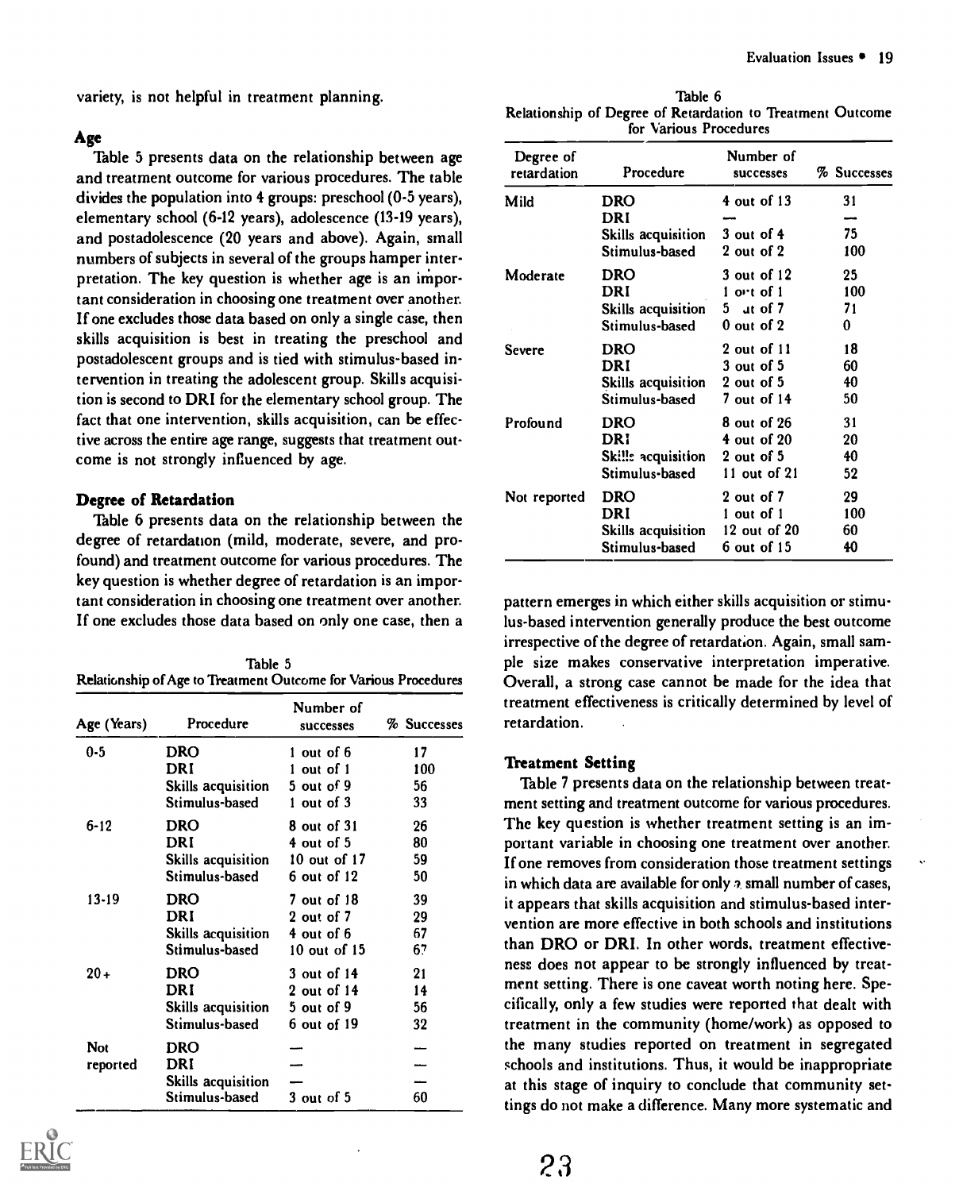variety, is not helpful in treatment planning.

### Age

Table 5 presents data on the relationship between age and treatment outcome for various procedures. The table divides the population into 4 groups: preschool (0-5 years), elementary school (6-12 years), adolescence (13-19 years), and postadolescence (20 years and above). Again, small numbers of subjects in several of the groups hamper interpretation. The key question is whether age is an important consideration in choosing one treatment over another. If one excludes those data based on only a single case, then skills acquisition is best in treating the preschool and postadolescent groups and is tied with stimulus-based intervention in treating the adolescent group. Skills acquisition is second to DRI for the elementary school group. The fact that one intervention, skills acquisition, can be effective across the entire age range, suggests that treatment outcome is not strongly influenced by age.

### Degree of Retardation

Table 6 presents data on the relationship between the degree of retardation (mild, moderate, severe, and profound) and treatment outcome for various procedures. The key question is whether degree of retardation is an important consideration in choosing one treatment over another. If one excludes those data based on only one case, then a pattern emerges in which either skills acquisition or stimulus-based intervention generally produce the best outcome irrespective of the degree of retardation. Again, small sample size makes conservative interpretation imperative. Overall, a strong case cannot be made for the idea that treatment effectiveness is critically determined by level of retardation.

Table 5
Relationship of Age to Treatment Outcome for Various Procedures

| Age (Years) | Procedure | Number of successes | % Successes |
|---|---|---|---|
| 0-5 | DRO | 1 out of 6 | 17 |
| | DRI | 1 out of 1 | 100 |
| | Skills acquisition | 5 out of 9 | 56 |
| | Stimulus-based | 1 out of 3 | 33 |
| 6-12 | DRO | 8 out of 31 | 26 |
| | DRI | 4 out of 5 | 80 |
| | Skills acquisition | 10 out of 17 | 59 |
| | Stimulus-based | 6 out of 12 | 50 |
| 13-19 | DRO | 7 out of 18 | 39 |
| | DRI | 2 out of 7 | 29 |
| | Skills acquisition | 4 out of 6 | 67 |
| | Stimulus-based | 10 out of 15 | 67 |
| 20+ | DRO | 3 out of 14 | 21 |
| | DRI | 2 out of 14 | 14 |
| | Skills acquisition | 5 out of 9 | 56 |
| | Stimulus-based | 6 out of 19 | 32 |
| Not reported | DRO | — | — |
| | DRI | — | — |
| | Skills acquisition | — | — |
| | Stimulus-based | 3 out of 5 | 60 |

Table 6
Relationship of Degree of Retardation to Treatment Outcome for Various Procedures

| Degree of retardation | Procedure | Number of successes | % Successes |
|---|---|---|---|
| Mild | DRO | 4 out of 13 | 31 |
| | DRI | — | — |
| | Skills acquisition | 3 out of 4 | 75 |
| | Stimulus-based | 2 out of 2 | 100 |
| Moderate | DRO | 3 out of 12 | 25 |
| | DRI | 1 out of 1 | 100 |
| | Skills acquisition | 5 out of 7 | 71 |
| | Stimulus-based | 0 out of 2 | 0 |
| Severe | DRO | 2 out of 11 | 18 |
| | DRI | 3 out of 5 | 60 |
| | Skills acquisition | 2 out of 5 | 40 |
| | Stimulus-based | 7 out of 14 | 50 |
| Profound | DRO | 8 out of 26 | 31 |
| | DRI | 4 out of 20 | 20 |
| | Skills acquisition | 2 out of 5 | 40 |
| | Stimulus-based | 11 out of 21 | 52 |
| Not reported | DRO | 2 out of 7 | 29 |
| | DRI | 1 out of 1 | 100 |
| | Skills acquisition | 12 out of 20 | 60 |
| | Stimulus-based | 6 out of 15 | 40 |

### Treatment Setting

Table 7 presents data on the relationship between treatment setting and treatment outcome for various procedures. The key question is whether treatment setting is an important variable in choosing one treatment over another. If one removes from consideration those treatment settings in which data are available for only a small number of cases, it appears that skills acquisition and stimulus-based intervention are more effective in both schools and institutions than DRO or DRI. In other words, treatment effectiveness does not appear to be strongly influenced by treatment setting. There is one caveat worth noting here. Specifically, only a few studies were reported that dealt with treatment in the community (home/work) as opposed to the many studies reported on treatment in segregated schools and institutions. Thus, it would be inappropriate at this stage of inquiry to conclude that community settings do not make a difference. Many more systematic and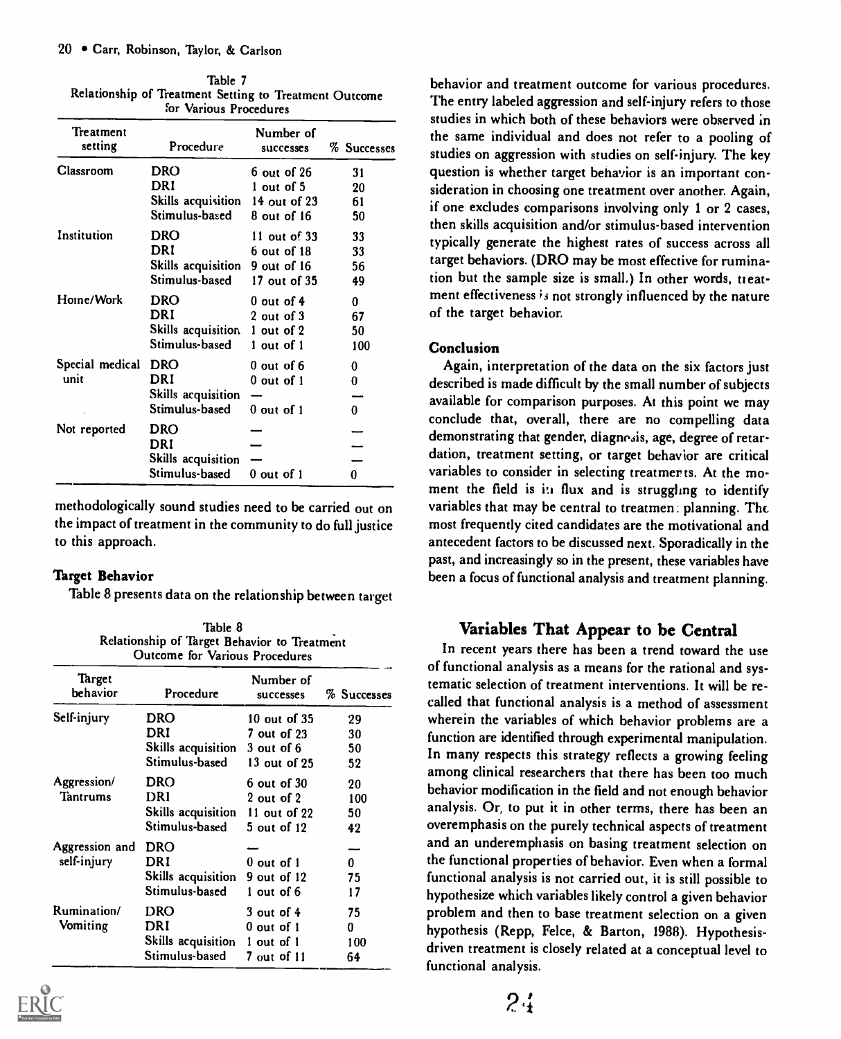Table 7
Relationship of Treatment Setting to Treatment Outcome for Various Procedures

| Treatment setting | Procedure | Number of successes | % Successes |
|---|---|---|---|
| Classroom | DRO | 6 out of 26 | 31 |
| | DRI | 1 out of 5 | 20 |
| | Skills acquisition | 14 out of 23 | 61 |
| | Stimulus-based | 8 out of 16 | 50 |
| Institution | DRO | 11 out of 33 | 33 |
| | DRI | 6 out of 18 | 33 |
| | Skills acquisition | 9 out of 16 | 56 |
| | Stimulus-based | 17 out of 35 | 49 |
| Home/Work | DRO | 0 out of 4 | 0 |
| | DRI | 2 out of 3 | 67 |
| | Skills acquisition | 1 out of 2 | 50 |
| | Stimulus-based | 1 out of 1 | 100 |
| Special medical unit | DRO | 0 out of 6 | 0 |
| | DRI | 0 out of 1 | 0 |
| | Skills acquisition | — | — |
| | Stimulus-based | 0 out of 1 | 0 |
| Not reported | DRO | — | — |
| | DRI | — | — |
| | Skills acquisition | — | — |
| | Stimulus-based | 0 out of 1 | 0 |

methodologically sound studies need to be carried out on the impact of treatment in the community to do full justice to this approach.

### Target Behavior

Table 8 presents data on the relationship between target behavior and treatment outcome for various procedures. The entry labeled aggression and self-injury refers to those studies in which both of these behaviors were observed in the same individual and does not refer to a pooling of studies on aggression with studies on self-injury. The key question is whether target behavior is an important consideration in choosing one treatment over another. Again, if one excludes comparisons involving only 1 or 2 cases, then skills acquisition and/or stimulus-based intervention typically generate the highest rates of success across all target behaviors. (DRO may be most effective for rumination but the sample size is small.) In other words, treatment effectiveness is not strongly influenced by the nature of the target behavior.

Table 8
Relationship of Target Behavior to Treatment Outcome for Various Procedures

| Target behavior | Procedure | Number of successes | % Successes |
|---|---|---|---|
| Self-injury | DRO | 10 out of 35 | 29 |
| | DRI | 7 out of 23 | 30 |
| | Skills acquisition | 3 out of 6 | 50 |
| | Stimulus-based | 13 out of 25 | 52 |
| Aggression/ Tantrums | DRO | 6 out of 30 | 20 |
| | DRI | 2 out of 2 | 100 |
| | Skills acquisition | 11 out of 22 | 50 |
| | Stimulus-based | 5 out of 12 | 42 |
| Aggression and self-injury | DRO | — | — |
| | DRI | 0 out of 1 | 0 |
| | Skills acquisition | 9 out of 12 | 75 |
| | Stimulus-based | 1 out of 6 | 17 |
| Rumination/ Vomiting | DRO | 3 out of 4 | 75 |
| | DRI | 0 out of 1 | 0 |
| | Skills acquisition | 1 out of 1 | 100 |
| | Stimulus-based | 7 out of 11 | 64 |

### Conclusion

Again, interpretation of the data on the six factors just described is made difficult by the small number of subjects available for comparison purposes. At this point we may conclude that, overall, there are no compelling data demonstrating that gender, diagnosis, age, degree of retardation, treatment setting, or target behavior are critical variables to consider in selecting treatments. At the moment the field is in flux and is struggling to identify variables that may be central to treatment planning. The most frequently cited candidates are the motivational and antecedent factors to be discussed next. Sporadically in the past, and increasingly so in the present, these variables have been a focus of functional analysis and treatment planning.

## Variables That Appear to be Central

In recent years there has been a trend toward the use of functional analysis as a means for the rational and systematic selection of treatment interventions. It will be recalled that functional analysis is a method of assessment wherein the variables of which behavior problems are a function are identified through experimental manipulation. In many respects this strategy reflects a growing feeling among clinical researchers that there has been too much behavior modification in the field and not enough behavior analysis. Or, to put it in other terms, there has been an overemphasis on the purely technical aspects of treatment and an underemphasis on basing treatment selection on the functional properties of behavior. Even when a formal functional analysis is not carried out, it is still possible to hypothesize which variables likely control a given behavior problem and then to base treatment selection on a given hypothesis (Repp, Felce, & Barton, 1988). Hypothesis-driven treatment is closely related at a conceptual level to functional analysis.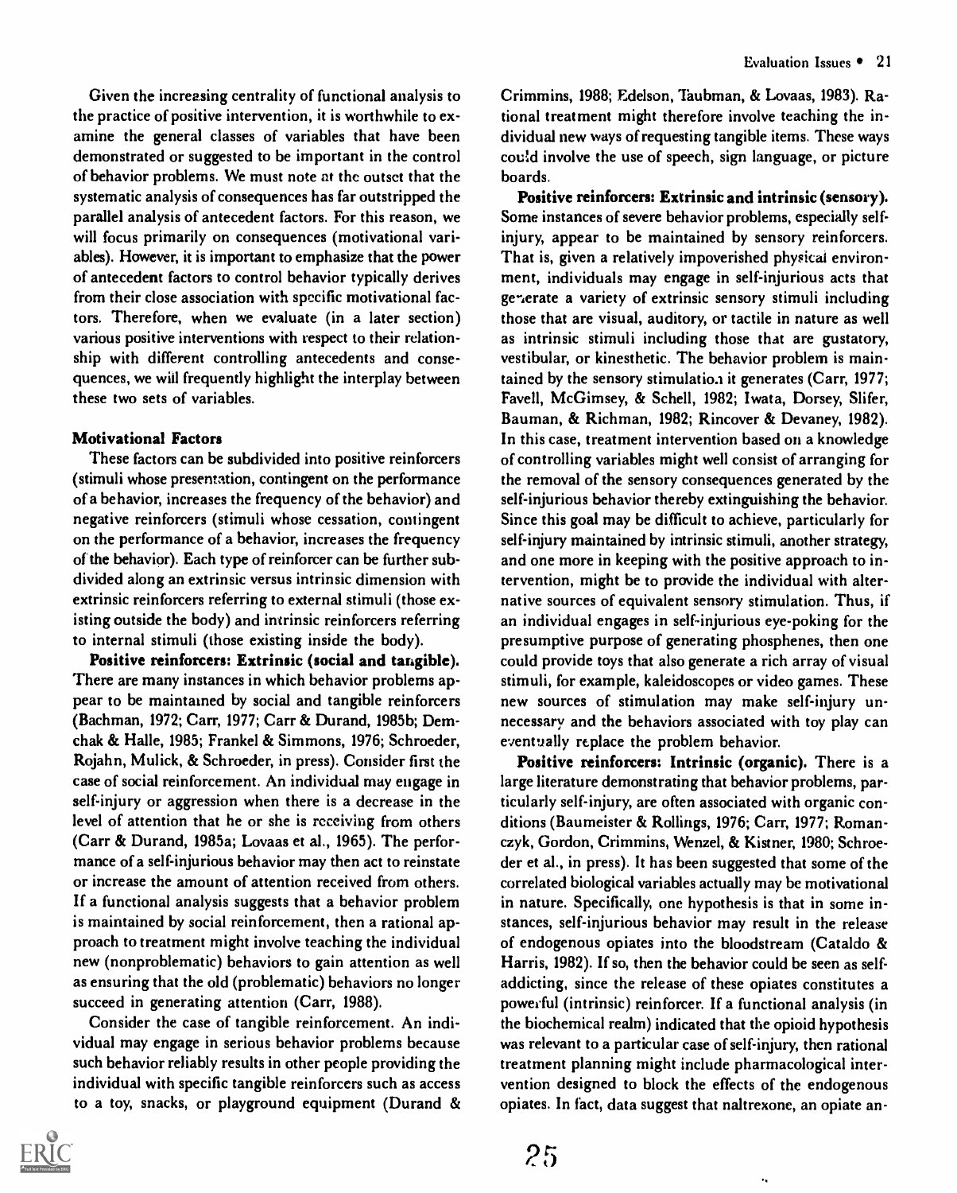Given the increasing centrality of functional analysis to the practice of positive intervention, it is worthwhile to examine the general classes of variables that have been demonstrated or suggested to be important in the control of behavior problems. We must note at the outset that the systematic analysis of consequences has far outstripped the parallel analysis of antecedent factors. For this reason, we will focus primarily on consequences (motivational variables). However, it is important to emphasize that the power of antecedent factors to control behavior typically derives from their close association with specific motivational factors. Therefore, when we evaluate (in a later section) various positive interventions with respect to their relationship with different controlling antecedents and consequences, we will frequently highlight the interplay between these two sets of variables.

### Motivational Factors

These factors can be subdivided into positive reinforcers (stimuli whose presentation, contingent on the performance of a behavior, increases the frequency of the behavior) and negative reinforcers (stimuli whose cessation, contingent on the performance of a behavior, increases the frequency of the behavior). Each type of reinforcer can be further subdivided along an extrinsic versus intrinsic dimension with extrinsic reinforcers referring to external stimuli (those existing outside the body) and intrinsic reinforcers referring to internal stimuli (those existing inside the body).

**Positive reinforcers: Extrinsic (social and tangible).** There are many instances in which behavior problems appear to be maintained by social and tangible reinforcers (Bachman, 1972; Carr, 1977; Carr & Durand, 1985b; Demchak & Halle, 1985; Frankel & Simmons, 1976; Schroeder, Rojahn, Mulick, & Schroeder, in press). Consider first the case of social reinforcement. An individual may engage in self-injury or aggression when there is a decrease in the level of attention that he or she is receiving from others (Carr & Durand, 1985a; Lovaas et al., 1965). The performance of a self-injurious behavior may then act to reinstate or increase the amount of attention received from others. If a functional analysis suggests that a behavior problem is maintained by social reinforcement, then a rational approach to treatment might involve teaching the individual new (nonproblematic) behaviors to gain attention as well as ensuring that the old (problematic) behaviors no longer succeed in generating attention (Carr, 1988).

Consider the case of tangible reinforcement. An individual may engage in serious behavior problems because such behavior reliably results in other people providing the individual with specific tangible reinforcers such as access to a toy, snacks, or playground equipment (Durand & Crimmins, 1988; Edelson, Taubman, & Lovaas, 1983). Rational treatment might therefore involve teaching the individual new ways of requesting tangible items. These ways could involve the use of speech, sign language, or picture boards.

**Positive reinforcers: Extrinsic and intrinsic (sensory).** Some instances of severe behavior problems, especially self-injury, appear to be maintained by sensory reinforcers. That is, given a relatively impoverished physical environment, individuals may engage in self-injurious acts that generate a variety of extrinsic sensory stimuli including those that are visual, auditory, or tactile in nature as well as intrinsic stimuli including those that are gustatory, vestibular, or kinesthetic. The behavior problem is maintained by the sensory stimulation it generates (Carr, 1977; Favell, McGimsey, & Schell, 1982; Iwata, Dorsey, Slifer, Bauman, & Richman, 1982; Rincover & Devaney, 1982). In this case, treatment intervention based on a knowledge of controlling variables might well consist of arranging for the removal of the sensory consequences generated by the self-injurious behavior thereby extinguishing the behavior. Since this goal may be difficult to achieve, particularly for self-injury maintained by intrinsic stimuli, another strategy, and one more in keeping with the positive approach to intervention, might be to provide the individual with alternative sources of equivalent sensory stimulation. Thus, if an individual engages in self-injurious eye-poking for the presumptive purpose of generating phosphenes, then one could provide toys that also generate a rich array of visual stimuli, for example, kaleidoscopes or video games. These new sources of stimulation may make self-injury unnecessary and the behaviors associated with toy play can eventually replace the problem behavior.

**Positive reinforcers: Intrinsic (organic).** There is a large literature demonstrating that behavior problems, particularly self-injury, are often associated with organic conditions (Baumeister & Rollings, 1976; Carr, 1977; Romanczyk, Gordon, Crimmins, Wenzel, & Kistner, 1980; Schroeder et al., in press). It has been suggested that some of the correlated biological variables actually may be motivational in nature. Specifically, one hypothesis is that in some instances, self-injurious behavior may result in the release of endogenous opiates into the bloodstream (Cataldo & Harris, 1982). If so, then the behavior could be seen as self-addicting, since the release of these opiates constitutes a powerful (intrinsic) reinforcer. If a functional analysis (in the biochemical realm) indicated that the opioid hypothesis was relevant to a particular case of self-injury, then rational treatment planning might include pharmacological intervention designed to block the effects of the endogenous opiates. In fact, data suggest that naltrexone, an opiate an-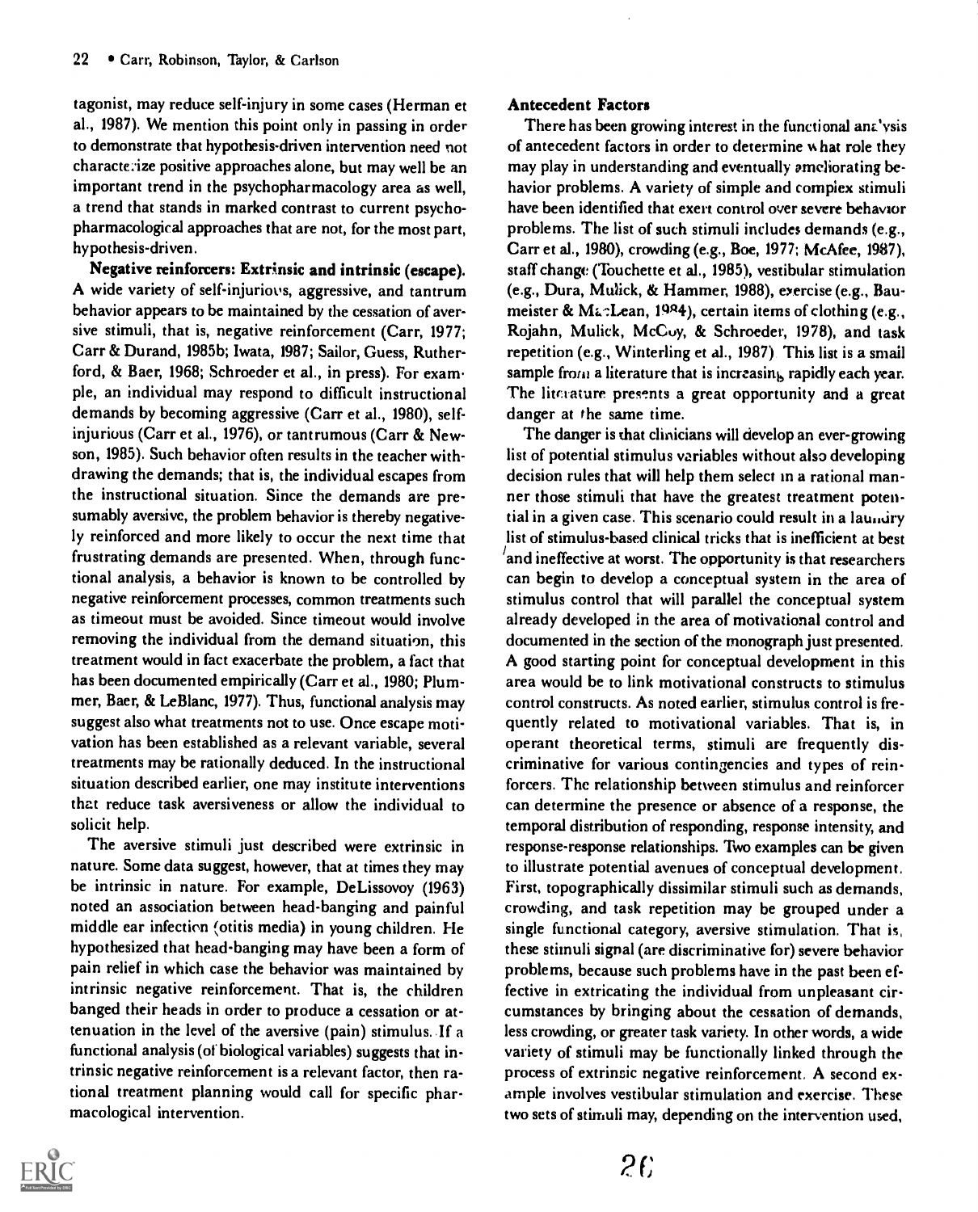tagonist, may reduce self-injury in some cases (Herman et al., 1987). We mention this point only in passing in order to demonstrate that hypothesis-driven intervention need not characterize positive approaches alone, but may well be an important trend in the psychopharmacology area as well, a trend that stands in marked contrast to current psychopharmacological approaches that are not, for the most part, hypothesis-driven.

**Negative reinforcers: Extrinsic and intrinsic (escape).** A wide variety of self-injurious, aggressive, and tantrum behavior appears to be maintained by the cessation of aversive stimuli, that is, negative reinforcement (Carr, 1977; Carr & Durand, 1985b; Iwata, 1987; Sailor, Guess, Rutherford, & Baer, 1968; Schroeder et al., in press). For example, an individual may respond to difficult instructional demands by becoming aggressive (Carr et al., 1980), self-injurious (Carr et al., 1976), or tantrumous (Carr & Newson, 1985). Such behavior often results in the teacher withdrawing the demands; that is, the individual escapes from the instructional situation. Since the demands are presumably aversive, the problem behavior is thereby negatively reinforced and more likely to occur the next time that frustrating demands are presented. When, through functional analysis, a behavior is known to be controlled by negative reinforcement processes, common treatments such as timeout must be avoided. Since timeout would involve removing the individual from the demand situation, this treatment would in fact exacerbate the problem, a fact that has been documented empirically (Carr et al., 1980; Plummer, Baer, & LeBlanc, 1977). Thus, functional analysis may suggest also what treatments not to use. Once escape motivation has been established as a relevant variable, several treatments may be rationally deduced. In the instructional situation described earlier, one may institute interventions that reduce task aversiveness or allow the individual to solicit help.

The aversive stimuli just described were extrinsic in nature. Some data suggest, however, that at times they may be intrinsic in nature. For example, DeLissovoy (1963) noted an association between head-banging and painful middle ear infection (otitis media) in young children. He hypothesized that head-banging may have been a form of pain relief in which case the behavior was maintained by intrinsic negative reinforcement. That is, the children banged their heads in order to produce a cessation or attenuation in the level of the aversive (pain) stimulus. If a functional analysis (of biological variables) suggests that intrinsic negative reinforcement is a relevant factor, then rational treatment planning would call for specific pharmacological intervention.

**Antecedent Factors**

There has been growing interest in the functional analysis of antecedent factors in order to determine what role they may play in understanding and eventually ameliorating behavior problems. A variety of simple and complex stimuli have been identified that exert control over severe behavior problems. The list of such stimuli includes demands (e.g., Carr et al., 1980), crowding (e.g., Boe, 1977; McAfee, 1987), staff change (Touchette et al., 1985), vestibular stimulation (e.g., Dura, Mulick, & Hammer, 1988), exercise (e.g., Baumeister & MacLean, 1984), certain items of clothing (e.g., Rojahn, Mulick, McCoy, & Schroeder, 1978), and task repetition (e.g., Winterling et al., 1987) This list is a small sample from a literature that is increasing rapidly each year. The literature presents a great opportunity and a great danger at the same time.

The danger is that clinicians will develop an ever-growing list of potential stimulus variables without also developing decision rules that will help them select in a rational manner those stimuli that have the greatest treatment potential in a given case. This scenario could result in a laundry list of stimulus-based clinical tricks that is inefficient at best and ineffective at worst. The opportunity is that researchers can begin to develop a conceptual system in the area of stimulus control that will parallel the conceptual system already developed in the area of motivational control and documented in the section of the monograph just presented. A good starting point for conceptual development in this area would be to link motivational constructs to stimulus control constructs. As noted earlier, stimulus control is frequently related to motivational variables. That is, in operant theoretical terms, stimuli are frequently discriminative for various contingencies and types of reinforcers. The relationship between stimulus and reinforcer can determine the presence or absence of a response, the temporal distribution of responding, response intensity, and response-response relationships. Two examples can be given to illustrate potential avenues of conceptual development. First, topographically dissimilar stimuli such as demands, crowding, and task repetition may be grouped under a single functional category, aversive stimulation. That is, these stimuli signal (are discriminative for) severe behavior problems, because such problems have in the past been effective in extricating the individual from unpleasant circumstances by bringing about the cessation of demands, less crowding, or greater task variety. In other words, a wide variety of stimuli may be functionally linked through the process of extrinsic negative reinforcement. A second example involves vestibular stimulation and exercise. These two sets of stimuli may, depending on the intervention used,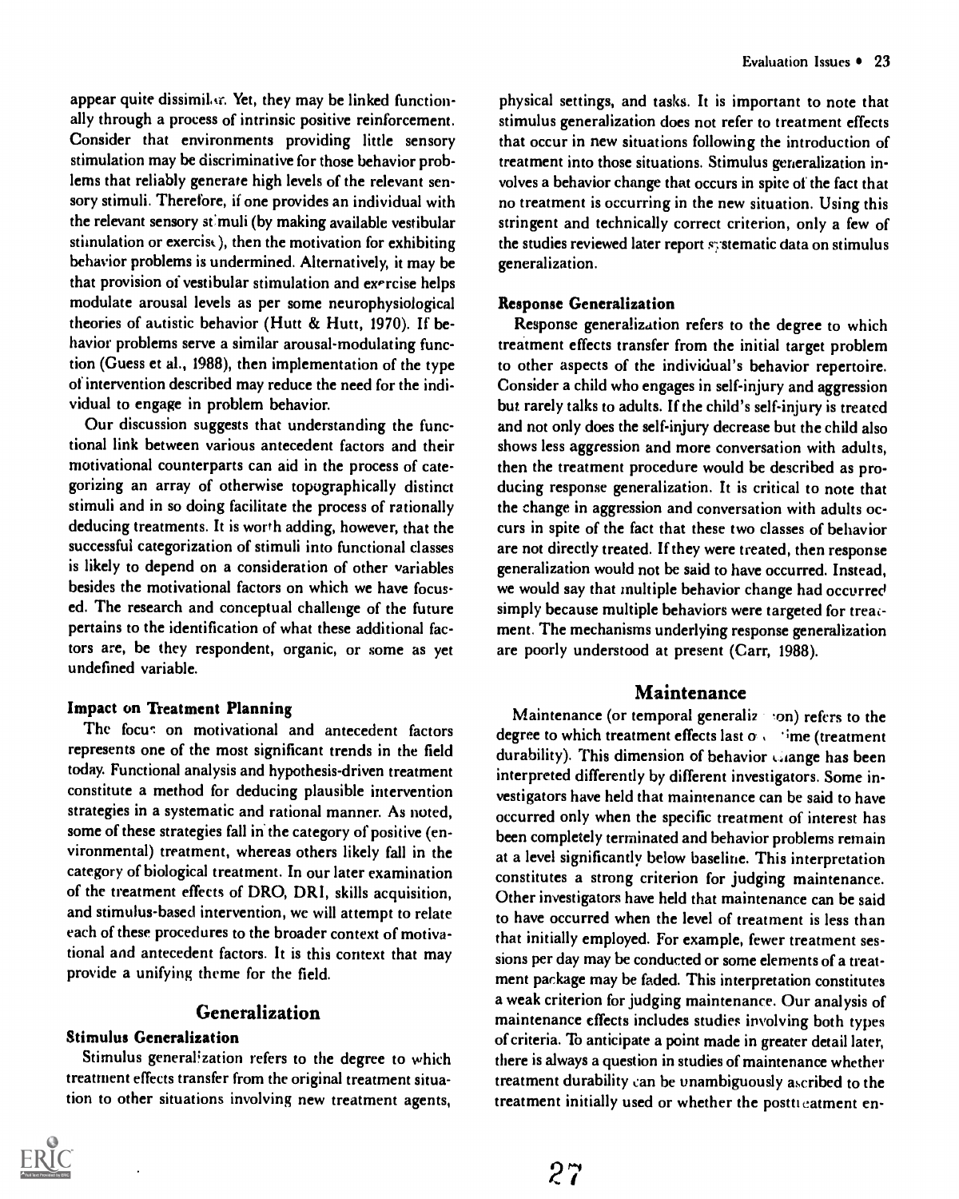appear quite dissimilar. Yet, they may be linked functionally through a process of intrinsic positive reinforcement. Consider that environments providing little sensory stimulation may be discriminative for those behavior problems that reliably generate high levels of the relevant sensory stimuli. Therefore, if one provides an individual with the relevant sensory stimuli (by making available vestibular stimulation or exercise), then the motivation for exhibiting behavior problems is undermined. Alternatively, it may be that provision of vestibular stimulation and exercise helps modulate arousal levels as per some neurophysiological theories of autistic behavior (Hutt & Hutt, 1970). If behavior problems serve a similar arousal-modulating function (Guess et al., 1988), then implementation of the type of intervention described may reduce the need for the individual to engage in problem behavior.

Our discussion suggests that understanding the functional link between various antecedent factors and their motivational counterparts can aid in the process of categorizing an array of otherwise topographically distinct stimuli and in so doing facilitate the process of rationally deducing treatments. It is worth adding, however, that the successful categorization of stimuli into functional classes is likely to depend on a consideration of other variables besides the motivational factors on which we have focused. The research and conceptual challenge of the future pertains to the identification of what these additional factors are, be they respondent, organic, or some as yet undefined variable.

### Impact on Treatment Planning

The focus on motivational and antecedent factors represents one of the most significant trends in the field today. Functional analysis and hypothesis-driven treatment constitute a method for deducing plausible intervention strategies in a systematic and rational manner. As noted, some of these strategies fall in the category of positive (environmental) treatment, whereas others likely fall in the category of biological treatment. In our later examination of the treatment effects of DRO, DRI, skills acquisition, and stimulus-based intervention, we will attempt to relate each of these procedures to the broader context of motivational and antecedent factors. It is this context that may provide a unifying theme for the field.

## Generalization

### Stimulus Generalization

Stimulus generalization refers to the degree to which treatment effects transfer from the original treatment situation to other situations involving new treatment agents, physical settings, and tasks. It is important to note that stimulus generalization does not refer to treatment effects that occur in new situations following the introduction of treatment into those situations. Stimulus generalization involves a behavior change that occurs in spite of the fact that no treatment is occurring in the new situation. Using this stringent and technically correct criterion, only a few of the studies reviewed later report systematic data on stimulus generalization.

### Response Generalization

Response generalization refers to the degree to which treatment effects transfer from the initial target problem to other aspects of the individual's behavior repertoire. Consider a child who engages in self-injury and aggression but rarely talks to adults. If the child's self-injury is treated and not only does the self-injury decrease but the child also shows less aggression and more conversation with adults, then the treatment procedure would be described as producing response generalization. It is critical to note that the change in aggression and conversation with adults occurs in spite of the fact that these two classes of behavior are not directly treated. If they were treated, then response generalization would not be said to have occurred. Instead, we would say that multiple behavior change had occurred simply because multiple behaviors were targeted for treatment. The mechanisms underlying response generalization are poorly understood at present (Carr, 1988).

## Maintenance

Maintenance (or temporal generalization) refers to the degree to which treatment effects last over time (treatment durability). This dimension of behavior change has been interpreted differently by different investigators. Some investigators have held that maintenance can be said to have occurred only when the specific treatment of interest has been completely terminated and behavior problems remain at a level significantly below baseline. This interpretation constitutes a strong criterion for judging maintenance. Other investigators have held that maintenance can be said to have occurred when the level of treatment is less than that initially employed. For example, fewer treatment sessions per day may be conducted or some elements of a treatment package may be faded. This interpretation constitutes a weak criterion for judging maintenance. Our analysis of maintenance effects includes studies involving both types of criteria. To anticipate a point made in greater detail later, there is always a question in studies of maintenance whether treatment durability can be unambiguously ascribed to the treatment initially used or whether the posttreatment en-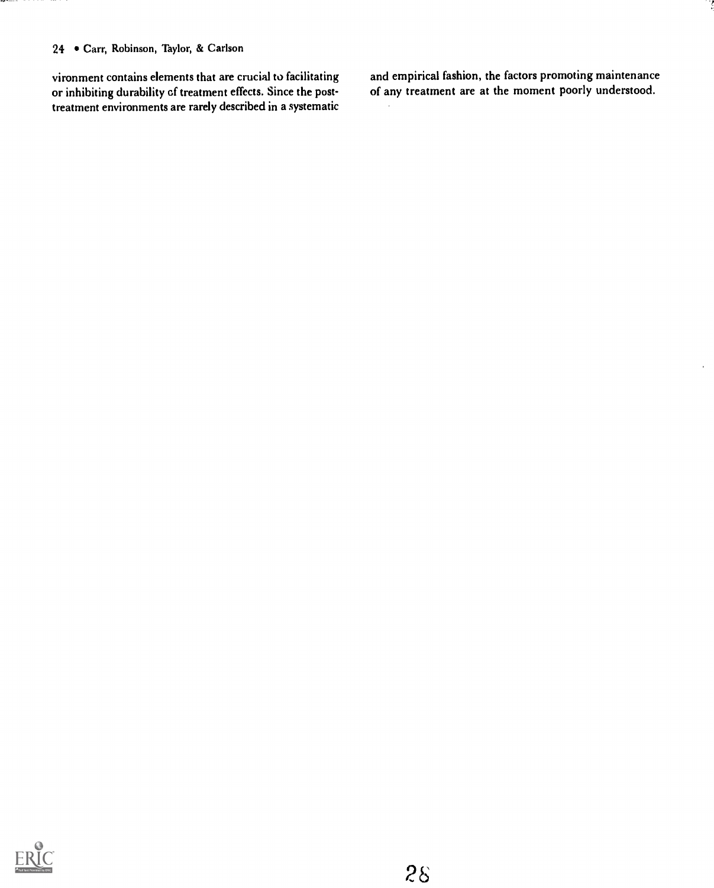vironment contains elements that are crucial to facilitating or inhibiting durability of treatment effects. Since the post-treatment environments are rarely described in a systematic and empirical fashion, the factors promoting maintenance of any treatment are at the moment poorly understood.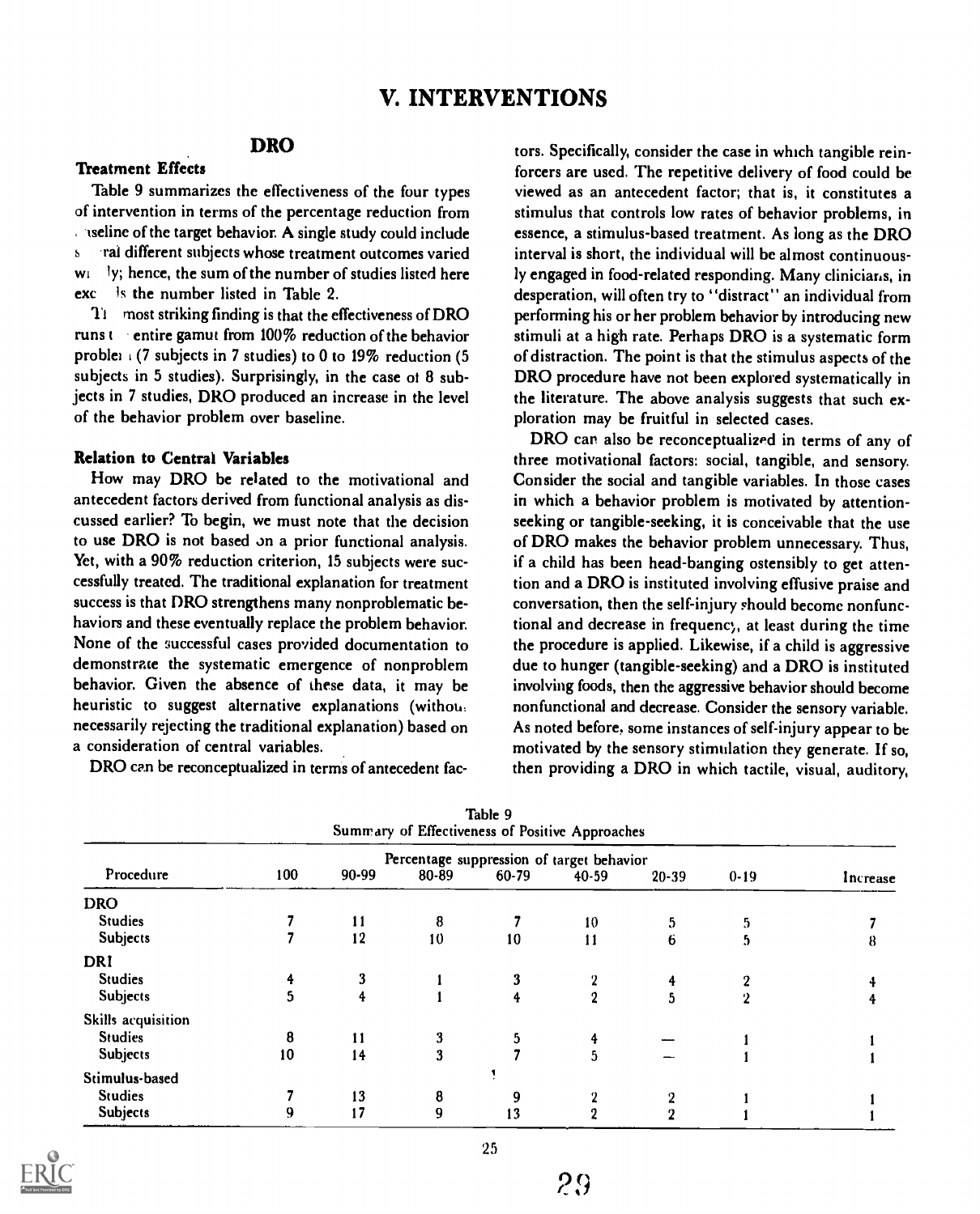# V. INTERVENTIONS

## DRO

### Treatment Effects

Table 9 summarizes the effectiveness of the four types of intervention in terms of the percentage reduction from baseline of the target behavior. A single study could include several different subjects whose treatment outcomes varied widely; hence, the sum of the number of studies listed here exceeds the number listed in Table 2.

The most striking finding is that the effectiveness of DRO runs the entire gamut from 100% reduction of the behavior problem (7 subjects in 7 studies) to 0 to 19% reduction (5 subjects in 5 studies). Surprisingly, in the case of 8 subjects in 7 studies, DRO produced an increase in the level of the behavior problem over baseline.

### Relation to Central Variables

How may DRO be related to the motivational and antecedent factors derived from functional analysis as discussed earlier? To begin, we must note that the decision to use DRO is not based on a prior functional analysis. Yet, with a 90% reduction criterion, 15 subjects were successfully treated. The traditional explanation for treatment success is that DRO strengthens many nonproblematic behaviors and these eventually replace the problem behavior. None of the successful cases provided documentation to demonstrate the systematic emergence of nonproblem behavior. Given the absence of these data, it may be heuristic to suggest alternative explanations (without necessarily rejecting the traditional explanation) based on a consideration of central variables.

DRO can be reconceptualized in terms of antecedent factors. Specifically, consider the case in which tangible reinforcers are used. The repetitive delivery of food could be viewed as an antecedent factor; that is, it constitutes a stimulus that controls low rates of behavior problems, in essence, a stimulus-based treatment. As long as the DRO interval is short, the individual will be almost continuously engaged in food-related responding. Many clinicians, in desperation, will often try to "distract" an individual from performing his or her problem behavior by introducing new stimuli at a high rate. Perhaps DRO is a systematic form of distraction. The point is that the stimulus aspects of the DRO procedure have not been explored systematically in the literature. The above analysis suggests that such exploration may be fruitful in selected cases.

DRO can also be reconceptualized in terms of any of three motivational factors: social, tangible, and sensory. Consider the social and tangible variables. In those cases in which a behavior problem is motivated by attention-seeking or tangible-seeking, it is conceivable that the use of DRO makes the behavior problem unnecessary. Thus, if a child has been head-banging ostensibly to get attention and a DRO is instituted involving effusive praise and conversation, then the self-injury should become nonfunctional and decrease in frequency, at least during the time the procedure is applied. Likewise, if a child is aggressive due to hunger (tangible-seeking) and a DRO is instituted involving foods, then the aggressive behavior should become nonfunctional and decrease. Consider the sensory variable. As noted before, some instances of self-injury appear to be motivated by the sensory stimulation they generate. If so, then providing a DRO in which tactile, visual, auditory,

Table 9
Summary of Effectiveness of Positive Approaches

| Procedure | Percentage suppression of target behavior | | | | | | | |
|---|---|---|---|---|---|---|---|---|
| | 100 | 90-99 | 80-89 | 60-79 | 40-59 | 20-39 | 0-19 | Increase |
| DRO | | | | | | | | |
| Studies | 7 | 11 | 8 | 7 | 10 | 5 | 5 | 7 |
| Subjects | 7 | 12 | 10 | 10 | 11 | 6 | 5 | 8 |
| DRI | | | | | | | | |
| Studies | 4 | 3 | 1 | 3 | 2 | 4 | 2 | 4 |
| Subjects | 5 | 4 | 1 | 4 | 2 | 5 | 2 | 4 |
| Skills acquisition | | | | | | | | |
| Studies | 8 | 11 | 3 | 5 | 4 | — | 1 | 1 |
| Subjects | 10 | 14 | 3 | 7 | 5 | — | 1 | 1 |
| Stimulus-based | | | | | | | | |
| Studies | 7 | 13 | 8 | 9 | 2 | 2 | 1 | 1 |
| Subjects | 9 | 17 | 9 | 13 | 2 | 2 | 1 | 1 |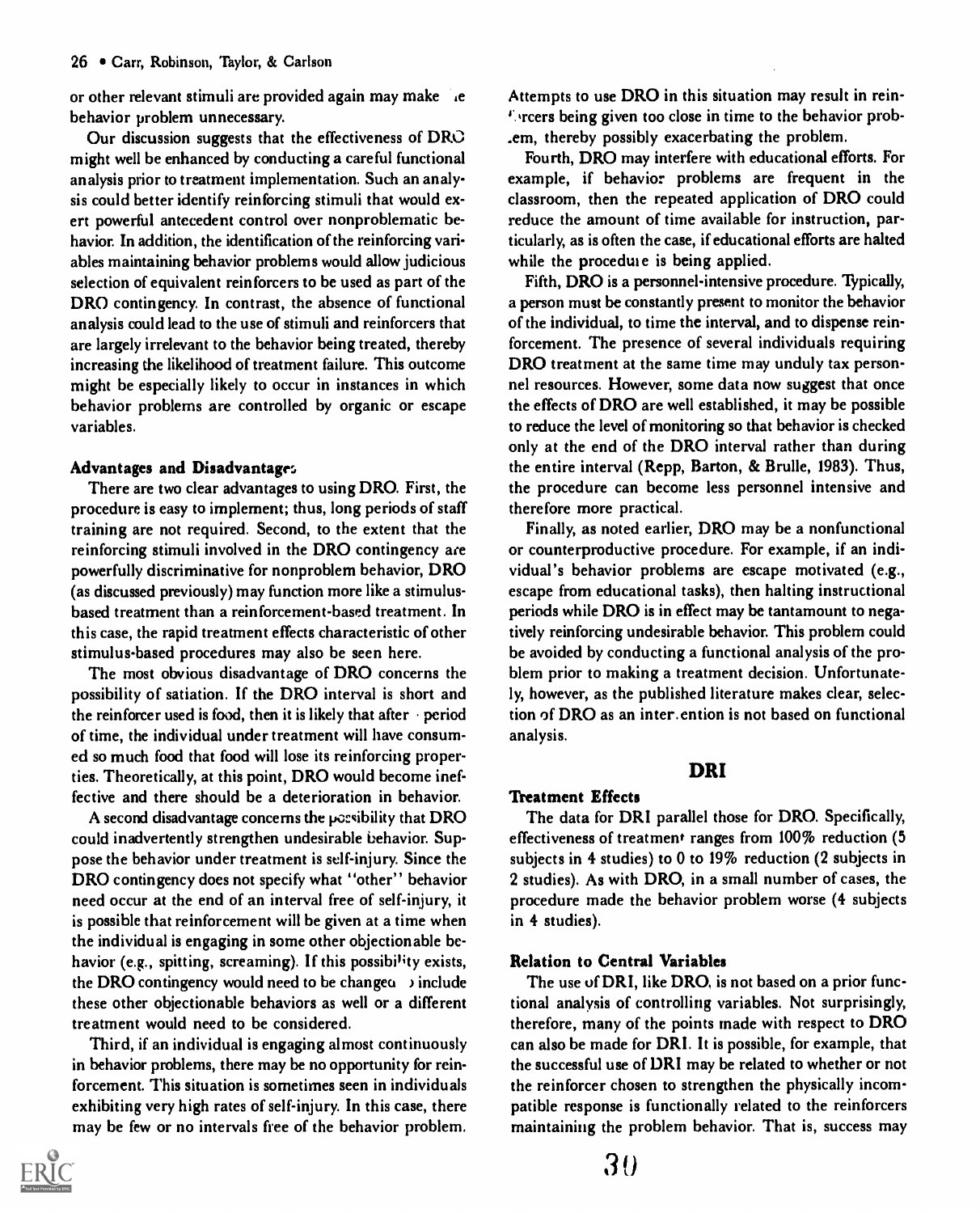or other relevant stimuli are provided again may make the behavior problem unnecessary.

Our discussion suggests that the effectiveness of DRO might well be enhanced by conducting a careful functional analysis prior to treatment implementation. Such an analysis could better identify reinforcing stimuli that would exert powerful antecedent control over nonproblematic behavior. In addition, the identification of the reinforcing variables maintaining behavior problems would allow judicious selection of equivalent reinforcers to be used as part of the DRO contingency. In contrast, the absence of functional analysis could lead to the use of stimuli and reinforcers that are largely irrelevant to the behavior being treated, thereby increasing the likelihood of treatment failure. This outcome might be especially likely to occur in instances in which behavior problems are controlled by organic or escape variables.

### Advantages and Disadvantages

There are two clear advantages to using DRO. First, the procedure is easy to implement; thus, long periods of staff training are not required. Second, to the extent that the reinforcing stimuli involved in the DRO contingency are powerfully discriminative for nonproblem behavior, DRO (as discussed previously) may function more like a stimulus-based treatment than a reinforcement-based treatment. In this case, the rapid treatment effects characteristic of other stimulus-based procedures may also be seen here.

The most obvious disadvantage of DRO concerns the possibility of satiation. If the DRO interval is short and the reinforcer used is food, then it is likely that after a period of time, the individual under treatment will have consumed so much food that food will lose its reinforcing properties. Theoretically, at this point, DRO would become ineffective and there should be a deterioration in behavior.

A second disadvantage concerns the possibility that DRO could inadvertently strengthen undesirable behavior. Suppose the behavior under treatment is self-injury. Since the DRO contingency does not specify what "other" behavior need occur at the end of an interval free of self-injury, it is possible that reinforcement will be given at a time when the individual is engaging in some other objectionable behavior (e.g., spitting, screaming). If this possibility exists, the DRO contingency would need to be changed to include these other objectionable behaviors as well or a different treatment would need to be considered.

Third, if an individual is engaging almost continuously in behavior problems, there may be no opportunity for reinforcement. This situation is sometimes seen in individuals exhibiting very high rates of self-injury. In this case, there may be few or no intervals free of the behavior problem. Attempts to use DRO in this situation may result in reinforcers being given too close in time to the behavior problem, thereby possibly exacerbating the problem.

Fourth, DRO may interfere with educational efforts. For example, if behavior problems are frequent in the classroom, then the repeated application of DRO could reduce the amount of time available for instruction, particularly, as is often the case, if educational efforts are halted while the procedure is being applied.

Fifth, DRO is a personnel-intensive procedure. Typically, a person must be constantly present to monitor the behavior of the individual, to time the interval, and to dispense reinforcement. The presence of several individuals requiring DRO treatment at the same time may unduly tax personnel resources. However, some data now suggest that once the effects of DRO are well established, it may be possible to reduce the level of monitoring so that behavior is checked only at the end of the DRO interval rather than during the entire interval (Repp, Barton, & Brulle, 1983). Thus, the procedure can become less personnel intensive and therefore more practical.

Finally, as noted earlier, DRO may be a nonfunctional or counterproductive procedure. For example, if an individual's behavior problems are escape motivated (e.g., escape from educational tasks), then halting instructional periods while DRO is in effect may be tantamount to negatively reinforcing undesirable behavior. This problem could be avoided by conducting a functional analysis of the problem prior to making a treatment decision. Unfortunately, however, as the published literature makes clear, selection of DRO as an intervention is not based on functional analysis.

## DRI

### Treatment Effects

The data for DRI parallel those for DRO. Specifically, effectiveness of treatment ranges from 100% reduction (5 subjects in 4 studies) to 0 to 19% reduction (2 subjects in 2 studies). As with DRO, in a small number of cases, the procedure made the behavior problem worse (4 subjects in 4 studies).

### Relation to Central Variables

The use of DRI, like DRO, is not based on a prior functional analysis of controlling variables. Not surprisingly, therefore, many of the points made with respect to DRO can also be made for DRI. It is possible, for example, that the successful use of DRI may be related to whether or not the reinforcer chosen to strengthen the physically incompatible response is functionally related to the reinforcers maintaining the problem behavior. That is, success may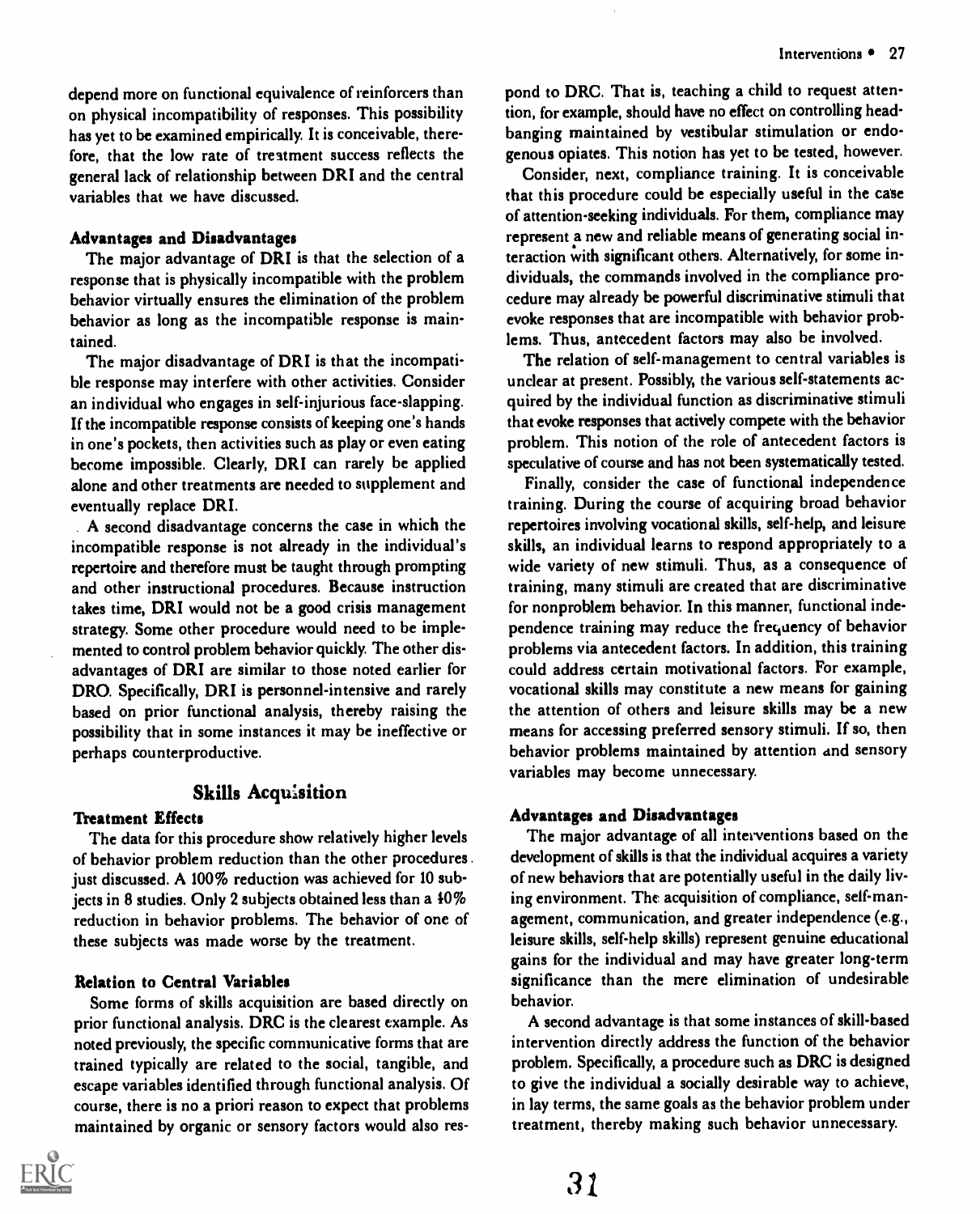depend more on functional equivalence of reinforcers than on physical incompatibility of responses. This possibility has yet to be examined empirically. It is conceivable, therefore, that the low rate of treatment success reflects the general lack of relationship between DRI and the central variables that we have discussed.

### Advantages and Disadvantages

The major advantage of DRI is that the selection of a response that is physically incompatible with the problem behavior virtually ensures the elimination of the problem behavior as long as the incompatible response is maintained.

The major disadvantage of DRI is that the incompatible response may interfere with other activities. Consider an individual who engages in self-injurious face-slapping. If the incompatible response consists of keeping one's hands in one's pockets, then activities such as play or even eating become impossible. Clearly, DRI can rarely be applied alone and other treatments are needed to supplement and eventually replace DRI.

A second disadvantage concerns the case in which the incompatible response is not already in the individual's repertoire and therefore must be taught through prompting and other instructional procedures. Because instruction takes time, DRI would not be a good crisis management strategy. Some other procedure would need to be implemented to control problem behavior quickly. The other disadvantages of DRI are similar to those noted earlier for DRO. Specifically, DRI is personnel-intensive and rarely based on prior functional analysis, thereby raising the possibility that in some instances it may be ineffective or perhaps counterproductive.

## Skills Acquisition

### Treatment Effects

The data for this procedure show relatively higher levels of behavior problem reduction than the other procedures just discussed. A 100% reduction was achieved for 10 subjects in 8 studies. Only 2 subjects obtained less than a 40% reduction in behavior problems. The behavior of one of these subjects was made worse by the treatment.

### Relation to Central Variables

Some forms of skills acquisition are based directly on prior functional analysis. DRC is the clearest example. As noted previously, the specific communicative forms that are trained typically are related to the social, tangible, and escape variables identified through functional analysis. Of course, there is no a priori reason to expect that problems maintained by organic or sensory factors would also respond to DRC. That is, teaching a child to request attention, for example, should have no effect on controlling head-banging maintained by vestibular stimulation or endogenous opiates. This notion has yet to be tested, however.

Consider, next, compliance training. It is conceivable that this procedure could be especially useful in the case of attention-seeking individuals. For them, compliance may represent a new and reliable means of generating social interaction with significant others. Alternatively, for some individuals, the commands involved in the compliance procedure may already be powerful discriminative stimuli that evoke responses that are incompatible with behavior problems. Thus, antecedent factors may also be involved.

The relation of self-management to central variables is unclear at present. Possibly, the various self-statements acquired by the individual function as discriminative stimuli that evoke responses that actively compete with the behavior problem. This notion of the role of antecedent factors is speculative of course and has not been systematically tested.

Finally, consider the case of functional independence training. During the course of acquiring broad behavior repertoires involving vocational skills, self-help, and leisure skills, an individual learns to respond appropriately to a wide variety of new stimuli. Thus, as a consequence of training, many stimuli are created that are discriminative for nonproblem behavior. In this manner, functional independence training may reduce the frequency of behavior problems via antecedent factors. In addition, this training could address certain motivational factors. For example, vocational skills may constitute a new means for gaining the attention of others and leisure skills may be a new means for accessing preferred sensory stimuli. If so, then behavior problems maintained by attention and sensory variables may become unnecessary.

### Advantages and Disadvantages

The major advantage of all interventions based on the development of skills is that the individual acquires a variety of new behaviors that are potentially useful in the daily living environment. The acquisition of compliance, self-management, communication, and greater independence (e.g., leisure skills, self-help skills) represent genuine educational gains for the individual and may have greater long-term significance than the mere elimination of undesirable behavior.

A second advantage is that some instances of skill-based intervention directly address the function of the behavior problem. Specifically, a procedure such as DRC is designed to give the individual a socially desirable way to achieve, in lay terms, the same goals as the behavior problem under treatment, thereby making such behavior unnecessary.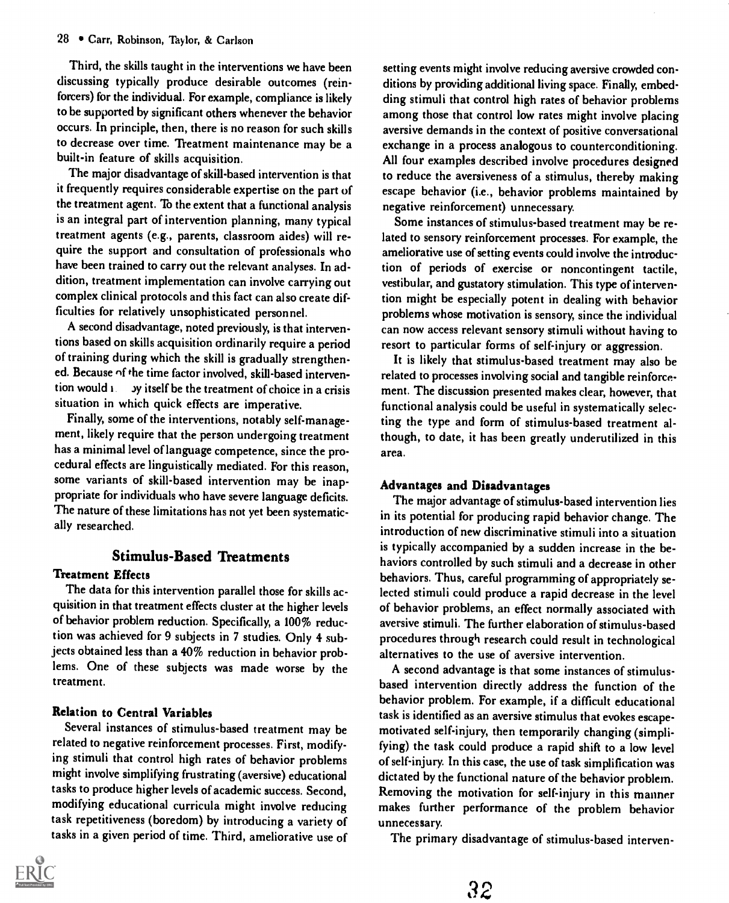Third, the skills taught in the interventions we have been discussing typically produce desirable outcomes (reinforcers) for the individual. For example, compliance is likely to be supported by significant others whenever the behavior occurs. In principle, then, there is no reason for such skills to decrease over time. Treatment maintenance may be a built-in feature of skills acquisition.

The major disadvantage of skill-based intervention is that it frequently requires considerable expertise on the part of the treatment agent. To the extent that a functional analysis is an integral part of intervention planning, many typical treatment agents (e.g., parents, classroom aides) will require the support and consultation of professionals who have been trained to carry out the relevant analyses. In addition, treatment implementation can involve carrying out complex clinical protocols and this fact can also create difficulties for relatively unsophisticated personnel.

A second disadvantage, noted previously, is that interventions based on skills acquisition ordinarily require a period of training during which the skill is gradually strengthened. Because of the time factor involved, skill-based intervention would not by itself be the treatment of choice in a crisis situation in which quick effects are imperative.

Finally, some of the interventions, notably self-management, likely require that the person undergoing treatment has a minimal level of language competence, since the procedural effects are linguistically mediated. For this reason, some variants of skill-based intervention may be inappropriate for individuals who have severe language deficits. The nature of these limitations has not yet been systematically researched.

## Stimulus-Based Treatments

### Treatment Effects

The data for this intervention parallel those for skills acquisition in that treatment effects cluster at the higher levels of behavior problem reduction. Specifically, a 100% reduction was achieved for 9 subjects in 7 studies. Only 4 subjects obtained less than a 40% reduction in behavior problems. One of these subjects was made worse by the treatment.

### Relation to Central Variables

Several instances of stimulus-based treatment may be related to negative reinforcement processes. First, modifying stimuli that control high rates of behavior problems might involve simplifying frustrating (aversive) educational tasks to produce higher levels of academic success. Second, modifying educational curricula might involve reducing task repetitiveness (boredom) by introducing a variety of tasks in a given period of time. Third, ameliorative use of setting events might involve reducing aversive crowded conditions by providing additional living space. Finally, embedding stimuli that control high rates of behavior problems among those that control low rates might involve placing aversive demands in the context of positive conversational exchange in a process analogous to counterconditioning. All four examples described involve procedures designed to reduce the aversiveness of a stimulus, thereby making escape behavior (i.e., behavior problems maintained by negative reinforcement) unnecessary.

Some instances of stimulus-based treatment may be related to sensory reinforcement processes. For example, the ameliorative use of setting events could involve the introduction of periods of exercise or noncontingent tactile, vestibular, and gustatory stimulation. This type of intervention might be especially potent in dealing with behavior problems whose motivation is sensory, since the individual can now access relevant sensory stimuli without having to resort to particular forms of self-injury or aggression.

It is likely that stimulus-based treatment may also be related to processes involving social and tangible reinforcement. The discussion presented makes clear, however, that functional analysis could be useful in systematically selecting the type and form of stimulus-based treatment although, to date, it has been greatly underutilized in this area.

### Advantages and Disadvantages

The major advantage of stimulus-based intervention lies in its potential for producing rapid behavior change. The introduction of new discriminative stimuli into a situation is typically accompanied by a sudden increase in the behaviors controlled by such stimuli and a decrease in other behaviors. Thus, careful programming of appropriately selected stimuli could produce a rapid decrease in the level of behavior problems, an effect normally associated with aversive stimuli. The further elaboration of stimulus-based procedures through research could result in technological alternatives to the use of aversive intervention.

A second advantage is that some instances of stimulus-based intervention directly address the function of the behavior problem. For example, if a difficult educational task is identified as an aversive stimulus that evokes escape-motivated self-injury, then temporarily changing (simplifying) the task could produce a rapid shift to a low level of self-injury. In this case, the use of task simplification was dictated by the functional nature of the behavior problem. Removing the motivation for self-injury in this manner makes further performance of the problem behavior unnecessary.

The primary disadvantage of stimulus-based interven-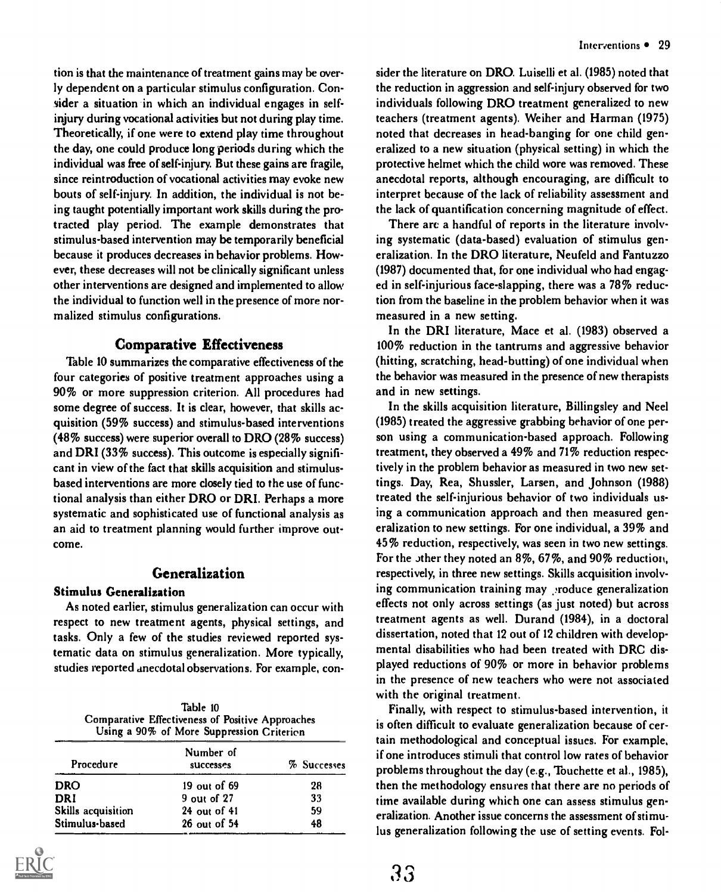tion is that the maintenance of treatment gains may be overly dependent on a particular stimulus configuration. Consider a situation in which an individual engages in self-injury during vocational activities but not during play time. Theoretically, if one were to extend play time throughout the day, one could produce long periods during which the individual was free of self-injury. But these gains are fragile, since reintroduction of vocational activities may evoke new bouts of self-injury. In addition, the individual is not being taught potentially important work skills during the protracted play period. The example demonstrates that stimulus-based intervention may be temporarily beneficial because it produces decreases in behavior problems. However, these decreases will not be clinically significant unless other interventions are designed and implemented to allow the individual to function well in the presence of more normalized stimulus configurations.

## Comparative Effectiveness

Table 10 summarizes the comparative effectiveness of the four categories of positive treatment approaches using a 90% or more suppression criterion. All procedures had some degree of success. It is clear, however, that skills acquisition (59% success) and stimulus-based interventions (48% success) were superior overall to DRO (28% success) and DRI (33% success). This outcome is especially significant in view of the fact that skills acquisition and stimulus-based interventions are more closely tied to the use of functional analysis than either DRO or DRI. Perhaps a more systematic and sophisticated use of functional analysis as an aid to treatment planning would further improve outcome.

## Generalization

### Stimulus Generalization

As noted earlier, stimulus generalization can occur with respect to new treatment agents, physical settings, and tasks. Only a few of the studies reviewed reported systematic data on stimulus generalization. More typically, studies reported anecdotal observations. For example, consider the literature on DRO. Luiselli et al. (1985) noted that the reduction in aggression and self-injury observed for two individuals following DRO treatment generalized to new teachers (treatment agents). Weiher and Harman (1975) noted that decreases in head-banging for one child generalized to a new situation (physical setting) in which the protective helmet which the child wore was removed. These anecdotal reports, although encouraging, are difficult to interpret because of the lack of reliability assessment and the lack of quantification concerning magnitude of effect.

Table 10
Comparative Effectiveness of Positive Approaches Using a 90% of More Suppression Criterion

| Procedure | Number of successes | % Successes |
|---|---|---|
| DRO | 19 out of 69 | 28 |
| DRI | 9 out of 27 | 33 |
| Skills acquisition | 24 out of 41 | 59 |
| Stimulus-based | 26 out of 54 | 48 |

There are a handful of reports in the literature involving systematic (data-based) evaluation of stimulus generalization. In the DRO literature, Neufeld and Fantuzzo (1987) documented that, for one individual who had engaged in self-injurious face-slapping, there was a 78% reduction from the baseline in the problem behavior when it was measured in a new setting.

In the DRI literature, Mace et al. (1983) observed a 100% reduction in the tantrums and aggressive behavior (hitting, scratching, head-butting) of one individual when the behavior was measured in the presence of new therapists and in new settings.

In the skills acquisition literature, Billingsley and Neel (1985) treated the aggressive grabbing behavior of one person using a communication-based approach. Following treatment, they observed a 49% and 71% reduction respectively in the problem behavior as measured in two new settings. Day, Rea, Shussler, Larsen, and Johnson (1988) treated the self-injurious behavior of two individuals using a communication approach and then measured generalization to new settings. For one individual, a 39% and 45% reduction, respectively, was seen in two new settings. For the other they noted an 8%, 67%, and 90% reduction, respectively, in three new settings. Skills acquisition involving communication training may produce generalization effects not only across settings (as just noted) but across treatment agents as well. Durand (1984), in a doctoral dissertation, noted that 12 out of 12 children with developmental disabilities who had been treated with DRC displayed reductions of 90% or more in behavior problems in the presence of new teachers who were not associated with the original treatment.

Finally, with respect to stimulus-based intervention, it is often difficult to evaluate generalization because of certain methodological and conceptual issues. For example, if one introduces stimuli that control low rates of behavior problems throughout the day (e.g., Touchette et al., 1985), then the methodology ensures that there are no periods of time available during which one can assess stimulus generalization. Another issue concerns the assessment of stimulus generalization following the use of setting events. Fol-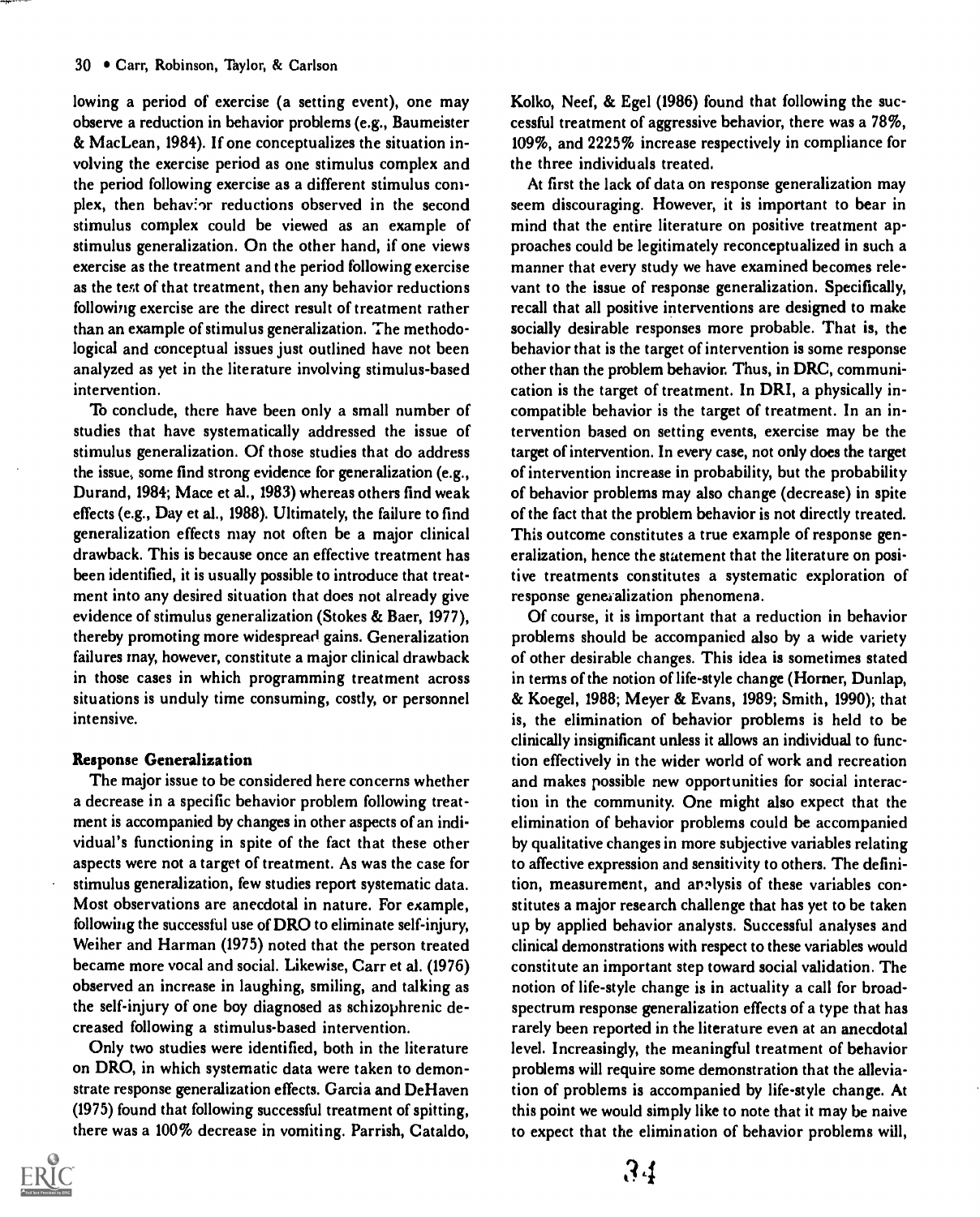lowing a period of exercise (a setting event), one may observe a reduction in behavior problems (e.g., Baumeister & MacLean, 1984). If one conceptualizes the situation involving the exercise period as one stimulus complex and the period following exercise as a different stimulus complex, then behavior reductions observed in the second stimulus complex could be viewed as an example of stimulus generalization. On the other hand, if one views exercise as the treatment and the period following exercise as the test of that treatment, then any behavior reductions following exercise are the direct result of treatment rather than an example of stimulus generalization. The methodological and conceptual issues just outlined have not been analyzed as yet in the literature involving stimulus-based intervention.

To conclude, there have been only a small number of studies that have systematically addressed the issue of stimulus generalization. Of those studies that do address the issue, some find strong evidence for generalization (e.g., Durand, 1984; Mace et al., 1983) whereas others find weak effects (e.g., Day et al., 1988). Ultimately, the failure to find generalization effects may not often be a major clinical drawback. This is because once an effective treatment has been identified, it is usually possible to introduce that treatment into any desired situation that does not already give evidence of stimulus generalization (Stokes & Baer, 1977), thereby promoting more widespread gains. Generalization failures may, however, constitute a major clinical drawback in those cases in which programming treatment across situations is unduly time consuming, costly, or personnel intensive.

### Response Generalization

The major issue to be considered here concerns whether a decrease in a specific behavior problem following treatment is accompanied by changes in other aspects of an individual's functioning in spite of the fact that these other aspects were not a target of treatment. As was the case for stimulus generalization, few studies report systematic data. Most observations are anecdotal in nature. For example, following the successful use of DRO to eliminate self-injury, Weiher and Harman (1975) noted that the person treated became more vocal and social. Likewise, Carr et al. (1976) observed an increase in laughing, smiling, and talking as the self-injury of one boy diagnosed as schizophrenic decreased following a stimulus-based intervention.

Only two studies were identified, both in the literature on DRO, in which systematic data were taken to demonstrate response generalization effects. Garcia and DeHaven (1975) found that following successful treatment of spitting, there was a 100% decrease in vomiting. Parrish, Cataldo, Kolko, Neef, & Egel (1986) found that following the successful treatment of aggressive behavior, there was a 78%, 109%, and 2225% increase respectively in compliance for the three individuals treated.

At first the lack of data on response generalization may seem discouraging. However, it is important to bear in mind that the entire literature on positive treatment approaches could be legitimately reconceptualized in such a manner that every study we have examined becomes relevant to the issue of response generalization. Specifically, recall that all positive interventions are designed to make socially desirable responses more probable. That is, the behavior that is the target of intervention is some response other than the problem behavior. Thus, in DRC, communication is the target of treatment. In DRI, a physically incompatible behavior is the target of treatment. In an intervention based on setting events, exercise may be the target of intervention. In every case, not only does the target of intervention increase in probability, but the probability of behavior problems may also change (decrease) in spite of the fact that the problem behavior is not directly treated. This outcome constitutes a true example of response generalization, hence the statement that the literature on positive treatments constitutes a systematic exploration of response generalization phenomena.

Of course, it is important that a reduction in behavior problems should be accompanied also by a wide variety of other desirable changes. This idea is sometimes stated in terms of the notion of life-style change (Horner, Dunlap, & Koegel, 1988; Meyer & Evans, 1989; Smith, 1990); that is, the elimination of behavior problems is held to be clinically insignificant unless it allows an individual to function effectively in the wider world of work and recreation and makes possible new opportunities for social interaction in the community. One might also expect that the elimination of behavior problems could be accompanied by qualitative changes in more subjective variables relating to affective expression and sensitivity to others. The definition, measurement, and analysis of these variables constitutes a major research challenge that has yet to be taken up by applied behavior analysts. Successful analyses and clinical demonstrations with respect to these variables would constitute an important step toward social validation. The notion of life-style change is in actuality a call for broad-spectrum response generalization effects of a type that has rarely been reported in the literature even at an anecdotal level. Increasingly, the meaningful treatment of behavior problems will require some demonstration that the alleviation of problems is accompanied by life-style change. At this point we would simply like to note that it may be naive to expect that the elimination of behavior problems will,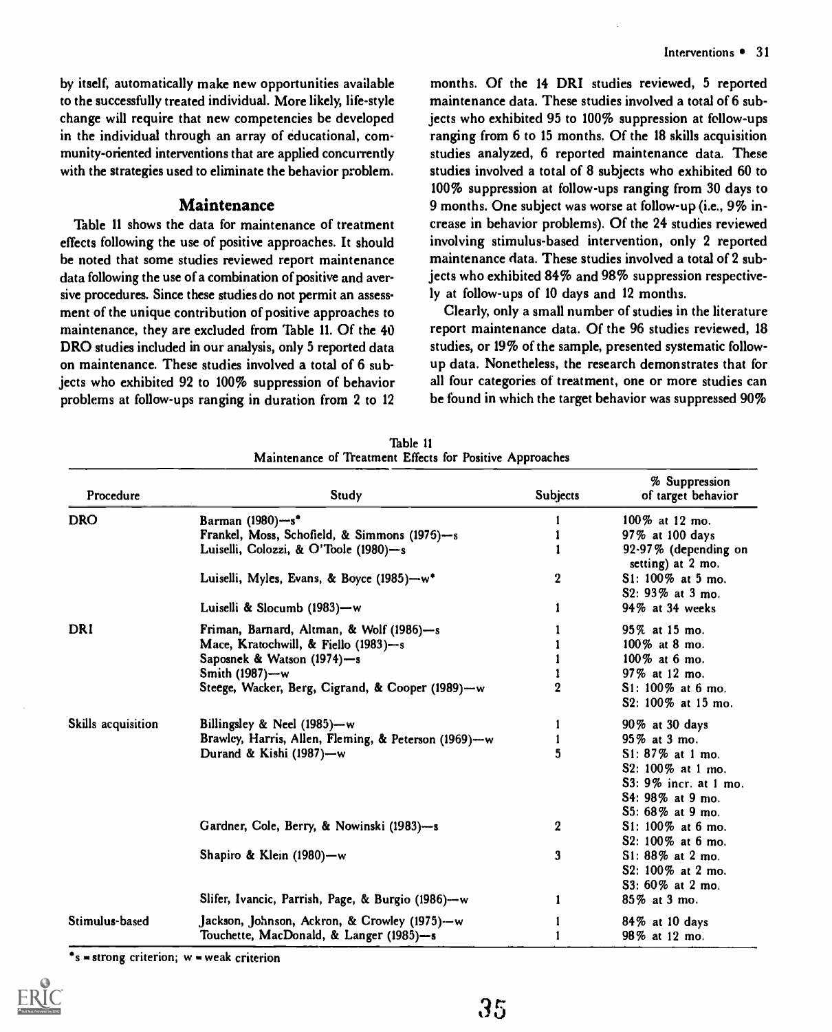by itself, automatically make new opportunities available to the successfully treated individual. More likely, life-style change will require that new competencies be developed in the individual through an array of educational, community-oriented interventions that are applied concurrently with the strategies used to eliminate the behavior problem.

## Maintenance

Table 11 shows the data for maintenance of treatment effects following the use of positive approaches. It should be noted that some studies reviewed report maintenance data following the use of a combination of positive and aversive procedures. Since these studies do not permit an assessment of the unique contribution of positive approaches to maintenance, they are excluded from Table 11. Of the 40 DRO studies included in our analysis, only 5 reported data on maintenance. These studies involved a total of 6 subjects who exhibited 92 to 100% suppression of behavior problems at follow-ups ranging in duration from 2 to 12 months. Of the 14 DRI studies reviewed, 5 reported maintenance data. These studies involved a total of 6 subjects who exhibited 95 to 100% suppression at follow-ups ranging from 6 to 15 months. Of the 18 skills acquisition studies analyzed, 6 reported maintenance data. These studies involved a total of 8 subjects who exhibited 60 to 100% suppression at follow-ups ranging from 30 days to 9 months. One subject was worse at follow-up (i.e., 9% increase in behavior problems). Of the 24 studies reviewed involving stimulus-based intervention, only 2 reported maintenance data. These studies involved a total of 2 subjects who exhibited 84% and 98% suppression respectively at follow-ups of 10 days and 12 months.

Clearly, only a small number of studies in the literature report maintenance data. Of the 96 studies reviewed, 18 studies, or 19% of the sample, presented systematic follow-up data. Nonetheless, the research demonstrates that for all four categories of treatment, one or more studies can be found in which the target behavior was suppressed 90%

Table 11
Maintenance of Treatment Effects for Positive Approaches

| Procedure | Study | Subjects | % Suppression of target behavior |
|---|---|---|---|
| DRO | Barman (1980)—s* | 1 | 100% at 12 mo. |
| | Frankel, Moss, Schofield, & Simmons (1975)—s | 1 | 97% at 100 days |
| | Luiselli, Colozzi, & O'Toole (1980)—s | 1 | 92-97% (depending on setting) at 2 mo. |
| | Luiselli, Myles, Evans, & Boyce (1985)—w* | 2 | S1: 100% at 5 mo.<br>S2: 93% at 3 mo. |
| | Luiselli & Slocumb (1983)—w | 1 | 94% at 34 weeks |
| DRI | Friman, Barnard, Altman, & Wolf (1986)—s | 1 | 95% at 15 mo. |
| | Mace, Kratochwill, & Fiello (1983)—s | 1 | 100% at 8 mo. |
| | Saposnek & Watson (1974)—s | 1 | 100% at 6 mo. |
| | Smith (1987)—w | 1 | 97% at 12 mo. |
| | Steege, Wacker, Berg, Cigrand, & Cooper (1989)—w | 2 | S1: 100% at 6 mo.<br>S2: 100% at 15 mo. |
| Skills acquisition | Billingsley & Neel (1985)—w | 1 | 90% at 30 days |
| | Brawley, Harris, Allen, Fleming, & Peterson (1969)—w | 1 | 95% at 3 mo. |
| | Durand & Kishi (1987)—w | 5 | S1: 87% at 1 mo.<br>S2: 100% at 1 mo.<br>S3: 9% incr. at 1 mo.<br>S4: 98% at 9 mo.<br>S5: 68% at 9 mo. |
| | Gardner, Cole, Berry, & Nowinski (1983)—s | 2 | S1: 100% at 6 mo.<br>S2: 100% at 6 mo. |
| | Shapiro & Klein (1980)—w | 3 | S1: 88% at 2 mo.<br>S2: 100% at 2 mo.<br>S3: 60% at 2 mo. |
| | Slifer, Ivancic, Parrish, Page, & Burgio (1986)—w | 1 | 85% at 3 mo. |
| Stimulus-based | Jackson, Johnson, Ackron, & Crowley (1975)—w | 1 | 84% at 10 days |
| | Touchette, MacDonald, & Langer (1985)—s | 1 | 98% at 12 mo. |

*s = strong criterion; w = weak criterion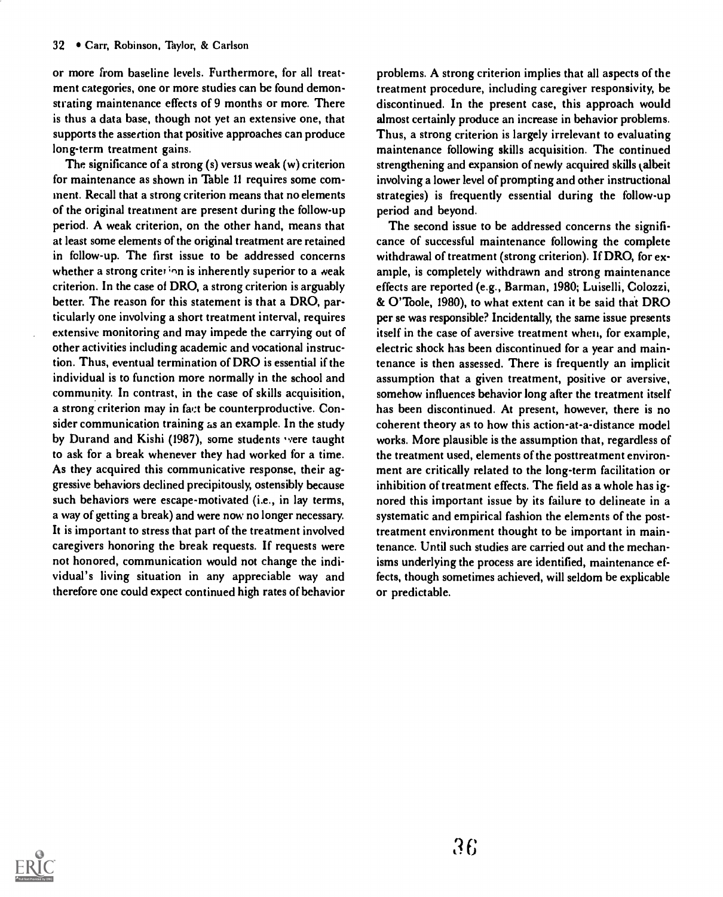or more from baseline levels. Furthermore, for all treatment categories, one or more studies can be found demonstrating maintenance effects of 9 months or more. There is thus a data base, though not yet an extensive one, that supports the assertion that positive approaches can produce long-term treatment gains.

The significance of a strong (s) versus weak (w) criterion for maintenance as shown in Table 11 requires some comment. Recall that a strong criterion means that no elements of the original treatment are present during the follow-up period. A weak criterion, on the other hand, means that at least some elements of the original treatment are retained in follow-up. The first issue to be addressed concerns whether a strong criterion is inherently superior to a weak criterion. In the case of DRO, a strong criterion is arguably better. The reason for this statement is that a DRO, particularly one involving a short treatment interval, requires extensive monitoring and may impede the carrying out of other activities including academic and vocational instruction. Thus, eventual termination of DRO is essential if the individual is to function more normally in the school and community. In contrast, in the case of skills acquisition, a strong criterion may in fact be counterproductive. Consider communication training as an example. In the study by Durand and Kishi (1987), some students were taught to ask for a break whenever they had worked for a time. As they acquired this communicative response, their aggressive behaviors declined precipitously, ostensibly because such behaviors were escape-motivated (i.e., in lay terms, a way of getting a break) and were now no longer necessary. It is important to stress that part of the treatment involved caregivers honoring the break requests. If requests were not honored, communication would not change the individual's living situation in any appreciable way and therefore one could expect continued high rates of behavior problems. A strong criterion implies that all aspects of the treatment procedure, including caregiver responsivity, be discontinued. In the present case, this approach would almost certainly produce an increase in behavior problems. Thus, a strong criterion is largely irrelevant to evaluating maintenance following skills acquisition. The continued strengthening and expansion of newly acquired skills (albeit involving a lower level of prompting and other instructional strategies) is frequently essential during the follow-up period and beyond.

The second issue to be addressed concerns the significance of successful maintenance following the complete withdrawal of treatment (strong criterion). If DRO, for example, is completely withdrawn and strong maintenance effects are reported (e.g., Barman, 1980; Luiselli, Colozzi, & O'Toole, 1980), to what extent can it be said that DRO per se was responsible? Incidentally, the same issue presents itself in the case of aversive treatment when, for example, electric shock has been discontinued for a year and maintenance is then assessed. There is frequently an implicit assumption that a given treatment, positive or aversive, somehow influences behavior long after the treatment itself has been discontinued. At present, however, there is no coherent theory as to how this action-at-a-distance model works. More plausible is the assumption that, regardless of the treatment used, elements of the posttreatment environment are critically related to the long-term facilitation or inhibition of treatment effects. The field as a whole has ignored this important issue by its failure to delineate in a systematic and empirical fashion the elements of the posttreatment environment thought to be important in maintenance. Until such studies are carried out and the mechanisms underlying the process are identified, maintenance effects, though sometimes achieved, will seldom be explicable or predictable.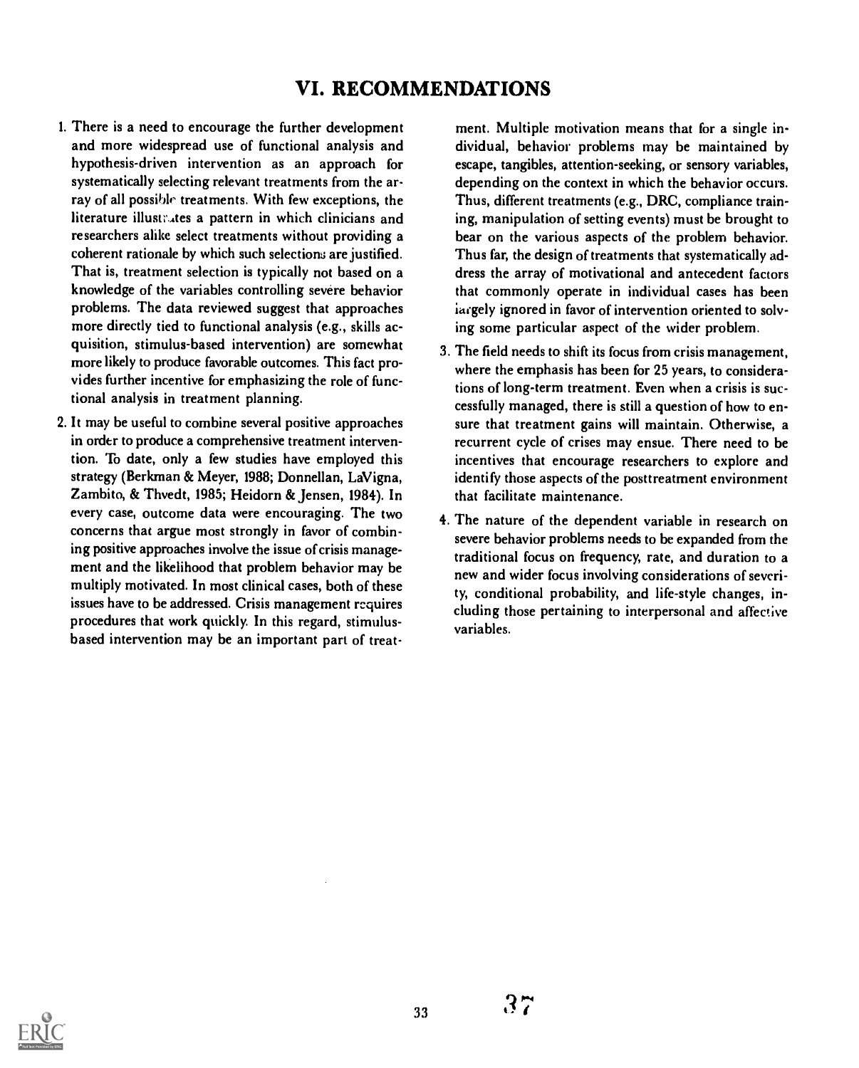# VI. RECOMMENDATIONS

1. There is a need to encourage the further development and more widespread use of functional analysis and hypothesis-driven intervention as an approach for systematically selecting relevant treatments from the array of all possible treatments. With few exceptions, the literature illustrates a pattern in which clinicians and researchers alike select treatments without providing a coherent rationale by which such selections are justified. That is, treatment selection is typically not based on a knowledge of the variables controlling severe behavior problems. The data reviewed suggest that approaches more directly tied to functional analysis (e.g., skills acquisition, stimulus-based intervention) are somewhat more likely to produce favorable outcomes. This fact provides further incentive for emphasizing the role of functional analysis in treatment planning.

2. It may be useful to combine several positive approaches in order to produce a comprehensive treatment intervention. To date, only a few studies have employed this strategy (Berkman & Meyer, 1988; Donnellan, LaVigna, Zambito, & Thvedt, 1985; Heidorn & Jensen, 1984). In every case, outcome data were encouraging. The two concerns that argue most strongly in favor of combining positive approaches involve the issue of crisis management and the likelihood that problem behavior may be multiply motivated. In most clinical cases, both of these issues have to be addressed. Crisis management requires procedures that work quickly. In this regard, stimulus-based intervention may be an important part of treatment. Multiple motivation means that for a single individual, behavior problems may be maintained by escape, tangibles, attention-seeking, or sensory variables, depending on the context in which the behavior occurs. Thus, different treatments (e.g., DRC, compliance training, manipulation of setting events) must be brought to bear on the various aspects of the problem behavior. Thus far, the design of treatments that systematically address the array of motivational and antecedent factors that commonly operate in individual cases has been largely ignored in favor of intervention oriented to solving some particular aspect of the wider problem.

3. The field needs to shift its focus from crisis management, where the emphasis has been for 25 years, to considerations of long-term treatment. Even when a crisis is successfully managed, there is still a question of how to ensure that treatment gains will maintain. Otherwise, a recurrent cycle of crises may ensue. There need to be incentives that encourage researchers to explore and identify those aspects of the posttreatment environment that facilitate maintenance.

4. The nature of the dependent variable in research on severe behavior problems needs to be expanded from the traditional focus on frequency, rate, and duration to a new and wider focus involving considerations of severity, conditional probability, and life-style changes, including those pertaining to interpersonal and affective variables.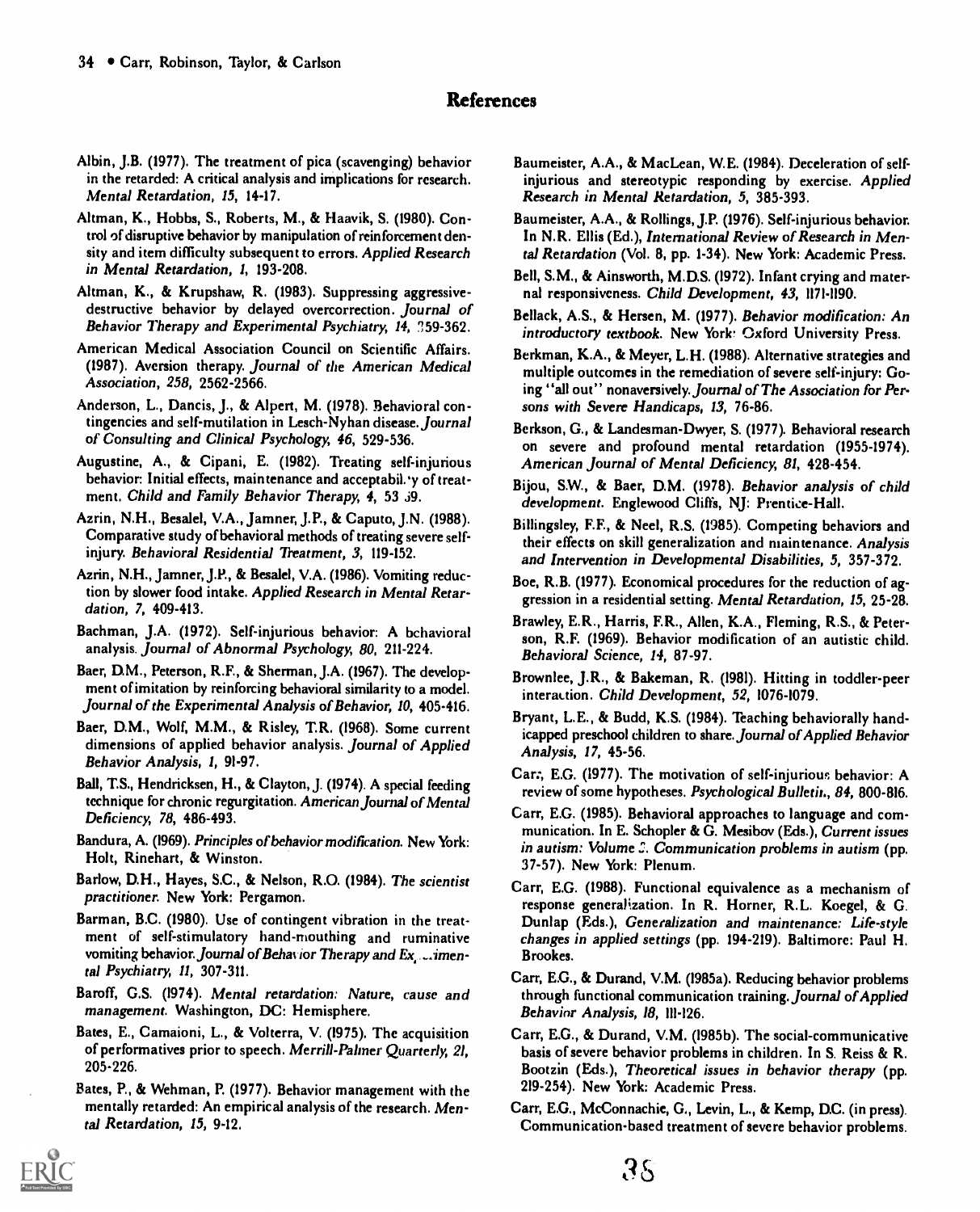## References

Albin, J.B. (1977). The treatment of pica (scavenging) behavior in the retarded: A critical analysis and implications for research. *Mental Retardation, 15*, 14-17.

Altman, K., Hobbs, S., Roberts, M., & Haavik, S. (1980). Control of disruptive behavior by manipulation of reinforcement density and item difficulty subsequent to errors. *Applied Research in Mental Retardation, 1*, 193-208.

Altman, K., & Krupshaw, R. (1983). Suppressing aggressive-destructive behavior by delayed overcorrection. *Journal of Behavior Therapy and Experimental Psychiatry, 14*, 359-362.

American Medical Association Council on Scientific Affairs. (1987). Aversion therapy. *Journal of the American Medical Association, 258*, 2562-2566.

Anderson, L., Dancis, J., & Alpert, M. (1978). Behavioral contingencies and self-mutilation in Lesch-Nyhan disease. *Journal of Consulting and Clinical Psychology, 46*, 529-536.

Augustine, A., & Cipani, E. (1982). Treating self-injurious behavior: Initial effects, maintenance and acceptability of treatment. *Child and Family Behavior Therapy, 4*, 53-59.

Azrin, N.H., Besalel, V.A., Jamner, J.P., & Caputo, J.N. (1988). Comparative study of behavioral methods of treating severe self-injury. *Behavioral Residential Treatment, 3*, 119-152.

Azrin, N.H., Jamner, J.P., & Besalel, V.A. (1986). Vomiting reduction by slower food intake. *Applied Research in Mental Retardation, 7*, 409-413.

Bachman, J.A. (1972). Self-injurious behavior: A behavioral analysis. *Journal of Abnormal Psychology, 80*, 211-224.

Baer, D.M., Peterson, R.F., & Sherman, J.A. (1967). The development of imitation by reinforcing behavioral similarity to a model. *Journal of the Experimental Analysis of Behavior, 10*, 405-416.

Baer, D.M., Wolf, M.M., & Risley, T.R. (1968). Some current dimensions of applied behavior analysis. *Journal of Applied Behavior Analysis, 1*, 91-97.

Ball, T.S., Hendricksen, H., & Clayton, J. (1974). A special feeding technique for chronic regurgitation. *American Journal of Mental Deficiency, 78*, 486-493.

Bandura, A. (1969). *Principles of behavior modification*. New York: Holt, Rinehart, & Winston.

Barlow, D.H., Hayes, S.C., & Nelson, R.O. (1984). *The scientist practitioner*. New York: Pergamon.

Barman, B.C. (1980). Use of contingent vibration in the treatment of self-stimulatory hand-mouthing and ruminative vomiting behavior. *Journal of Behavior Therapy and Experimental Psychiatry, 11*, 307-311.

Baroff, G.S. (1974). *Mental retardation: Nature, cause and management*. Washington, DC: Hemisphere.

Bates, E., Camaioni, L., & Volterra, V. (1975). The acquisition of performatives prior to speech. *Merrill-Palmer Quarterly, 21*, 205-226.

Bates, P., & Wehman, P. (1977). Behavior management with the mentally retarded: An empirical analysis of the research. *Mental Retardation, 15*, 9-12.

Baumeister, A.A., & MacLean, W.E. (1984). Deceleration of self-injurious and stereotypic responding by exercise. *Applied Research in Mental Retardation, 5*, 385-393.

Baumeister, A.A., & Rollings, J.P. (1976). Self-injurious behavior. In N.R. Ellis (Ed.), *International Review of Research in Mental Retardation* (Vol. 8, pp. 1-34). New York: Academic Press.

Bell, S.M., & Ainsworth, M.D.S. (1972). Infant crying and maternal responsiveness. *Child Development, 43*, 1171-1190.

Bellack, A.S., & Hersen, M. (1977). *Behavior modification: An introductory textbook*. New York: Oxford University Press.

Berkman, K.A., & Meyer, L.H. (1988). Alternative strategies and multiple outcomes in the remediation of severe self-injury: Going "all out" nonaversively. *Journal of The Association for Persons with Severe Handicaps, 13*, 76-86.

Berkson, G., & Landesman-Dwyer, S. (1977). Behavioral research on severe and profound mental retardation (1955-1974). *American Journal of Mental Deficiency, 81*, 428-454.

Bijou, S.W., & Baer, D.M. (1978). *Behavior analysis of child development*. Englewood Cliffs, NJ: Prentice-Hall.

Billingsley, F.F., & Neel, R.S. (1985). Competing behaviors and their effects on skill generalization and maintenance. *Analysis and Intervention in Developmental Disabilities, 5*, 357-372.

Boe, R.B. (1977). Economical procedures for the reduction of aggression in a residential setting. *Mental Retardation, 15*, 25-28.

Brawley, E.R., Harris, F.R., Allen, K.A., Fleming, R.S., & Peterson, R.F. (1969). Behavior modification of an autistic child. *Behavioral Science, 14*, 87-97.

Brownlee, J.R., & Bakeman, R. (1981). Hitting in toddler-peer interaction. *Child Development, 52*, 1076-1079.

Bryant, L.E., & Budd, K.S. (1984). Teaching behaviorally handicapped preschool children to share. *Journal of Applied Behavior Analysis, 17*, 45-56.

Carr, E.G. (1977). The motivation of self-injurious behavior: A review of some hypotheses. *Psychological Bulletin, 84*, 800-816.

Carr, E.G. (1985). Behavioral approaches to language and communication. In E. Schopler & G. Mesibov (Eds.), *Current issues in autism: Volume 3. Communication problems in autism* (pp. 37-57). New York: Plenum.

Carr, E.G. (1988). Functional equivalence as a mechanism of response generalization. In R. Horner, R.L. Koegel, & G. Dunlap (Eds.), *Generalization and maintenance: Life-style changes in applied settings* (pp. 194-219). Baltimore: Paul H. Brookes.

Carr, E.G., & Durand, V.M. (1985a). Reducing behavior problems through functional communication training. *Journal of Applied Behavior Analysis, 18*, 111-126.

Carr, E.G., & Durand, V.M. (1985b). The social-communicative basis of severe behavior problems in children. In S. Reiss & R. Bootzin (Eds.), *Theoretical issues in behavior therapy* (pp. 219-254). New York: Academic Press.

Carr, E.G., McConnachie, G., Levin, L., & Kemp, D.C. (in press). Communication-based treatment of severe behavior problems.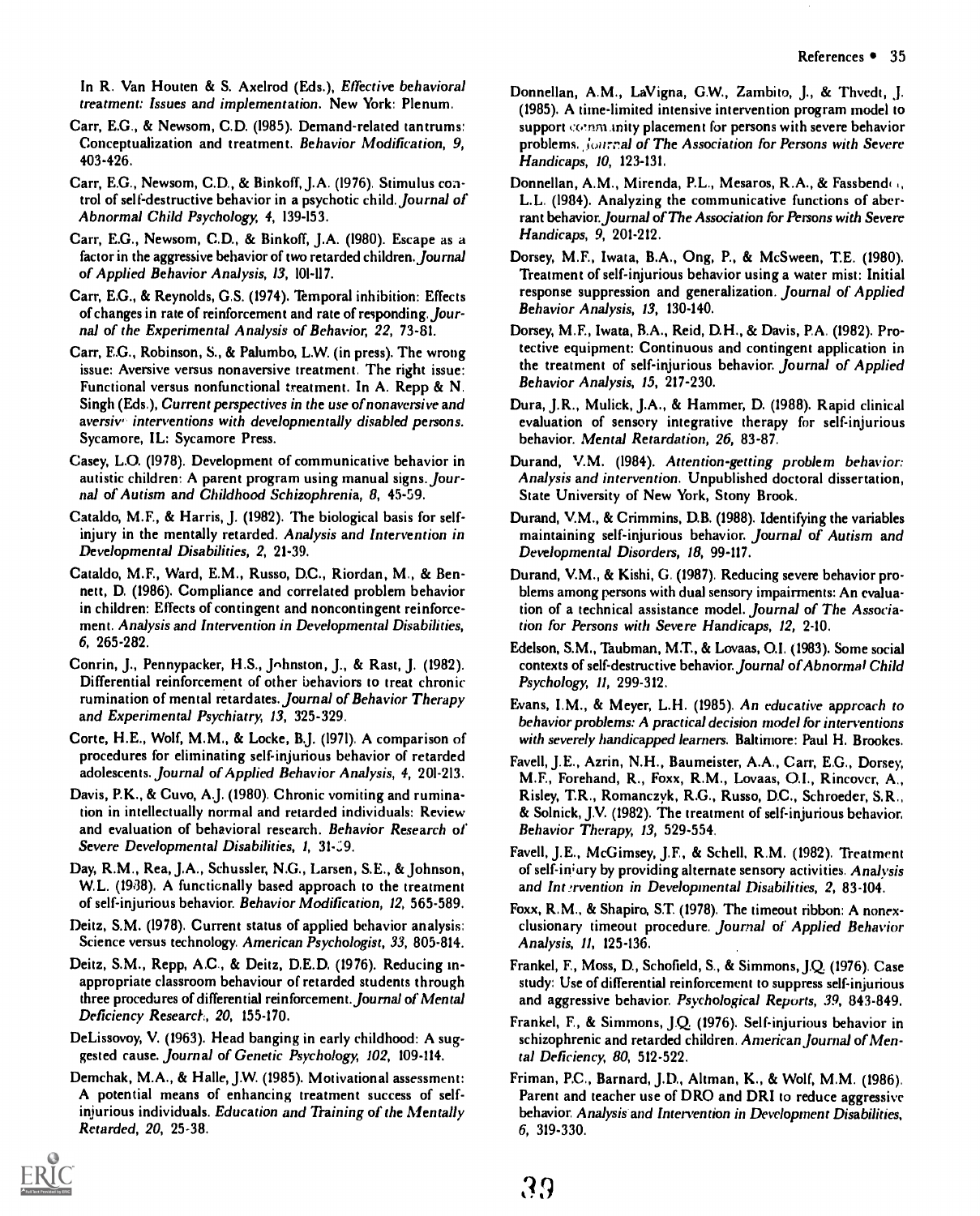In R. Van Houten & S. Axelrod (Eds.), *Effective behavioral treatment: Issues and implementation*. New York: Plenum.

Carr, E.G., & Newsom, C.D. (1985). Demand-related tantrums: Conceptualization and treatment. *Behavior Modification, 9*, 403-426.

Carr, E.G., Newsom, C.D., & Binkoff, J.A. (1976). Stimulus control of self-destructive behavior in a psychotic child. *Journal of Abnormal Child Psychology, 4*, 139-153.

Carr, E.G., Newsom, C.D., & Binkoff, J.A. (1980). Escape as a factor in the aggressive behavior of two retarded children. *Journal of Applied Behavior Analysis, 13*, 101-117.

Carr, E.G., & Reynolds, G.S. (1974). Temporal inhibition: Effects of changes in rate of reinforcement and rate of responding. *Journal of the Experimental Analysis of Behavior, 22*, 73-81.

Carr, E.G., Robinson, S., & Palumbo, L.W. (in press). The wrong issue: Aversive versus nonaversive treatment. The right issue: Functional versus nonfunctional treatment. In A. Repp & N. Singh (Eds.), *Current perspectives in the use of nonaversive and aversive interventions with developmentally disabled persons*. Sycamore, IL: Sycamore Press.

Casey, L.O. (1978). Development of communicative behavior in autistic children: A parent program using manual signs. *Journal of Autism and Childhood Schizophrenia, 8*, 45-59.

Cataldo, M.F., & Harris, J. (1982). The biological basis for self-injury in the mentally retarded. *Analysis and Intervention in Developmental Disabilities, 2*, 21-39.

Cataldo, M.F., Ward, E.M., Russo, D.C., Riordan, M., & Bennett, D. (1986). Compliance and correlated problem behavior in children: Effects of contingent and noncontingent reinforcement. *Analysis and Intervention in Developmental Disabilities, 6*, 265-282.

Conrin, J., Pennypacker, H.S., Johnston, J., & Rast, J. (1982). Differential reinforcement of other behaviors to treat chronic rumination of mental retardates. *Journal of Behavior Therapy and Experimental Psychiatry, 13*, 325-329.

Corte, H.E., Wolf, M.M., & Locke, B.J. (1971). A comparison of procedures for eliminating self-injurious behavior of retarded adolescents. *Journal of Applied Behavior Analysis, 4*, 201-213.

Davis, P.K., & Cuvo, A.J. (1980). Chronic vomiting and rumination in intellectually normal and retarded individuals: Review and evaluation of behavioral research. *Behavior Research of Severe Developmental Disabilities, 1*, 31-59.

Day, R.M., Rea, J.A., Schussler, N.G., Larsen, S.E., & Johnson, W.L. (1988). A functionally based approach to the treatment of self-injurious behavior. *Behavior Modification, 12*, 565-589.

Deitz, S.M. (1978). Current status of applied behavior analysis: Science versus technology. *American Psychologist, 33*, 805-814.

Deitz, S.M., Repp, A.C., & Deitz, D.E.D. (1976). Reducing inappropriate classroom behaviour of retarded students through three procedures of differential reinforcement. *Journal of Mental Deficiency Research, 20*, 155-170.

DeLissovoy, V. (1963). Head banging in early childhood: A suggested cause. *Journal of Genetic Psychology, 102*, 109-114.

Demchak, M.A., & Halle, J.W. (1985). Motivational assessment: A potential means of enhancing treatment success of self-injurious individuals. *Education and Training of the Mentally Retarded, 20*, 25-38.

Donnellan, A.M., LaVigna, G.W., Zambito, J., & Thvedt, J. (1985). A time-limited intensive intervention program model to support community placement for persons with severe behavior problems. *Journal of The Association for Persons with Severe Handicaps, 10*, 123-131.

Donnellan, A.M., Mirenda, P.L., Mesaros, R.A., & Fassbender, L.L. (1984). Analyzing the communicative functions of aberrant behavior. *Journal of The Association for Persons with Severe Handicaps, 9*, 201-212.

Dorsey, M.F., Iwata, B.A., Ong, P., & McSween, T.E. (1980). Treatment of self-injurious behavior using a water mist: Initial response suppression and generalization. *Journal of Applied Behavior Analysis, 13*, 130-140.

Dorsey, M.F., Iwata, B.A., Reid, D.H., & Davis, P.A. (1982). Protective equipment: Continuous and contingent application in the treatment of self-injurious behavior. *Journal of Applied Behavior Analysis, 15*, 217-230.

Dura, J.R., Mulick, J.A., & Hammer, D. (1988). Rapid clinical evaluation of sensory integrative therapy for self-injurious behavior. *Mental Retardation, 26*, 83-87.

Durand, V.M. (1984). *Attention-getting problem behavior: Analysis and intervention*. Unpublished doctoral dissertation, State University of New York, Stony Brook.

Durand, V.M., & Crimmins, D.B. (1988). Identifying the variables maintaining self-injurious behavior. *Journal of Autism and Developmental Disorders, 18*, 99-117.

Durand, V.M., & Kishi, G. (1987). Reducing severe behavior problems among persons with dual sensory impairments: An evaluation of a technical assistance model. *Journal of The Association for Persons with Severe Handicaps, 12*, 2-10.

Edelson, S.M., Taubman, M.T., & Lovaas, O.I. (1983). Some social contexts of self-destructive behavior. *Journal of Abnormal Child Psychology, 11*, 299-312.

Evans, I.M., & Meyer, L.H. (1985). *An educative approach to behavior problems: A practical decision model for interventions with severely handicapped learners*. Baltimore: Paul H. Brookes.

Favell, J.E., Azrin, N.H., Baumeister, A.A., Carr, E.G., Dorsey, M.F., Forehand, R., Foxx, R.M., Lovaas, O.I., Rincover, A., Risley, T.R., Romanczyk, R.G., Russo, D.C., Schroeder, S.R., & Solnick, J.V. (1982). The treatment of self-injurious behavior. *Behavior Therapy, 13*, 529-554.

Favell, J.E., McGimsey, J.F., & Schell, R.M. (1982). Treatment of self-injury by providing alternate sensory activities. *Analysis and Intervention in Developmental Disabilities, 2*, 83-104.

Foxx, R.M., & Shapiro, S.T. (1978). The timeout ribbon: A nonexclusionary timeout procedure. *Journal of Applied Behavior Analysis, 11*, 125-136.

Frankel, F., Moss, D., Schofield, S., & Simmons, J.Q. (1976). Case study: Use of differential reinforcement to suppress self-injurious and aggressive behavior. *Psychological Reports, 39*, 843-849.

Frankel, F., & Simmons, J.Q. (1976). Self-injurious behavior in schizophrenic and retarded children. *American Journal of Mental Deficiency, 80*, 512-522.

Friman, P.C., Barnard, J.D., Altman, K., & Wolf, M.M. (1986). Parent and teacher use of DRO and DRI to reduce aggressive behavior. *Analysis and Intervention in Development Disabilities, 6*, 319-330.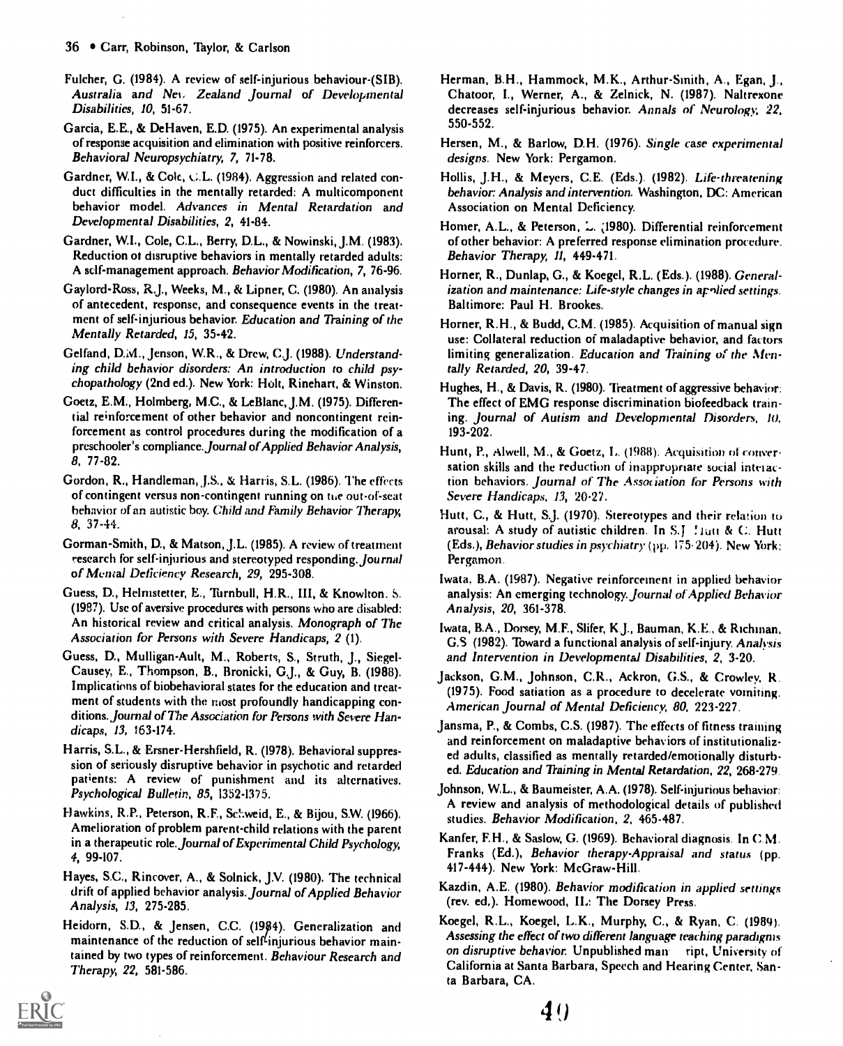Fulcher, G. (1984). A review of self-injurious behaviour-(SIB). *Australia and New Zealand Journal of Developmental Disabilities, 10*, 51-67.

Garcia, E.E., & DeHaven, E.D. (1975). An experimental analysis of response acquisition and elimination with positive reinforcers. *Behavioral Neuropsychiatry, 7*, 71-78.

Gardner, W.I., & Cole, C.L. (1984). Aggression and related conduct difficulties in the mentally retarded: A multicomponent behavior model. *Advances in Mental Retardation and Developmental Disabilities, 2*, 41-84.

Gardner, W.I., Cole, C.L., Berry, D.L., & Nowinski, J.M. (1983). Reduction of disruptive behaviors in mentally retarded adults: A self-management approach. *Behavior Modification, 7*, 76-96.

Gaylord-Ross, R.J., Weeks, M., & Lipner, C. (1980). An analysis of antecedent, response, and consequence events in the treatment of self-injurious behavior. *Education and Training of the Mentally Retarded, 15*, 35-42.

Gelfand, D.M., Jenson, W.R., & Drew, C.J. (1988). *Understanding child behavior disorders: An introduction to child psychopathology* (2nd ed.). New York: Holt, Rinehart, & Winston.

Goetz, E.M., Holmberg, M.C., & LeBlanc, J.M. (1975). Differential reinforcement of other behavior and noncontingent reinforcement as control procedures during the modification of a preschooler's compliance. *Journal of Applied Behavior Analysis, 8*, 77-82.

Gordon, R., Handleman, J.S., & Harris, S.L. (1986). The effects of contingent versus non-contingent running on the out-of-seat behavior of an autistic boy. *Child and Family Behavior Therapy, 8*, 37-44.

Gorman-Smith, D., & Matson, J.L. (1985). A review of treatment research for self-injurious and stereotyped responding. *Journal of Mental Deficiency Research, 29*, 295-308.

Guess, D., Helmstetter, E., Turnbull, H.R., III, & Knowlton, S. (1987). Use of aversive procedures with persons who are disabled: An historical review and critical analysis. *Monograph of The Association for Persons with Severe Handicaps, 2* (1).

Guess, D., Mulligan-Ault, M., Roberts, S., Struth, J., Siegel-Causey, E., Thompson, B., Bronicki, G.J., & Guy, B. (1988). Implications of biobehavioral states for the education and treatment of students with the most profoundly handicapping conditions. *Journal of The Association for Persons with Severe Handicaps, 13*, 163-174.

Harris, S.L., & Ersner-Hershfield, R. (1978). Behavioral suppression of seriously disruptive behavior in psychotic and retarded patients: A review of punishment and its alternatives. *Psychological Bulletin, 85*, 1352-1375.

Hawkins, R.P., Peterson, R.F., Schweid, E., & Bijou, S.W. (1966). Amelioration of problem parent-child relations with the parent in a therapeutic role. *Journal of Experimental Child Psychology, 4*, 99-107.

Hayes, S.C., Rincover, A., & Solnick, J.V. (1980). The technical drift of applied behavior analysis. *Journal of Applied Behavior Analysis, 13*, 275-285.

Heidorn, S.D., & Jensen, C.C. (1984). Generalization and maintenance of the reduction of self-injurious behavior maintained by two types of reinforcement. *Behaviour Research and Therapy, 22*, 581-586.

Herman, B.H., Hammock, M.K., Arthur-Smith, A., Egan, J., Chatoor, I., Werner, A., & Zelnick, N. (1987). Naltrexone decreases self-injurious behavior. *Annals of Neurology, 22*, 550-552.

Hersen, M., & Barlow, D.H. (1976). *Single case experimental designs*. New York: Pergamon.

Hollis, J.H., & Meyers, C.E. (Eds.). (1982). *Life-threatening behavior: Analysis and intervention*. Washington, DC: American Association on Mental Deficiency.

Homer, A.L., & Peterson, L. (1980). Differential reinforcement of other behavior: A preferred response elimination procedure. *Behavior Therapy, 11*, 449-471.

Horner, R., Dunlap, G., & Koegel, R.L. (Eds.). (1988). *Generalization and maintenance: Life-style changes in applied settings*. Baltimore: Paul H. Brookes.

Horner, R.H., & Budd, C.M. (1985). Acquisition of manual sign use: Collateral reduction of maladaptive behavior, and factors limiting generalization. *Education and Training of the Mentally Retarded, 20*, 39-47.

Hughes, H., & Davis, R. (1980). Treatment of aggressive behavior: The effect of EMG response discrimination biofeedback training. *Journal of Autism and Developmental Disorders, 10*, 193-202.

Hunt, P., Alwell, M., & Goetz, L. (1988). Acquisition of conversation skills and the reduction of inappropriate social interaction behaviors. *Journal of The Association for Persons with Severe Handicaps, 13*, 20-27.

Hutt, C., & Hutt, S.J. (1970). Stereotypes and their relation to arousal: A study of autistic children. In S.J. Hutt & C. Hutt (Eds.), *Behavior studies in psychiatry* (pp. 175-204). New York: Pergamon.

Iwata, B.A. (1987). Negative reinforcement in applied behavior analysis: An emerging technology. *Journal of Applied Behavior Analysis, 20*, 361-378.

Iwata, B.A., Dorsey, M.F., Slifer, K.J., Bauman, K.E., & Richman, G.S. (1982). Toward a functional analysis of self-injury. *Analysis and Intervention in Developmental Disabilities, 2*, 3-20.

Jackson, G.M., Johnson, C.R., Ackron, G.S., & Crowley, R. (1975). Food satiation as a procedure to decelerate vomiting. *American Journal of Mental Deficiency, 80*, 223-227.

Jansma, P., & Combs, C.S. (1987). The effects of fitness training and reinforcement on maladaptive behaviors of institutionalized adults, classified as mentally retarded/emotionally disturbed. *Education and Training in Mental Retardation, 22*, 268-279.

Johnson, W.L., & Baumeister, A.A. (1978). Self-injurious behavior: A review and analysis of methodological details of published studies. *Behavior Modification, 2*, 465-487.

Kanfer, F.H., & Saslow, G. (1969). Behavioral diagnosis. In C.M. Franks (Ed.), *Behavior therapy-Appraisal and status* (pp. 417-444). New York: McGraw-Hill.

Kazdin, A.E. (1980). *Behavior modification in applied settings* (rev. ed.). Homewood, IL: The Dorsey Press.

Koegel, R.L., Koegel, L.K., Murphy, C., & Ryan, C. (1989). *Assessing the effect of two different language teaching paradigms on disruptive behavior.* Unpublished manuscript, University of California at Santa Barbara, Speech and Hearing Center, Santa Barbara, CA.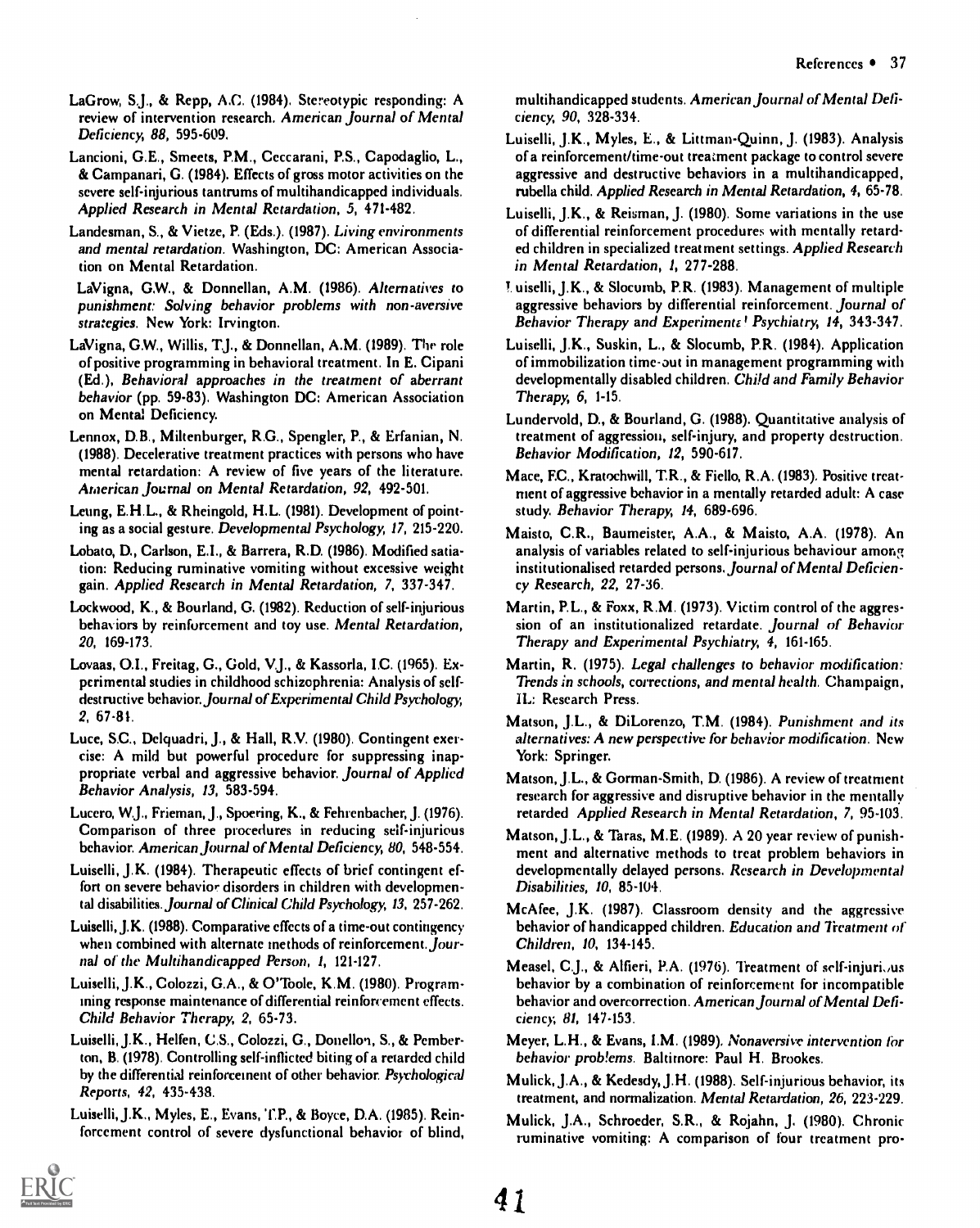LaGrow, S.J., & Repp, A.C. (1984). Stereotypic responding: A review of intervention research. *American Journal of Mental Deficiency, 88*, 595-609.

Lancioni, G.E., Smeets, P.M., Ceccarani, P.S., Capodaglio, L., & Campanari, G. (1984). Effects of gross motor activities on the severe self-injurious tantrums of multihandicapped individuals. *Applied Research in Mental Retardation, 5*, 471-482.

Landesman, S., & Vietze, P. (Eds.). (1987). *Living environments and mental retardation*. Washington, DC: American Association on Mental Retardation.

LaVigna, G.W., & Donnellan, A.M. (1986). *Alternatives to punishment: Solving behavior problems with non-aversive strategies*. New York: Irvington.

LaVigna, G.W., Willis, T.J., & Donnellan, A.M. (1989). The role of positive programming in behavioral treatment. In E. Cipani (Ed.), *Behavioral approaches in the treatment of aberrant behavior* (pp. 59-83). Washington DC: American Association on Mental Deficiency.

Lennox, D.B., Miltenburger, R.G., Spengler, P., & Erfanian, N. (1988). Decelerative treatment practices with persons who have mental retardation: A review of five years of the literature. *American Journal on Mental Retardation, 92*, 492-501.

Leung, E.H.L., & Rheingold, H.L. (1981). Development of pointing as a social gesture. *Developmental Psychology, 17*, 215-220.

Lobato, D., Carlson, E.I., & Barrera, R.D. (1986). Modified satiation: Reducing ruminative vomiting without excessive weight gain. *Applied Research in Mental Retardation, 7*, 337-347.

Lockwood, K., & Bourland, G. (1982). Reduction of self-injurious behaviors by reinforcement and toy use. *Mental Retardation, 20*, 169-173.

Lovaas, O.I., Freitag, G., Gold, V.J., & Kassorla, I.C. (1965). Experimental studies in childhood schizophrenia: Analysis of self-destructive behavior. *Journal of Experimental Child Psychology, 2*, 67-84.

Luce, S.C., Delquadri, J., & Hall, R.V. (1980). Contingent exercise: A mild but powerful procedure for suppressing inappropriate verbal and aggressive behavior. *Journal of Applied Behavior Analysis, 13*, 583-594.

Lucero, W.J., Frieman, J., Spoering, K., & Fehrenbacher, J. (1976). Comparison of three procedures in reducing self-injurious behavior. *American Journal of Mental Deficiency, 80*, 548-554.

Luiselli, J.K. (1984). Therapeutic effects of brief contingent effort on severe behavior disorders in children with developmental disabilities. *Journal of Clinical Child Psychology, 13*, 257-262.

Luiselli, J.K. (1988). Comparative effects of a time-out contingency when combined with alternate methods of reinforcement. *Journal of the Multihandicapped Person, 1*, 121-127.

Luiselli, J.K., Colozzi, G.A., & O'Toole, K.M. (1980). Programming response maintenance of differential reinforcement effects. *Child Behavior Therapy, 2*, 65-73.

Luiselli, J.K., Helfen, C.S., Colozzi, G., Donellon, S., & Pemberton, B. (1978). Controlling self-inflicted biting of a retarded child by the differential reinforcement of other behavior. *Psychological Reports, 42*, 435-438.

Luiselli, J.K., Myles, E., Evans, T.P., & Boyce, D.A. (1985). Reinforcement control of severe dysfunctional behavior of blind, multihandicapped students. *American Journal of Mental Deficiency, 90*, 328-334.

Luiselli, J.K., Myles, E., & Littman-Quinn, J. (1983). Analysis of a reinforcement/time-out treatment package to control severe aggressive and destructive behaviors in a multihandicapped, rubella child. *Applied Research in Mental Retardation, 4*, 65-78.

Luiselli, J.K., & Reisman, J. (1980). Some variations in the use of differential reinforcement procedures with mentally retarded children in specialized treatment settings. *Applied Research in Mental Retardation, 1*, 277-288.

Luiselli, J.K., & Slocumb, P.R. (1983). Management of multiple aggressive behaviors by differential reinforcement. *Journal of Behavior Therapy and Experimental Psychiatry, 14*, 343-347.

Luiselli, J.K., Suskin, L., & Slocumb, P.R. (1984). Application of immobilization time-out in management programming with developmentally disabled children. *Child and Family Behavior Therapy, 6*, 1-15.

Lundervold, D., & Bourland, G. (1988). Quantitative analysis of treatment of aggression, self-injury, and property destruction. *Behavior Modification, 12*, 590-617.

Mace, F.C., Kratochwill, T.R., & Fiello, R.A. (1983). Positive treatment of aggressive behavior in a mentally retarded adult: A case study. *Behavior Therapy, 14*, 689-696.

Maisto, C.R., Baumeister, A.A., & Maisto, A.A. (1978). An analysis of variables related to self-injurious behaviour among institutionalised retarded persons. *Journal of Mental Deficiency Research, 22*, 27-36.

Martin, P.L., & Foxx, R.M. (1973). Victim control of the aggression of an institutionalized retardate. *Journal of Behavior Therapy and Experimental Psychiatry, 4*, 161-165.

Martin, R. (1975). *Legal challenges to behavior modification: Trends in schools, corrections, and mental health*. Champaign, IL: Research Press.

Matson, J.L., & DiLorenzo, T.M. (1984). *Punishment and its alternatives: A new perspective for behavior modification*. New York: Springer.

Matson, J.L., & Gorman-Smith, D. (1986). A review of treatment research for aggressive and disruptive behavior in the mentally retarded *Applied Research in Mental Retardation, 7*, 95-103.

Matson, J.L., & Taras, M.E. (1989). A 20 year review of punishment and alternative methods to treat problem behaviors in developmentally delayed persons. *Research in Developmental Disabilities, 10*, 85-104.

McAfee, J.K. (1987). Classroom density and the aggressive behavior of handicapped children. *Education and Treatment of Children, 10*, 134-145.

Measel, C.J., & Alfieri, P.A. (1976). Treatment of self-injurious behavior by a combination of reinforcement for incompatible behavior and overcorrection. *American Journal of Mental Deficiency, 81*, 147-153.

Meyer, L.H., & Evans, I.M. (1989). *Nonaversive intervention for behavior problems*. Baltimore: Paul H. Brookes.

Mulick, J.A., & Kedesdy, J.H. (1988). Self-injurious behavior, its treatment, and normalization. *Mental Retardation, 26*, 223-229.

Mulick, J.A., Schroeder, S.R., & Rojahn, J. (1980). Chronic ruminative vomiting: A comparison of four treatment pro-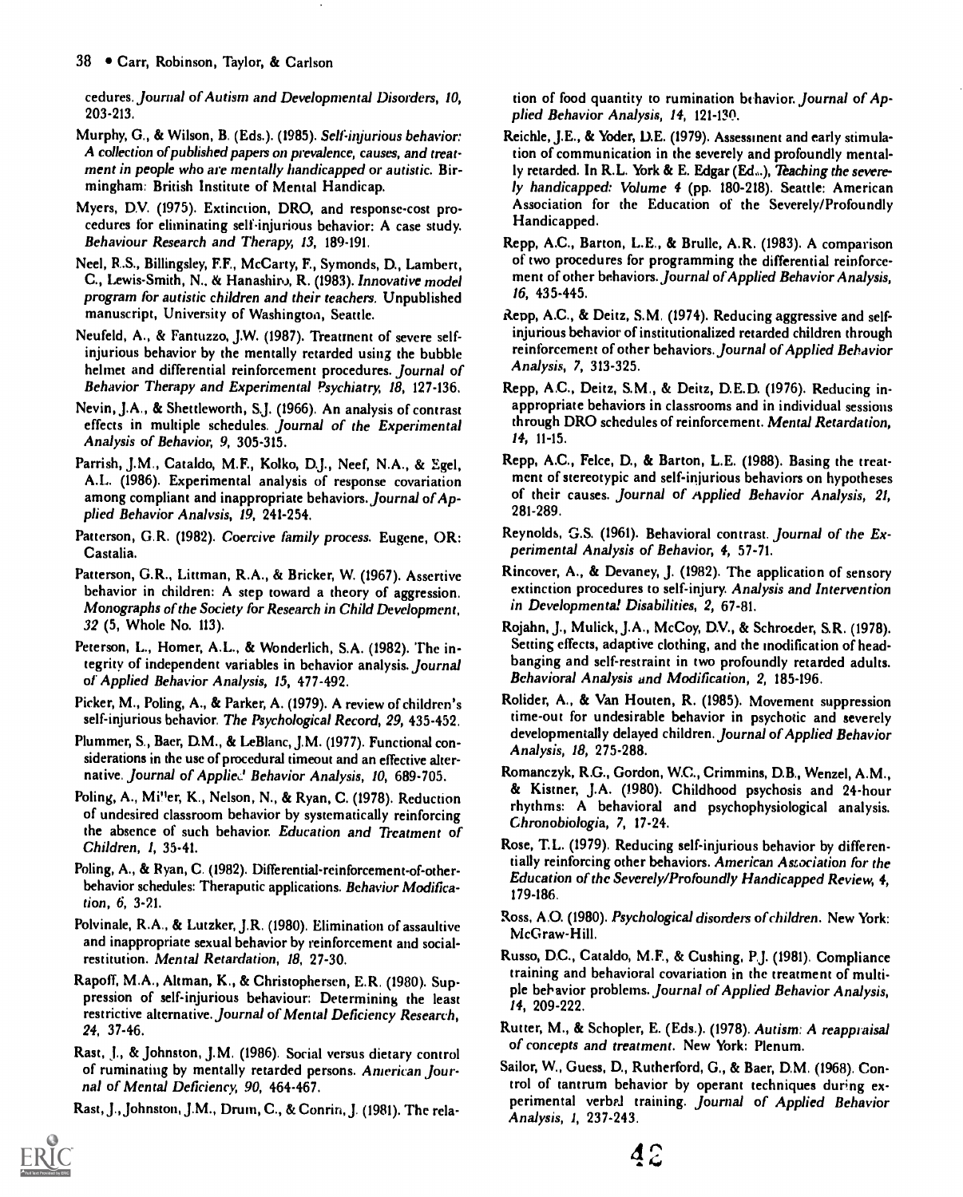cedures. *Journal of Autism and Developmental Disorders, 10,* 203-213.

Murphy, G., & Wilson, B. (Eds.). (1985). *Self-injurious behavior: A collection of published papers on prevalence, causes, and treatment in people who are mentally handicapped or autistic.* Birmingham: British Institute of Mental Handicap.

Myers, D.V. (1975). Extinction, DRO, and response-cost procedures for eliminating self-injurious behavior: A case study. *Behaviour Research and Therapy, 13,* 189-191.

Neel, R.S., Billingsley, F.F., McCarty, F., Symonds, D., Lambert, C., Lewis-Smith, N., & Hanashiro, R. (1983). *Innovative model program for autistic children and their teachers.* Unpublished manuscript, University of Washington, Seattle.

Neufeld, A., & Fantuzzo, J.W. (1987). Treatment of severe self-injurious behavior by the mentally retarded using the bubble helmet and differential reinforcement procedures. *Journal of Behavior Therapy and Experimental Psychiatry, 18,* 127-136.

Nevin, J.A., & Shettleworth, S.J. (1966). An analysis of contrast effects in multiple schedules. *Journal of the Experimental Analysis of Behavior, 9,* 305-315.

Parrish, J.M., Cataldo, M.F., Kolko, D.J., Neef, N.A., & Egel, A.L. (1986). Experimental analysis of response covariation among compliant and inappropriate behaviors. *Journal of Applied Behavior Analysis, 19,* 241-254.

Patterson, G.R. (1982). *Coercive family process.* Eugene, OR: Castalia.

Patterson, G.R., Littman, R.A., & Bricker, W. (1967). Assertive behavior in children: A step toward a theory of aggression. *Monographs of the Society for Research in Child Development, 32* (5, Whole No. 113).

Peterson, L., Homer, A.L., & Wonderlich, S.A. (1982). The integrity of independent variables in behavior analysis. *Journal of Applied Behavior Analysis, 15,* 477-492.

Picker, M., Poling, A., & Parker, A. (1979). A review of children's self-injurious behavior. *The Psychological Record, 29,* 435-452.

Plummer, S., Baer, D.M., & LeBlanc, J.M. (1977). Functional considerations in the use of procedural timeout and an effective alternative. *Journal of Applied Behavior Analysis, 10,* 689-705.

Poling, A., Miller, K., Nelson, N., & Ryan, C. (1978). Reduction of undesired classroom behavior by systematically reinforcing the absence of such behavior. *Education and Treatment of Children, 1,* 35-41.

Poling, A., & Ryan, C. (1982). Differential-reinforcement-of-other-behavior schedules: Theraputic applications. *Behavior Modification, 6,* 3-21.

Polvinale, R.A., & Lutzker, J.R. (1980). Elimination of assaultive and inappropriate sexual behavior by reinforcement and social-restitution. *Mental Retardation, 18,* 27-30.

Rapoff, M.A., Altman, K., & Christophersen, E.R. (1980). Suppression of self-injurious behaviour: Determining the least restrictive alternative. *Journal of Mental Deficiency Research, 24,* 37-46.

Rast, J., & Johnston, J.M. (1986). Social versus dietary control of ruminating by mentally retarded persons. *American Journal of Mental Deficiency, 90,* 464-467.

Rast, J., Johnston, J.M., Drum, C., & Conrin, J. (1981). The relation of food quantity to rumination behavior. *Journal of Applied Behavior Analysis, 14,* 121-130.

Reichle, J.E., & Yoder, D.E. (1979). Assessment and early stimulation of communication in the severely and profoundly mentally retarded. In R.L. York & E. Edgar (Eds.), *Teaching the severely handicapped: Volume 4* (pp. 180-218). Seattle: American Association for the Education of the Severely/Profoundly Handicapped.

Repp, A.C., Barton, L.E., & Brulle, A.R. (1983). A comparison of two procedures for programming the differential reinforcement of other behaviors. *Journal of Applied Behavior Analysis, 16,* 435-445.

Repp, A.C., & Deitz, S.M. (1974). Reducing aggressive and self-injurious behavior of institutionalized retarded children through reinforcement of other behaviors. *Journal of Applied Behavior Analysis, 7,* 313-325.

Repp, A.C., Deitz, S.M., & Deitz, D.E.D. (1976). Reducing inappropriate behaviors in classrooms and in individual sessions through DRO schedules of reinforcement. *Mental Retardation, 14,* 11-15.

Repp, A.C., Felce, D., & Barton, L.E. (1988). Basing the treatment of stereotypic and self-injurious behaviors on hypotheses of their causes. *Journal of Applied Behavior Analysis, 21,* 281-289.

Reynolds, G.S. (1961). Behavioral contrast. *Journal of the Experimental Analysis of Behavior, 4,* 57-71.

Rincover, A., & Devaney, J. (1982). The application of sensory extinction procedures to self-injury. *Analysis and Intervention in Developmental Disabilities, 2,* 67-81.

Rojahn, J., Mulick, J.A., McCoy, D.V., & Schroeder, S.R. (1978). Setting effects, adaptive clothing, and the modification of head-banging and self-restraint in two profoundly retarded adults. *Behavioral Analysis and Modification, 2,* 185-196.

Rolider, A., & Van Houten, R. (1985). Movement suppression time-out for undesirable behavior in psychotic and severely developmentally delayed children. *Journal of Applied Behavior Analysis, 18,* 275-288.

Romanczyk, R.G., Gordon, W.C., Crimmins, D.B., Wenzel, A.M., & Kistner, J.A. (1980). Childhood psychosis and 24-hour rhythms: A behavioral and psychophysiological analysis. *Chronobiologia, 7,* 17-24.

Rose, T.L. (1979). Reducing self-injurious behavior by differentially reinforcing other behaviors. *American Association for the Education of the Severely/Profoundly Handicapped Review, 4,* 179-186.

Ross, A.O. (1980). *Psychological disorders of children.* New York: McGraw-Hill.

Russo, D.C., Cataldo, M.F., & Cushing, P.J. (1981). Compliance training and behavioral covariation in the treatment of multiple behavior problems. *Journal of Applied Behavior Analysis, 14,* 209-222.

Rutter, M., & Schopler, E. (Eds.). (1978). *Autism: A reappraisal of concepts and treatment.* New York: Plenum.

Sailor, W., Guess, D., Rutherford, G., & Baer, D.M. (1968). Control of tantrum behavior by operant techniques during experimental verbal training. *Journal of Applied Behavior Analysis, 1,* 237-243.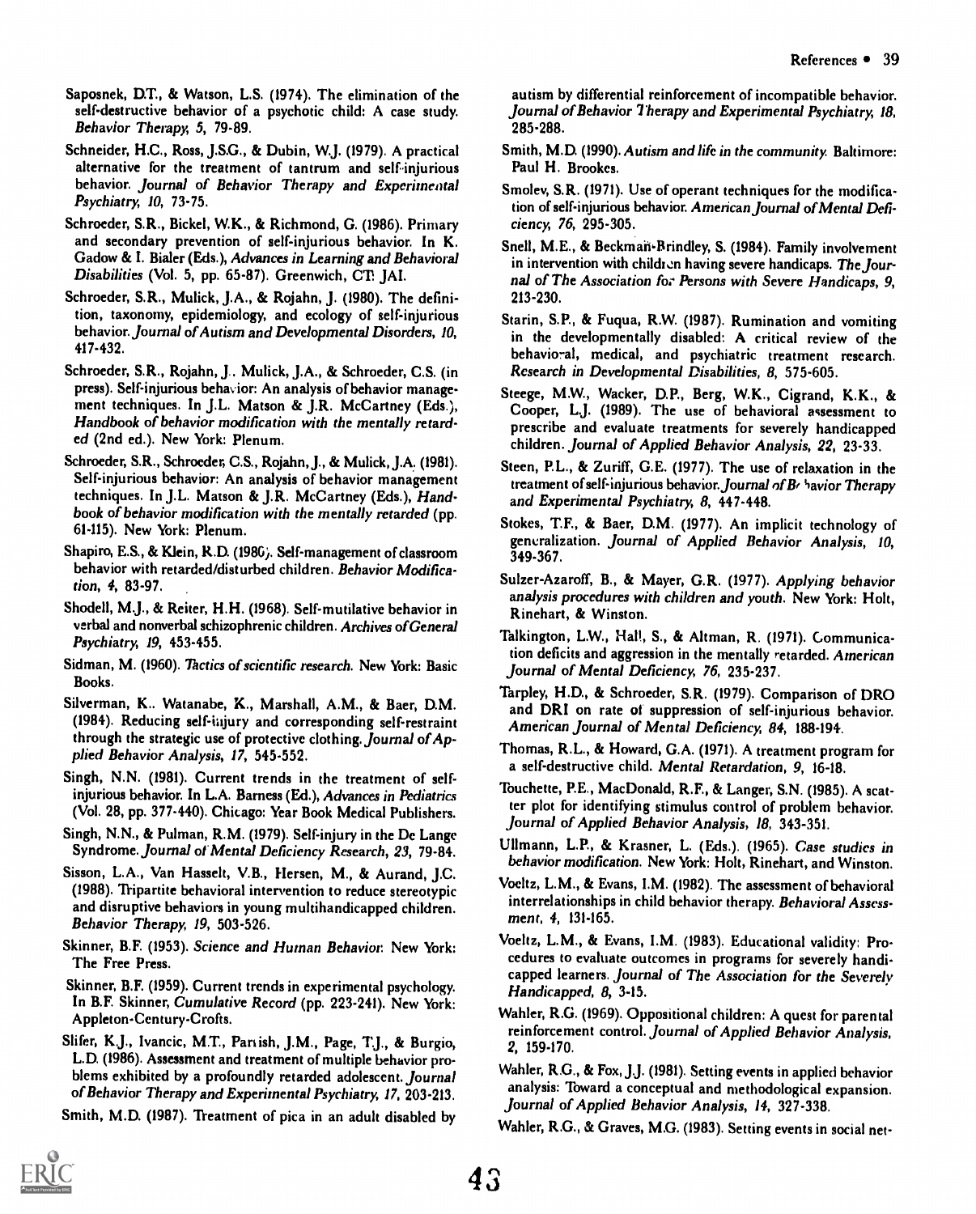Saposnek, D.T., & Watson, L.S. (1974). The elimination of the self-destructive behavior of a psychotic child: A case study. *Behavior Therapy, 5,* 79-89.

Schneider, H.C., Ross, J.S.G., & Dubin, W.J. (1979). A practical alternative for the treatment of tantrum and self-injurious behavior. *Journal of Behavior Therapy and Experimental Psychiatry, 10,* 73-75.

Schroeder, S.R., Bickel, W.K., & Richmond, G. (1986). Primary and secondary prevention of self-injurious behavior. In K. Gadow & I. Bialer (Eds.), *Advances in Learning and Behavioral Disabilities* (Vol. 5, pp. 65-87). Greenwich, CT: JAI.

Schroeder, S.R., Mulick, J.A., & Rojahn, J. (1980). The definition, taxonomy, epidemiology, and ecology of self-injurious behavior. *Journal of Autism and Developmental Disorders, 10,* 417-432.

Schroeder, S.R., Rojahn, J., Mulick, J.A., & Schroeder, C.S. (in press). Self-injurious behavior: An analysis of behavior management techniques. In J.L. Matson & J.R. McCartney (Eds.), *Handbook of behavior modification with the mentally retarded* (2nd ed.). New York: Plenum.

Schroeder, S.R., Schroeder, C.S., Rojahn, J., & Mulick, J.A. (1981). Self-injurious behavior: An analysis of behavior management techniques. In J.L. Matson & J.R. McCartney (Eds.), *Handbook of behavior modification with the mentally retarded* (pp. 61-115). New York: Plenum.

Shapiro, E.S., & Klein, R.D. (1980). Self-management of classroom behavior with retarded/disturbed children. *Behavior Modification, 4,* 83-97.

Shodell, M.J., & Reiter, H.H. (1968). Self-mutilative behavior in verbal and nonverbal schizophrenic children. *Archives of General Psychiatry, 19,* 453-455.

Sidman, M. (1960). *Tactics of scientific research.* New York: Basic Books.

Silverman, K., Watanabe, K., Marshall, A.M., & Baer, D.M. (1984). Reducing self-injury and corresponding self-restraint through the strategic use of protective clothing. *Journal of Applied Behavior Analysis, 17,* 545-552.

Singh, N.N. (1981). Current trends in the treatment of self-injurious behavior. In L.A. Barness (Ed.), *Advances in Pediatrics* (Vol. 28, pp. 377-440). Chicago: Year Book Medical Publishers.

Singh, N.N., & Pulman, R.M. (1979). Self-injury in the De Lange Syndrome. *Journal of Mental Deficiency Research, 23,* 79-84.

Sisson, L.A., Van Hasselt, V.B., Hersen, M., & Aurand, J.C. (1988). Tripartite behavioral intervention to reduce stereotypic and disruptive behaviors in young multihandicapped children. *Behavior Therapy, 19,* 503-526.

Skinner, B.F. (1953). *Science and Human Behavior.* New York: The Free Press.

Skinner, B.F. (1959). Current trends in experimental psychology. In B.F. Skinner, *Cumulative Record* (pp. 223-241). New York: Appleton-Century-Crofts.

Slifer, K.J., Ivancic, M.T., Parrish, J.M., Page, T.J., & Burgio, L.D. (1986). Assessment and treatment of multiple behavior problems exhibited by a profoundly retarded adolescent. *Journal of Behavior Therapy and Experimental Psychiatry, 17,* 203-213.

Smith, M.D. (1987). Treatment of pica in an adult disabled by autism by differential reinforcement of incompatible behavior. *Journal of Behavior Therapy and Experimental Psychiatry, 18,* 285-288.

Smith, M.D. (1990). *Autism and life in the community.* Baltimore: Paul H. Brookes.

Smolev, S.R. (1971). Use of operant techniques for the modification of self-injurious behavior. *American Journal of Mental Deficiency, 76,* 295-305.

Snell, M.E., & Beckman-Brindley, S. (1984). Family involvement in intervention with children having severe handicaps. *The Journal of The Association for Persons with Severe Handicaps, 9,* 213-230.

Starin, S.P., & Fuqua, R.W. (1987). Rumination and vomiting in the developmentally disabled: A critical review of the behavioral, medical, and psychiatric treatment research. *Research in Developmental Disabilities, 8,* 575-605.

Steege, M.W., Wacker, D.P., Berg, W.K., Cigrand, K.K., & Cooper, L.J. (1989). The use of behavioral assessment to prescribe and evaluate treatments for severely handicapped children. *Journal of Applied Behavior Analysis, 22,* 23-33.

Steen, P.L., & Zuriff, G.E. (1977). The use of relaxation in the treatment of self-injurious behavior. *Journal of Behavior Therapy and Experimental Psychiatry, 8,* 447-448.

Stokes, T.F., & Baer, D.M. (1977). An implicit technology of generalization. *Journal of Applied Behavior Analysis, 10,* 349-367.

Sulzer-Azaroff, B., & Mayer, G.R. (1977). *Applying behavior analysis procedures with children and youth.* New York: Holt, Rinehart, & Winston.

Talkington, L.W., Hall, S., & Altman, R. (1971). Communication deficits and aggression in the mentally retarded. *American Journal of Mental Deficiency, 76,* 235-237.

Tarpley, H.D., & Schroeder, S.R. (1979). Comparison of DRO and DRI on rate of suppression of self-injurious behavior. *American Journal of Mental Deficiency, 84,* 188-194.

Thomas, R.L., & Howard, G.A. (1971). A treatment program for a self-destructive child. *Mental Retardation, 9,* 16-18.

Touchette, P.E., MacDonald, R.F., & Langer, S.N. (1985). A scatter plot for identifying stimulus control of problem behavior. *Journal of Applied Behavior Analysis, 18,* 343-351.

Ullmann, L.P., & Krasner, L. (Eds.). (1965). *Case studies in behavior modification.* New York: Holt, Rinehart, and Winston.

Voeltz, L.M., & Evans, I.M. (1982). The assessment of behavioral interrelationships in child behavior therapy. *Behavioral Assessment, 4,* 131-165.

Voeltz, L.M., & Evans, I.M. (1983). Educational validity: Procedures to evaluate outcomes in programs for severely handicapped learners. *Journal of The Association for the Severely Handicapped, 8,* 3-15.

Wahler, R.G. (1969). Oppositional children: A quest for parental reinforcement control. *Journal of Applied Behavior Analysis, 2,* 159-170.

Wahler, R.G., & Fox, J.J. (1981). Setting events in applied behavior analysis: Toward a conceptual and methodological expansion. *Journal of Applied Behavior Analysis, 14,* 327-338.

Wahler, R.G., & Graves, M.G. (1983). Setting events in social net-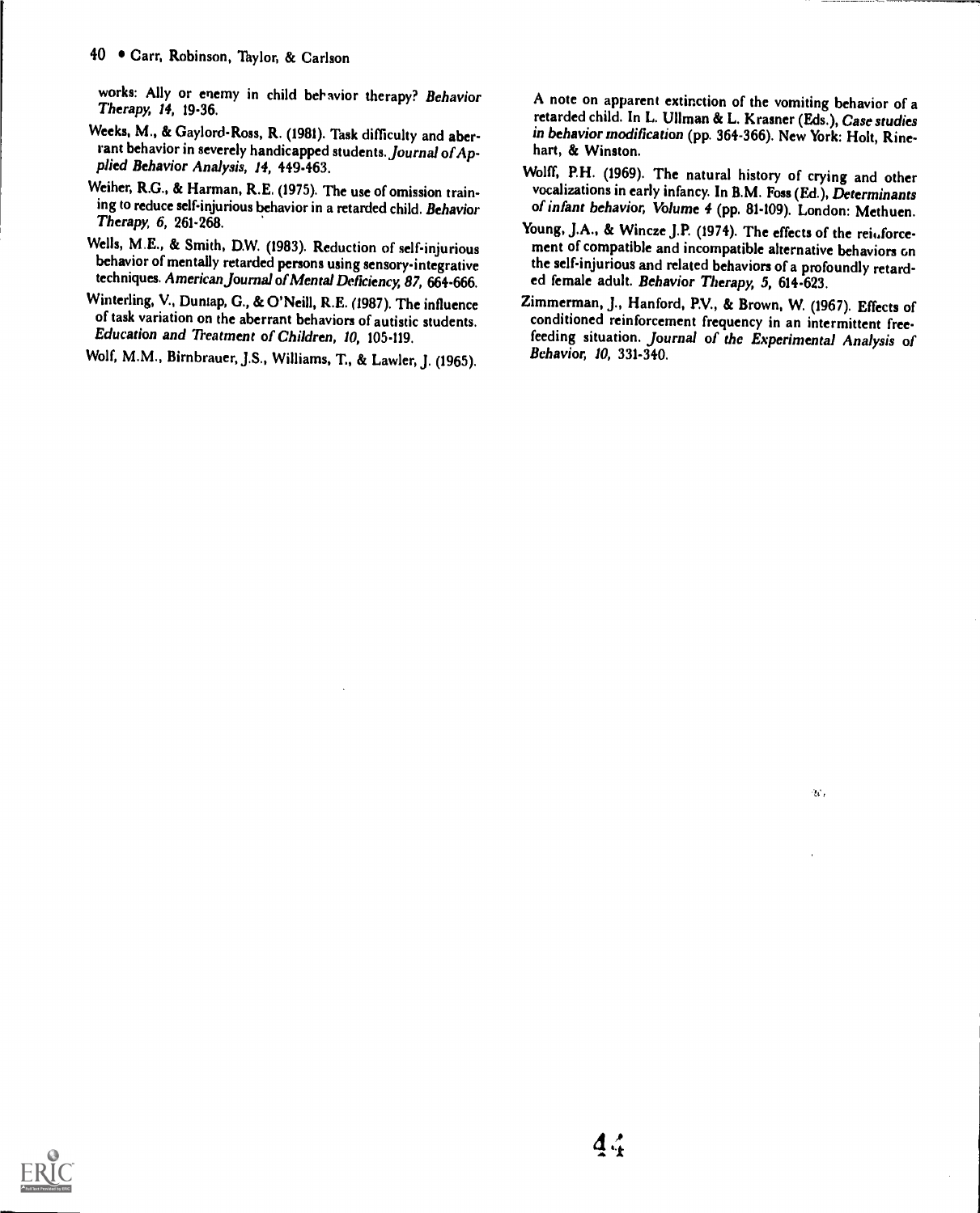works: Ally or enemy in child behavior therapy? *Behavior Therapy, 14*, 19-36.

Weeks, M., & Gaylord-Ross, R. (1981). Task difficulty and aberrant behavior in severely handicapped students. *Journal of Applied Behavior Analysis, 14*, 449-463.

Weiher, R.G., & Harman, R.E. (1975). The use of omission training to reduce self-injurious behavior in a retarded child. *Behavior Therapy, 6*, 261-268.

Wells, M.E., & Smith, D.W. (1983). Reduction of self-injurious behavior of mentally retarded persons using sensory-integrative techniques. *American Journal of Mental Deficiency, 87*, 664-666.

Winterling, V., Dunlap, G., & O'Neill, R.E. (1987). The influence of task variation on the aberrant behaviors of autistic students. *Education and Treatment of Children, 10*, 105-119.

Wolf, M.M., Birnbrauer, J.S., Williams, T., & Lawler, J. (1965). A note on apparent extinction of the vomiting behavior of a retarded child. In L. Ullman & L. Krasner (Eds.), *Case studies in behavior modification* (pp. 364-366). New York: Holt, Rinehart, & Winston.

Wolff, P.H. (1969). The natural history of crying and other vocalizations in early infancy. In B.M. Foss (Ed.), *Determinants of infant behavior, Volume 4* (pp. 81-109). London: Methuen.

Young, J.A., & Wincze J.P. (1974). The effects of the reinforcement of compatible and incompatible alternative behaviors on the self-injurious and related behaviors of a profoundly retarded female adult. *Behavior Therapy, 5*, 614-623.

Zimmerman, J., Hanford, P.V., & Brown, W. (1967). Effects of conditioned reinforcement frequency in an intermittent free-feeding situation. *Journal of the Experimental Analysis of Behavior, 10*, 331-340.